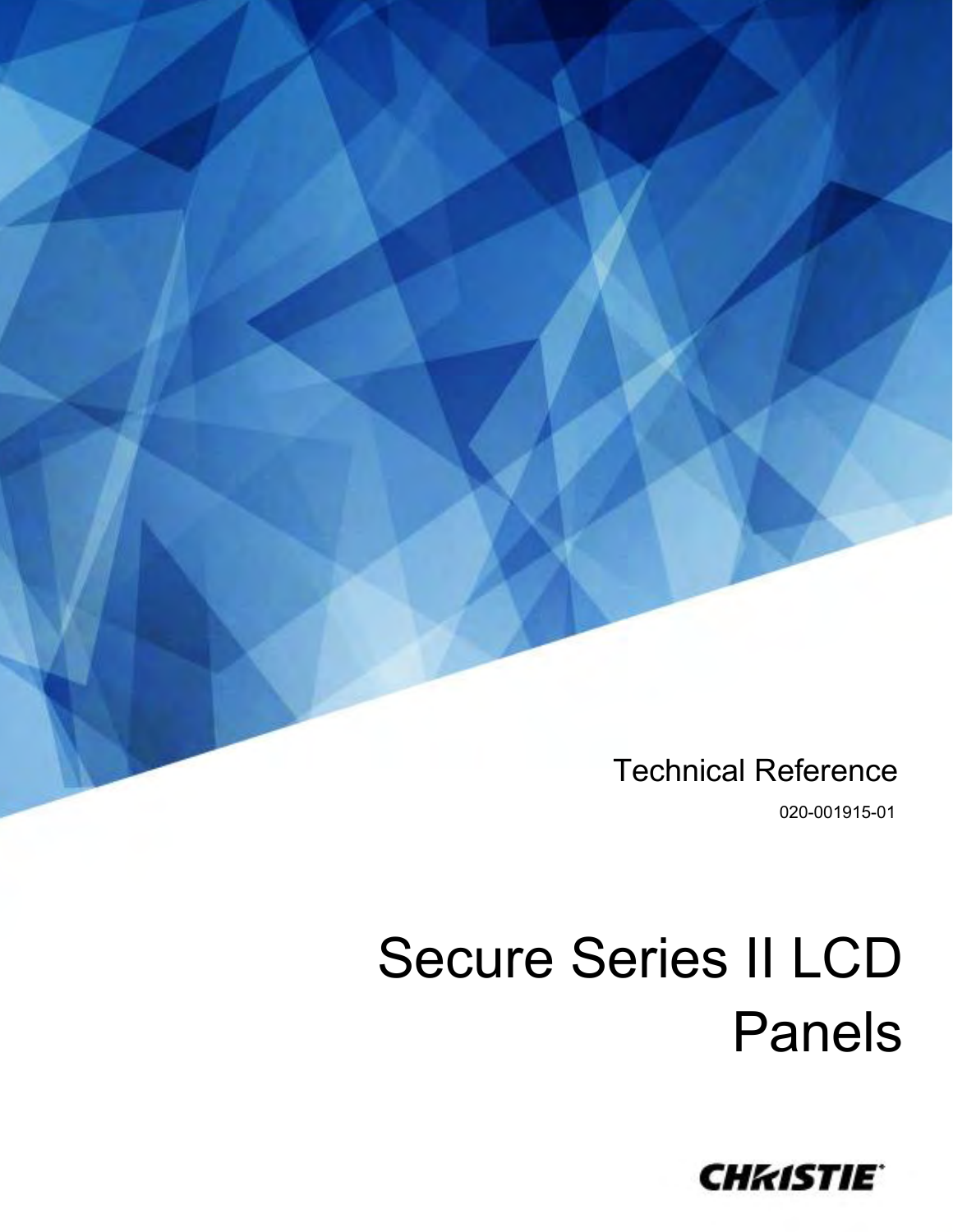Technical Reference

020-001915-01

# Secure Series II LCD Panels

CHRISTIE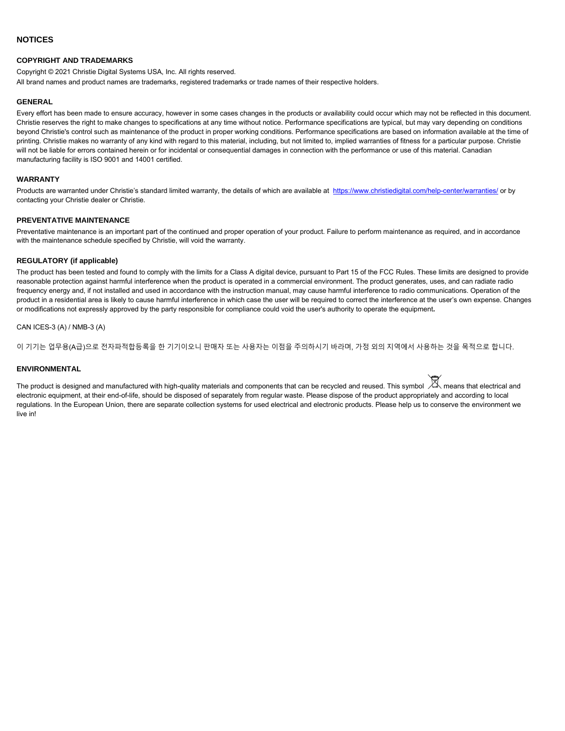# NOTICES

## COPYRIGHT AND TRADEMARKS

Copyright © 2021 Christie Digital Systems USA, Inc. All rights reserved.

All brand names and product names are trademarks, registered trademarks or trade names of their respective holders.

## GENERAL

Every effort has been made to ensure accuracy, however in some cases changes in the products or availability could occur which may not be reflected in this document. Christie reserves the right to make changes to specifications at any time without notice. Performance specifications are typical, but may vary depending on conditions beyond Christie's control such as maintenance of the product in proper working conditions. Performance specifications are based on information available at the time of printing. Christie makes no warranty of any kind with regard to this material, including, but not limited to, implied warranties of fitness for a particular purpose. Christie will not be liable for errors contained herein or for incidental or consequential damages in connection with the performance or use of this material. Canadian manufacturing facility is ISO 9001 and 14001 certified.

## WARRANTY

Products are warranted under Christie's standard limited warranty, the details of which are available at https://www.christiedigital.com/help-center/warranties/ or by contacting your Christie dealer or Christie.

## PREVENTATIVE MAINTENANCE

Preventative maintenance is an important part of the continued and proper operation of your product. Failure to perform maintenance as required, and in accordance with the maintenance schedule specified by Christie, will void the warranty.

## REGULATORY (if applicable)

The product has been tested and found to comply with the limits for a Class A digital device, pursuant to Part 15 of the FCC Rules. These limits are designed to provide reasonable protection against harmful interference when the product is operated in a commercial environment. The product generates, uses, and can radiate radio frequency energy and, if not installed and used in accordance with the instruction manual, may cause harmful interference to radio communications. Operation of the product in a residential area is likely to cause harmful interference in which case the user will be required to correct the interference at the user's own expense. Changes or modifications not expressly approved by the party responsible for compliance could void the user's authority to operate the equipment**.**

CAN ICES-3 (A) / NMB-3 (A)

이 기기는 업무용(A급)으로 전자파적합등록을 한 기기이오니 판매자 또는 사용자는 이점을 주의하시기 바라며, 가정 외의 지역에서 사용하는 것을 목적으로 합니다.

## ENVIRONMENTAL

The product is designed and manufactured with high-quality materials and components that can be recycled and reused. This symbol means that electrical and electronic equipment, at their end-of-life, should be disposed of separately from regular waste. Please dispose of the product appropriately and according to local regulations. In the European Union, there are separate collection systems for used electrical and electronic products. Please help us to conserve the environment we live in!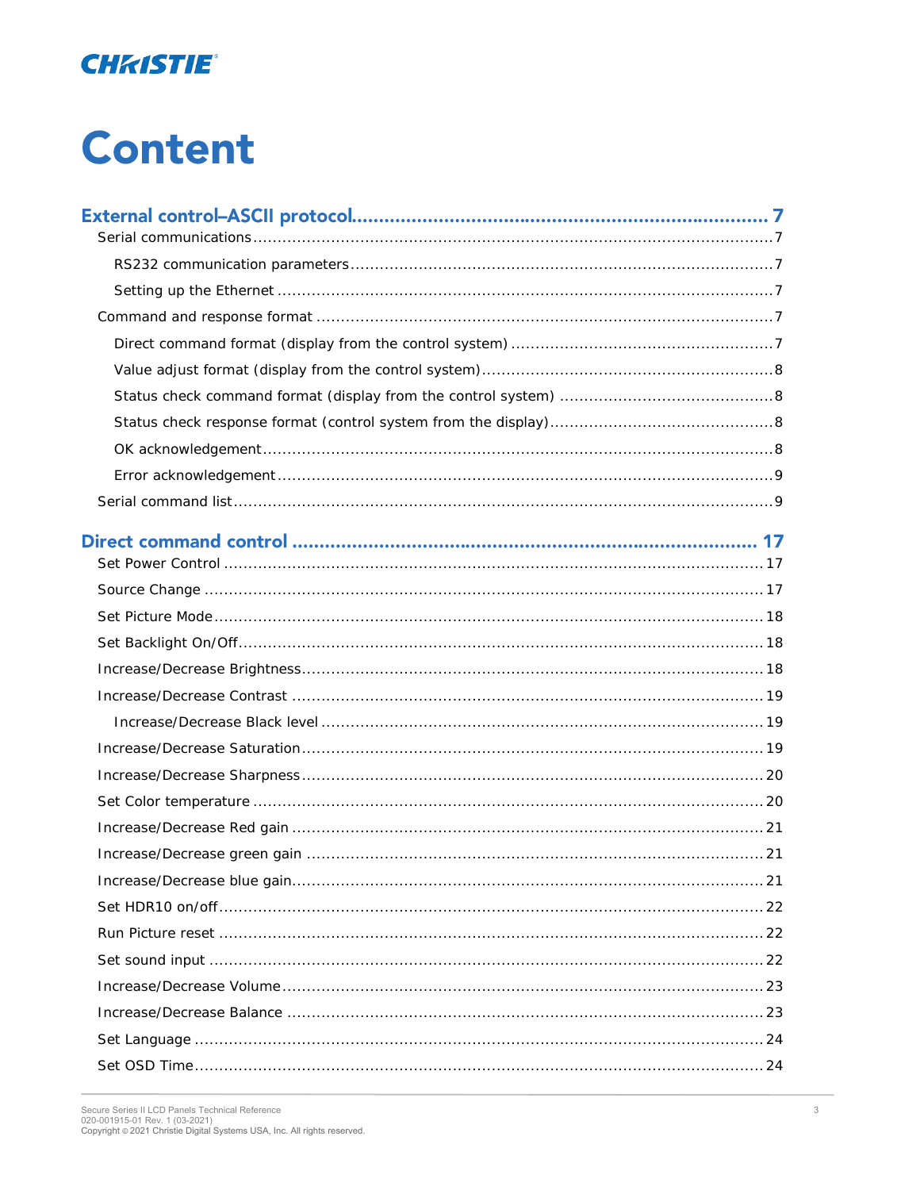# Content

**External control–ASCII protocol** ........................................................................ 7

- Serial communications ........................................................................ 7
  - RS232 communication parameters ........................................................................ 7
  - Setting up the Ethernet ........................................................................ 7
- Command and response format ........................................................................ 7
  - Direct command format (display from the control system) ........................................................................ 7
  - Value adjust format (display from the control system) ........................................................................ 8
  - Status check command format (display from the control system) ........................................................................ 8
  - Status check response format (control system from the display) ........................................................................ 8
  - OK acknowledgement ........................................................................ 8
  - Error acknowledgement ........................................................................ 9
- Serial command list ........................................................................ 9

**Direct command control** ........................................................................ 17

- Set Power Control ........................................................................ 17
- Source Change ........................................................................ 17
- Set Picture Mode ........................................................................ 18
- Set Backlight On/Off ........................................................................ 18
- Increase/Decrease Brightness ........................................................................ 18
- Increase/Decrease Contrast ........................................................................ 19
  - Increase/Decrease Black level ........................................................................ 19
- Increase/Decrease Saturation ........................................................................ 19
- Increase/Decrease Sharpness ........................................................................ 20
- Set Color temperature ........................................................................ 20
- Increase/Decrease Red gain ........................................................................ 21
- Increase/Decrease green gain ........................................................................ 21
- Increase/Decrease blue gain ........................................................................ 21
- Set HDR10 on/off ........................................................................ 22
- Run Picture reset ........................................................................ 22
- Set sound input ........................................................................ 22
- Increase/Decrease Volume ........................................................................ 23
- Increase/Decrease Balance ........................................................................ 23
- Set Language ........................................................................ 24
- Set OSD Time ........................................................................ 24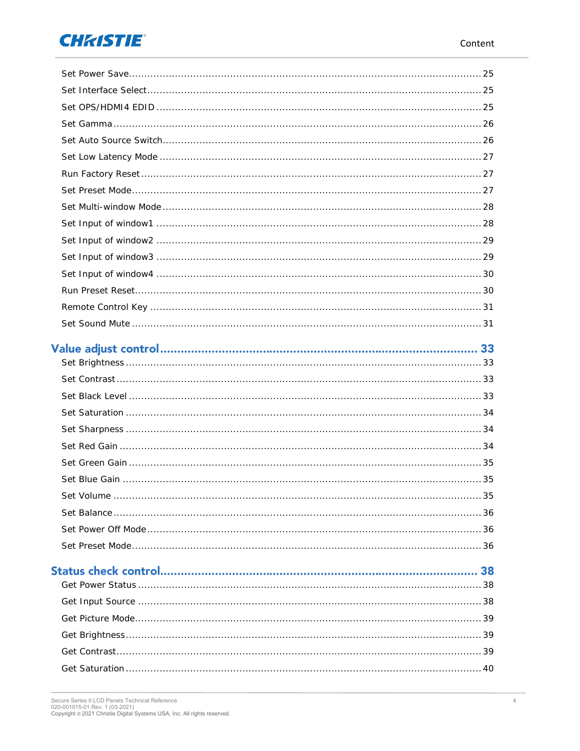- Set Power Save ........ 25
- Set Interface Select ........ 25
- Set OPS/HDMI4 EDID ........ 25
- Set Gamma ........ 26
- Set Auto Source Switch ........ 26
- Set Low Latency Mode ........ 27
- Run Factory Reset ........ 27
- Set Preset Mode ........ 27
- Set Multi-window Mode ........ 28
- Set Input of window1 ........ 28
- Set Input of window2 ........ 29
- Set Input of window3 ........ 29
- Set Input of window4 ........ 30
- Run Preset Reset ........ 30
- Remote Control Key ........ 31
- Set Sound Mute ........ 31

## Value adjust control ........ 33

- Set Brightness ........ 33
- Set Contrast ........ 33
- Set Black Level ........ 33
- Set Saturation ........ 34
- Set Sharpness ........ 34
- Set Red Gain ........ 34
- Set Green Gain ........ 35
- Set Blue Gain ........ 35
- Set Volume ........ 35
- Set Balance ........ 36
- Set Power Off Mode ........ 36
- Set Preset Mode ........ 36

## Status check control ........ 38

- Get Power Status ........ 38
- Get Input Source ........ 38
- Get Picture Mode ........ 39
- Get Brightness ........ 39
- Get Contrast ........ 39
- Get Saturation ........ 40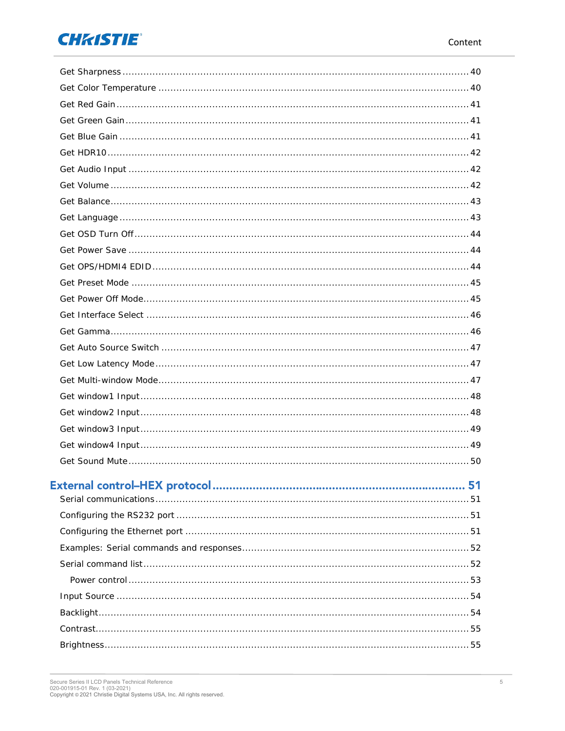Get Sharpness ........ 40

Get Color Temperature ........ 40

Get Red Gain ........ 41

Get Green Gain ........ 41

Get Blue Gain ........ 41

Get HDR10 ........ 42

Get Audio Input ........ 42

Get Volume ........ 42

Get Balance ........ 43

Get Language ........ 43

Get OSD Turn Off ........ 44

Get Power Save ........ 44

Get OPS/HDMI4 EDID ........ 44

Get Preset Mode ........ 45

Get Power Off Mode ........ 45

Get Interface Select ........ 46

Get Gamma ........ 46

Get Auto Source Switch ........ 47

Get Low Latency Mode ........ 47

Get Multi-window Mode ........ 47

Get window1 Input ........ 48

Get window2 Input ........ 48

Get window3 Input ........ 49

Get window4 Input ........ 49

Get Sound Mute ........ 50

**External control–HEX protocol ........ 51**

Serial communications ........ 51

Configuring the RS232 port ........ 51

Configuring the Ethernet port ........ 51

Examples: Serial commands and responses ........ 52

Serial command list ........ 52

Power control ........ 53

Input Source ........ 54

Backlight ........ 54

Contrast ........ 55

Brightness ........ 55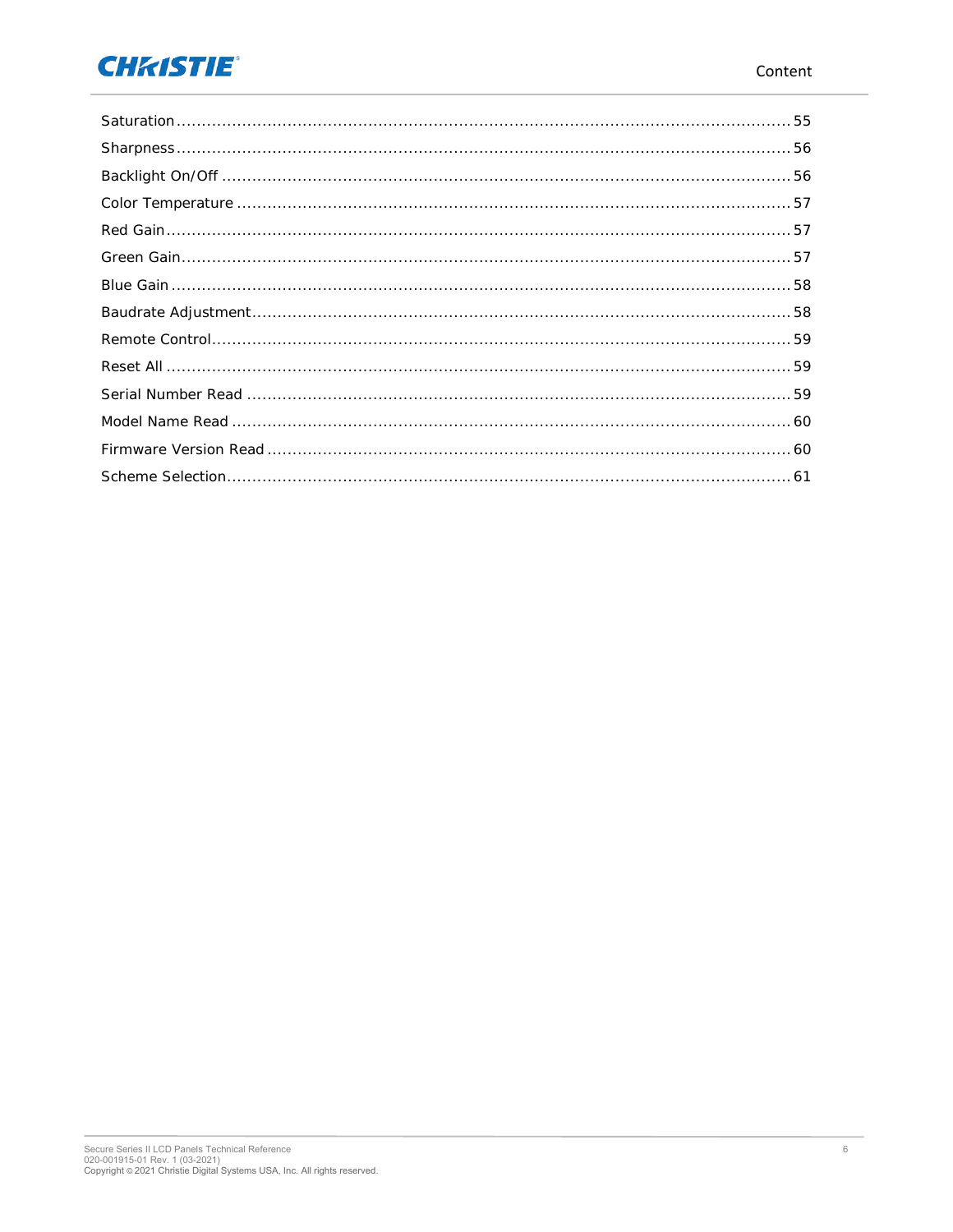Saturation ........................................................ 55

Sharpness ........................................................ 56

Backlight On/Off ........................................................ 56

Color Temperature ........................................................ 57

Red Gain ........................................................ 57

Green Gain ........................................................ 57

Blue Gain ........................................................ 58

Baudrate Adjustment ........................................................ 58

Remote Control ........................................................ 59

Reset All ........................................................ 59

Serial Number Read ........................................................ 59

Model Name Read ........................................................ 60

Firmware Version Read ........................................................ 60

Scheme Selection ........................................................ 61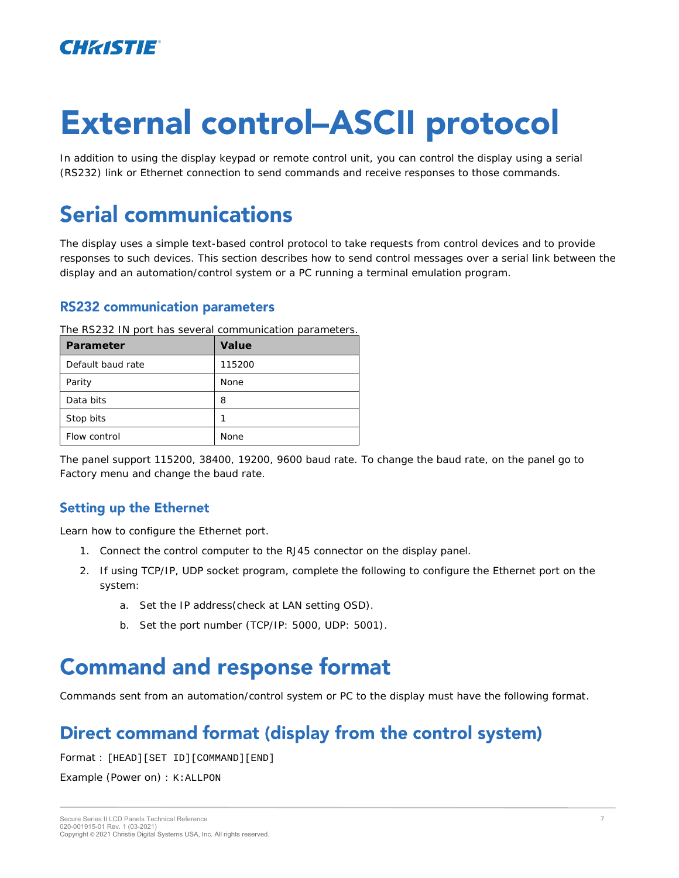# External control–ASCII protocol

In addition to using the display keypad or remote control unit, you can control the display using a serial (RS232) link or Ethernet connection to send commands and receive responses to those commands.

## Serial communications

The display uses a simple text-based control protocol to take requests from control devices and to provide responses to such devices. This section describes how to send control messages over a serial link between the display and an automation/control system or a PC running a terminal emulation program.

### RS232 communication parameters

The RS232 IN port has several communication parameters.

| Parameter | Value |
|---|---|
| Default baud rate | 115200 |
| Parity | None |
| Data bits | 8 |
| Stop bits | 1 |
| Flow control | None |

The panel support 115200, 38400, 19200, 9600 baud rate. To change the baud rate, on the panel go to Factory menu and change the baud rate.

### Setting up the Ethernet

Learn how to configure the Ethernet port.

1. Connect the control computer to the RJ45 connector on the display panel.
2. If using TCP/IP, UDP socket program, complete the following to configure the Ethernet port on the system:
    a. Set the IP address(check at LAN setting OSD).
    b. Set the port number (TCP/IP: 5000, UDP: 5001).

## Command and response format

Commands sent from an automation/control system or PC to the display must have the following format.

## Direct command format (display from the control system)

Format : `[HEAD][SET ID][COMMAND][END]`

Example (Power on) : `K:ALLPON`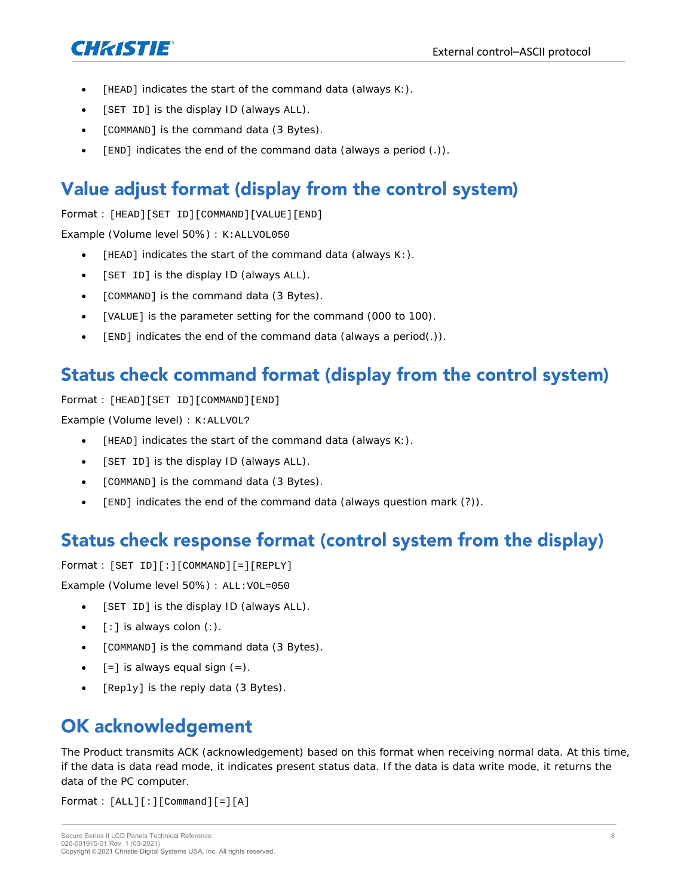- [HEAD] indicates the start of the command data (always K:).
- [SET ID] is the display ID (always ALL).
- [COMMAND] is the command data (3 Bytes).
- [END] indicates the end of the command data (always a period (.)).

## Value adjust format (display from the control system)

Format : [HEAD][SET ID][COMMAND][VALUE][END]

Example (Volume level 50%) : K:ALLVOL050

- [HEAD] indicates the start of the command data (always K:).
- [SET ID] is the display ID (always ALL).
- [COMMAND] is the command data (3 Bytes).
- [VALUE] is the parameter setting for the command (000 to 100).
- [END] indicates the end of the command data (always a period(.)).

## Status check command format (display from the control system)

Format : [HEAD][SET ID][COMMAND][END]

Example (Volume level) : K:ALLVOL?

- [HEAD] indicates the start of the command data (always K:).
- [SET ID] is the display ID (always ALL).
- [COMMAND] is the command data (3 Bytes).
- [END] indicates the end of the command data (always question mark (?)).

## Status check response format (control system from the display)

Format : [SET ID][:][COMMAND][=][REPLY]

Example (Volume level 50%) : ALL:VOL=050

- [SET ID] is the display ID (always ALL).
- [:] is always colon (:).
- [COMMAND] is the command data (3 Bytes).
- [=] is always equal sign (=).
- [Reply] is the reply data (3 Bytes).

## OK acknowledgement

The Product transmits ACK (acknowledgement) based on this format when receiving normal data. At this time, if the data is data read mode, it indicates present status data. If the data is data write mode, it returns the data of the PC computer.

Format : [ALL][:][Command][=][A]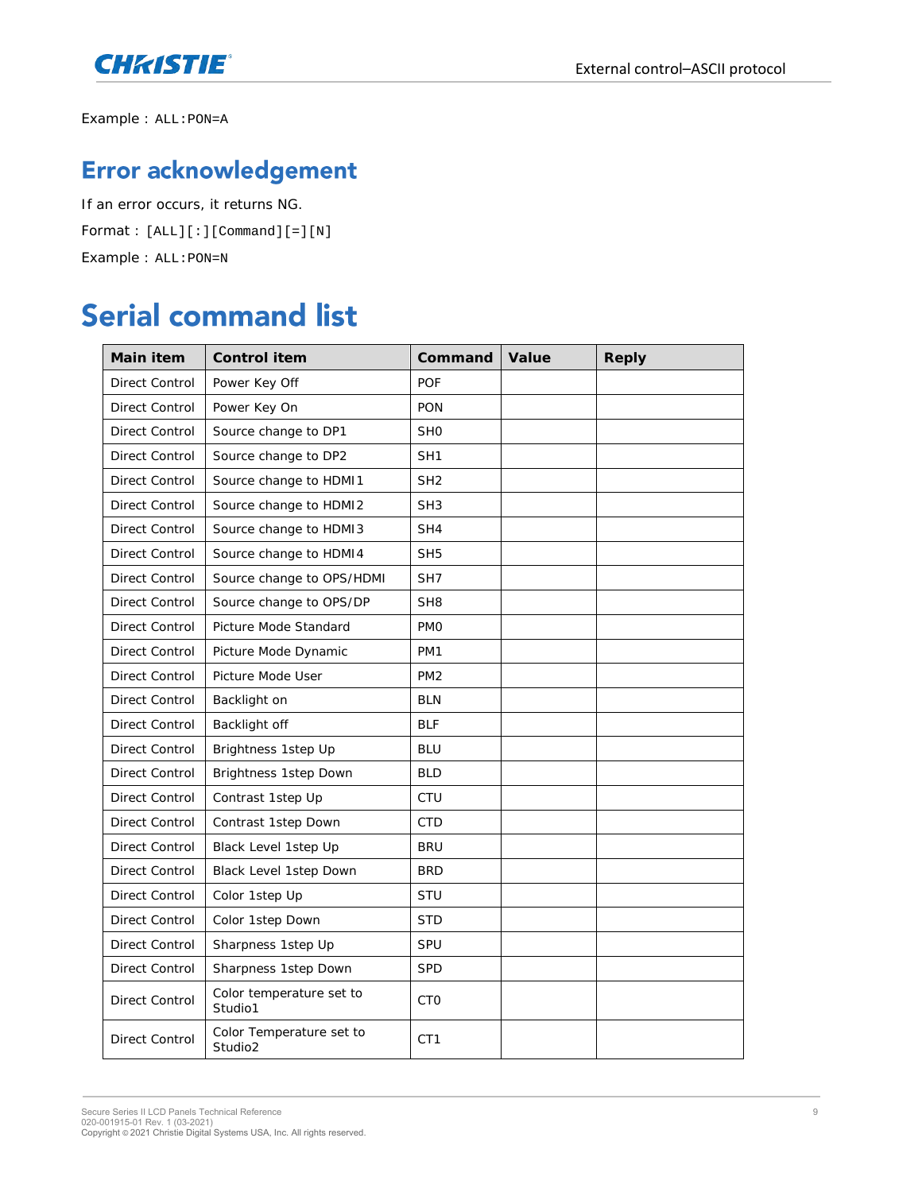Example : ALL:PON=A

## Error acknowledgement

If an error occurs, it returns NG.

Format : [ALL][:][Command][=][N]

Example : ALL:PON=N

# Serial command list

| Main item | Control item | Command | Value | Reply |
|---|---|---|---|---|
| Direct Control | Power Key Off | POF | | |
| Direct Control | Power Key On | PON | | |
| Direct Control | Source change to DP1 | SH0 | | |
| Direct Control | Source change to DP2 | SH1 | | |
| Direct Control | Source change to HDMI1 | SH2 | | |
| Direct Control | Source change to HDMI2 | SH3 | | |
| Direct Control | Source change to HDMI3 | SH4 | | |
| Direct Control | Source change to HDMI4 | SH5 | | |
| Direct Control | Source change to OPS/HDMI | SH7 | | |
| Direct Control | Source change to OPS/DP | SH8 | | |
| Direct Control | Picture Mode Standard | PM0 | | |
| Direct Control | Picture Mode Dynamic | PM1 | | |
| Direct Control | Picture Mode User | PM2 | | |
| Direct Control | Backlight on | BLN | | |
| Direct Control | Backlight off | BLF | | |
| Direct Control | Brightness 1step Up | BLU | | |
| Direct Control | Brightness 1step Down | BLD | | |
| Direct Control | Contrast 1step Up | CTU | | |
| Direct Control | Contrast 1step Down | CTD | | |
| Direct Control | Black Level 1step Up | BRU | | |
| Direct Control | Black Level 1step Down | BRD | | |
| Direct Control | Color 1step Up | STU | | |
| Direct Control | Color 1step Down | STD | | |
| Direct Control | Sharpness 1step Up | SPU | | |
| Direct Control | Sharpness 1step Down | SPD | | |
| Direct Control | Color temperature set to Studio1 | CT0 | | |
| Direct Control | Color Temperature set to Studio2 | CT1 | | |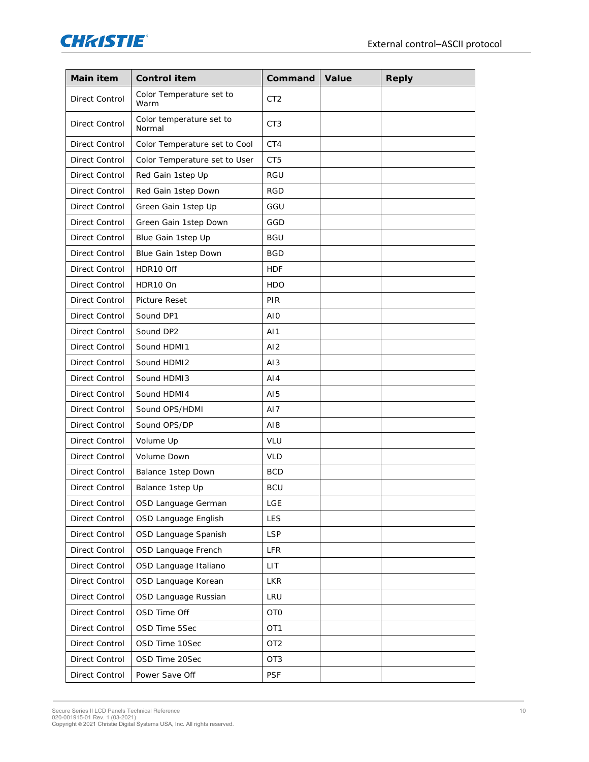| Main item | Control item | Command | Value | Reply |
|---|---|---|---|---|
| Direct Control | Color Temperature set to Warm | CT2 | | |
| Direct Control | Color temperature set to Normal | CT3 | | |
| Direct Control | Color Temperature set to Cool | CT4 | | |
| Direct Control | Color Temperature set to User | CT5 | | |
| Direct Control | Red Gain 1step Up | RGU | | |
| Direct Control | Red Gain 1step Down | RGD | | |
| Direct Control | Green Gain 1step Up | GGU | | |
| Direct Control | Green Gain 1step Down | GGD | | |
| Direct Control | Blue Gain 1step Up | BGU | | |
| Direct Control | Blue Gain 1step Down | BGD | | |
| Direct Control | HDR10 Off | HDF | | |
| Direct Control | HDR10 On | HDO | | |
| Direct Control | Picture Reset | PIR | | |
| Direct Control | Sound DP1 | AI0 | | |
| Direct Control | Sound DP2 | AI1 | | |
| Direct Control | Sound HDMI1 | AI2 | | |
| Direct Control | Sound HDMI2 | AI3 | | |
| Direct Control | Sound HDMI3 | AI4 | | |
| Direct Control | Sound HDMI4 | AI5 | | |
| Direct Control | Sound OPS/HDMI | AI7 | | |
| Direct Control | Sound OPS/DP | AI8 | | |
| Direct Control | Volume Up | VLU | | |
| Direct Control | Volume Down | VLD | | |
| Direct Control | Balance 1step Down | BCD | | |
| Direct Control | Balance 1step Up | BCU | | |
| Direct Control | OSD Language German | LGE | | |
| Direct Control | OSD Language English | LES | | |
| Direct Control | OSD Language Spanish | LSP | | |
| Direct Control | OSD Language French | LFR | | |
| Direct Control | OSD Language Italiano | LIT | | |
| Direct Control | OSD Language Korean | LKR | | |
| Direct Control | OSD Language Russian | LRU | | |
| Direct Control | OSD Time Off | OT0 | | |
| Direct Control | OSD Time 5Sec | OT1 | | |
| Direct Control | OSD Time 10Sec | OT2 | | |
| Direct Control | OSD Time 20Sec | OT3 | | |
| Direct Control | Power Save Off | PSF | | |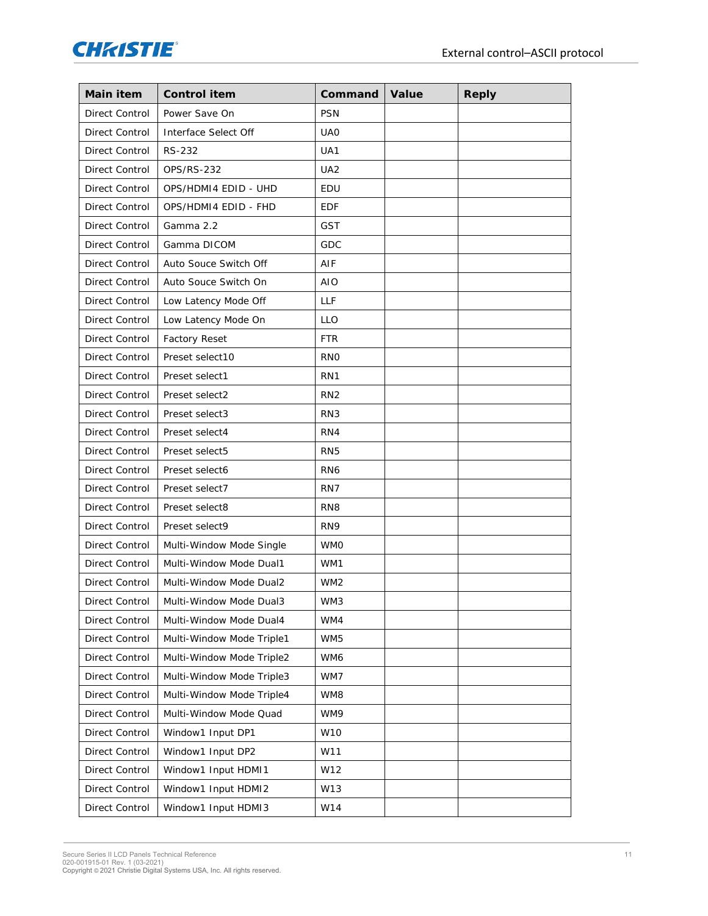| Main item | Control item | Command | Value | Reply |
|---|---|---|---|---|
| Direct Control | Power Save On | PSN | | |
| Direct Control | Interface Select Off | UA0 | | |
| Direct Control | RS-232 | UA1 | | |
| Direct Control | OPS/RS-232 | UA2 | | |
| Direct Control | OPS/HDMI4 EDID - UHD | EDU | | |
| Direct Control | OPS/HDMI4 EDID - FHD | EDF | | |
| Direct Control | Gamma 2.2 | GST | | |
| Direct Control | Gamma DICOM | GDC | | |
| Direct Control | Auto Souce Switch Off | AIF | | |
| Direct Control | Auto Souce Switch On | AIO | | |
| Direct Control | Low Latency Mode Off | LLF | | |
| Direct Control | Low Latency Mode On | LLO | | |
| Direct Control | Factory Reset | FTR | | |
| Direct Control | Preset select10 | RN0 | | |
| Direct Control | Preset select1 | RN1 | | |
| Direct Control | Preset select2 | RN2 | | |
| Direct Control | Preset select3 | RN3 | | |
| Direct Control | Preset select4 | RN4 | | |
| Direct Control | Preset select5 | RN5 | | |
| Direct Control | Preset select6 | RN6 | | |
| Direct Control | Preset select7 | RN7 | | |
| Direct Control | Preset select8 | RN8 | | |
| Direct Control | Preset select9 | RN9 | | |
| Direct Control | Multi-Window Mode Single | WM0 | | |
| Direct Control | Multi-Window Mode Dual1 | WM1 | | |
| Direct Control | Multi-Window Mode Dual2 | WM2 | | |
| Direct Control | Multi-Window Mode Dual3 | WM3 | | |
| Direct Control | Multi-Window Mode Dual4 | WM4 | | |
| Direct Control | Multi-Window Mode Triple1 | WM5 | | |
| Direct Control | Multi-Window Mode Triple2 | WM6 | | |
| Direct Control | Multi-Window Mode Triple3 | WM7 | | |
| Direct Control | Multi-Window Mode Triple4 | WM8 | | |
| Direct Control | Multi-Window Mode Quad | WM9 | | |
| Direct Control | Window1 Input DP1 | W10 | | |
| Direct Control | Window1 Input DP2 | W11 | | |
| Direct Control | Window1 Input HDMI1 | W12 | | |
| Direct Control | Window1 Input HDMI2 | W13 | | |
| Direct Control | Window1 Input HDMI3 | W14 | | |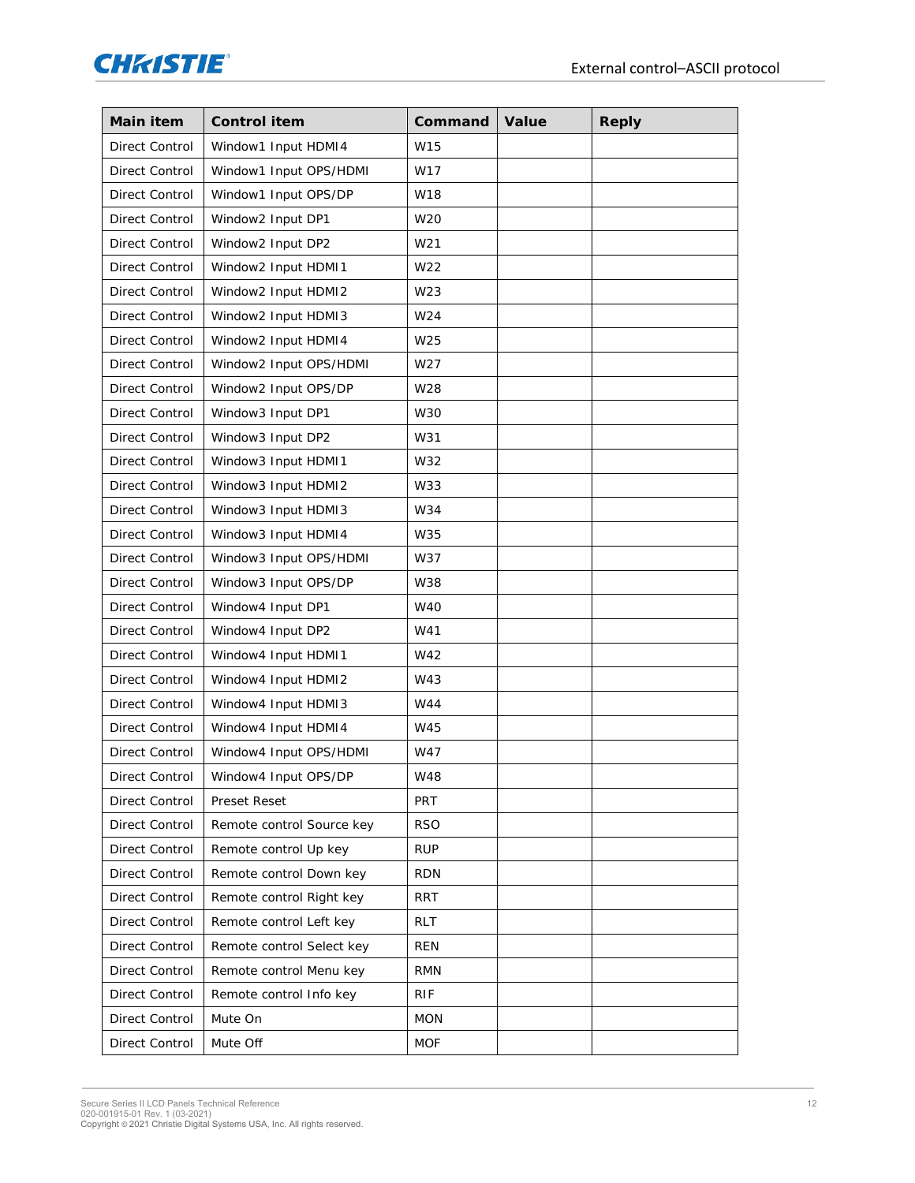| Main item | Control item | Command | Value | Reply |
|---|---|---|---|---|
| Direct Control | Window1 Input HDMI4 | W15 | | |
| Direct Control | Window1 Input OPS/HDMI | W17 | | |
| Direct Control | Window1 Input OPS/DP | W18 | | |
| Direct Control | Window2 Input DP1 | W20 | | |
| Direct Control | Window2 Input DP2 | W21 | | |
| Direct Control | Window2 Input HDMI1 | W22 | | |
| Direct Control | Window2 Input HDMI2 | W23 | | |
| Direct Control | Window2 Input HDMI3 | W24 | | |
| Direct Control | Window2 Input HDMI4 | W25 | | |
| Direct Control | Window2 Input OPS/HDMI | W27 | | |
| Direct Control | Window2 Input OPS/DP | W28 | | |
| Direct Control | Window3 Input DP1 | W30 | | |
| Direct Control | Window3 Input DP2 | W31 | | |
| Direct Control | Window3 Input HDMI1 | W32 | | |
| Direct Control | Window3 Input HDMI2 | W33 | | |
| Direct Control | Window3 Input HDMI3 | W34 | | |
| Direct Control | Window3 Input HDMI4 | W35 | | |
| Direct Control | Window3 Input OPS/HDMI | W37 | | |
| Direct Control | Window3 Input OPS/DP | W38 | | |
| Direct Control | Window4 Input DP1 | W40 | | |
| Direct Control | Window4 Input DP2 | W41 | | |
| Direct Control | Window4 Input HDMI1 | W42 | | |
| Direct Control | Window4 Input HDMI2 | W43 | | |
| Direct Control | Window4 Input HDMI3 | W44 | | |
| Direct Control | Window4 Input HDMI4 | W45 | | |
| Direct Control | Window4 Input OPS/HDMI | W47 | | |
| Direct Control | Window4 Input OPS/DP | W48 | | |
| Direct Control | Preset Reset | PRT | | |
| Direct Control | Remote control Source key | RSO | | |
| Direct Control | Remote control Up key | RUP | | |
| Direct Control | Remote control Down key | RDN | | |
| Direct Control | Remote control Right key | RRT | | |
| Direct Control | Remote control Left key | RLT | | |
| Direct Control | Remote control Select key | REN | | |
| Direct Control | Remote control Menu key | RMN | | |
| Direct Control | Remote control Info key | RIF | | |
| Direct Control | Mute On | MON | | |
| Direct Control | Mute Off | MOF | | |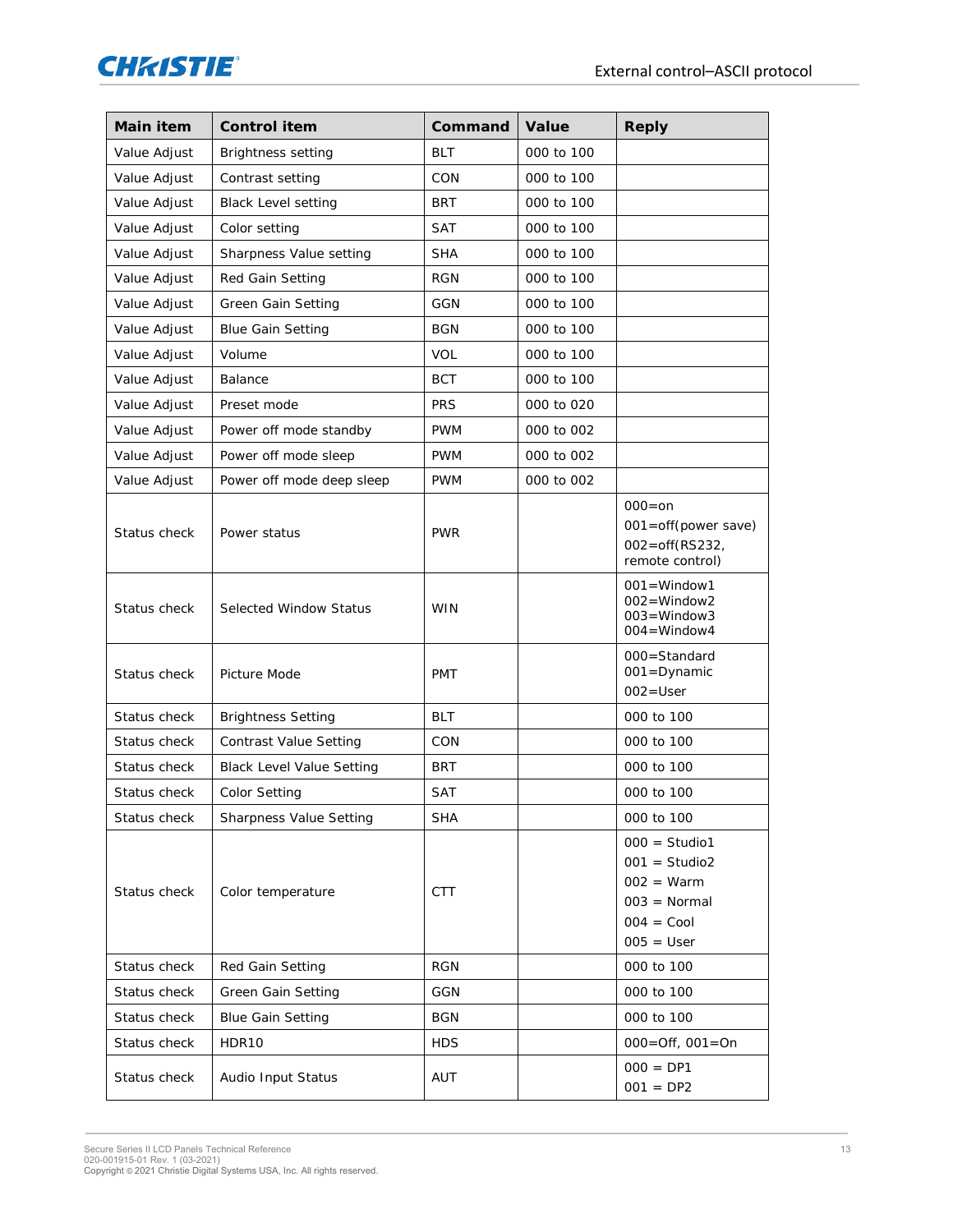| Main item | Control item | Command | Value | Reply |
|---|---|---|---|---|
| Value Adjust | Brightness setting | BLT | 000 to 100 | |
| Value Adjust | Contrast setting | CON | 000 to 100 | |
| Value Adjust | Black Level setting | BRT | 000 to 100 | |
| Value Adjust | Color setting | SAT | 000 to 100 | |
| Value Adjust | Sharpness Value setting | SHA | 000 to 100 | |
| Value Adjust | Red Gain Setting | RGN | 000 to 100 | |
| Value Adjust | Green Gain Setting | GGN | 000 to 100 | |
| Value Adjust | Blue Gain Setting | BGN | 000 to 100 | |
| Value Adjust | Volume | VOL | 000 to 100 | |
| Value Adjust | Balance | BCT | 000 to 100 | |
| Value Adjust | Preset mode | PRS | 000 to 020 | |
| Value Adjust | Power off mode standby | PWM | 000 to 002 | |
| Value Adjust | Power off mode sleep | PWM | 000 to 002 | |
| Value Adjust | Power off mode deep sleep | PWM | 000 to 002 | |
| Status check | Power status | PWR | | 000=on<br>001=off(power save)<br>002=off(RS232, remote control) |
| Status check | Selected Window Status | WIN | | 001=Window1<br>002=Window2<br>003=Window3<br>004=Window4 |
| Status check | Picture Mode | PMT | | 000=Standard<br>001=Dynamic<br>002=User |
| Status check | Brightness Setting | BLT | | 000 to 100 |
| Status check | Contrast Value Setting | CON | | 000 to 100 |
| Status check | Black Level Value Setting | BRT | | 000 to 100 |
| Status check | Color Setting | SAT | | 000 to 100 |
| Status check | Sharpness Value Setting | SHA | | 000 to 100 |
| Status check | Color temperature | CTT | | 000 = Studio1<br>001 = Studio2<br>002 = Warm<br>003 = Normal<br>004 = Cool<br>005 = User |
| Status check | Red Gain Setting | RGN | | 000 to 100 |
| Status check | Green Gain Setting | GGN | | 000 to 100 |
| Status check | Blue Gain Setting | BGN | | 000 to 100 |
| Status check | HDR10 | HDS | | 000=Off, 001=On |
| Status check | Audio Input Status | AUT | | 000 = DP1<br>001 = DP2 |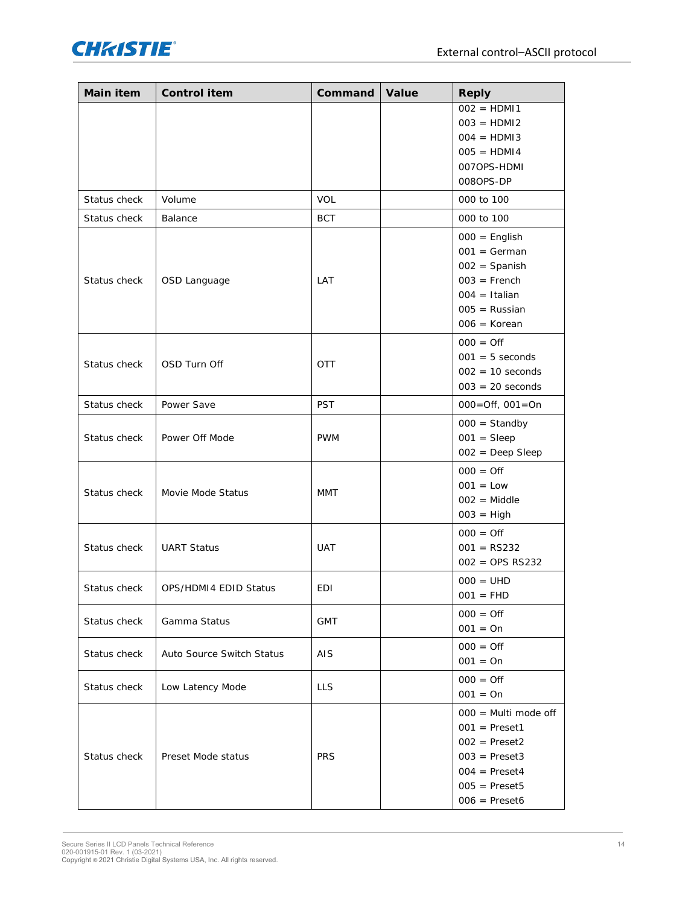| Main item | Control item | Command | Value | Reply |
|---|---|---|---|---|
| | | | | 002 = HDMI1<br>003 = HDMI2<br>004 = HDMI3<br>005 = HDMI4<br>007OPS-HDMI<br>008OPS-DP |
| Status check | Volume | VOL | | 000 to 100 |
| Status check | Balance | BCT | | 000 to 100 |
| Status check | OSD Language | LAT | | 000 = English<br>001 = German<br>002 = Spanish<br>003 = French<br>004 = Italian<br>005 = Russian<br>006 = Korean |
| Status check | OSD Turn Off | OTT | | 000 = Off<br>001 = 5 seconds<br>002 = 10 seconds<br>003 = 20 seconds |
| Status check | Power Save | PST | | 000=Off, 001=On |
| Status check | Power Off Mode | PWM | | 000 = Standby<br>001 = Sleep<br>002 = Deep Sleep |
| Status check | Movie Mode Status | MMT | | 000 = Off<br>001 = Low<br>002 = Middle<br>003 = High |
| Status check | UART Status | UAT | | 000 = Off<br>001 = RS232<br>002 = OPS RS232 |
| Status check | OPS/HDMI4 EDID Status | EDI | | 000 = UHD<br>001 = FHD |
| Status check | Gamma Status | GMT | | 000 = Off<br>001 = On |
| Status check | Auto Source Switch Status | AIS | | 000 = Off<br>001 = On |
| Status check | Low Latency Mode | LLS | | 000 = Off<br>001 = On |
| Status check | Preset Mode status | PRS | | 000 = Multi mode off<br>001 = Preset1<br>002 = Preset2<br>003 = Preset3<br>004 = Preset4<br>005 = Preset5<br>006 = Preset6 |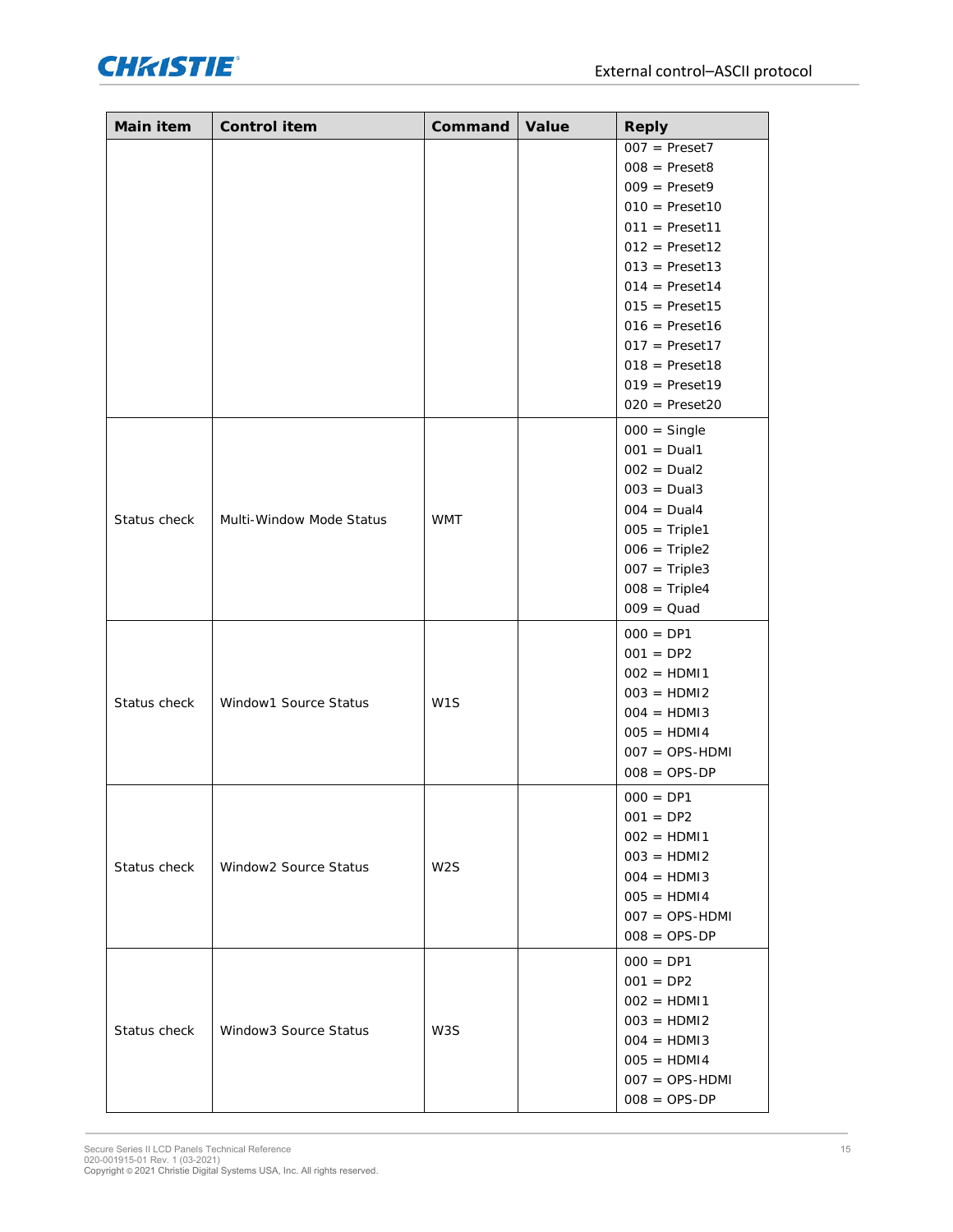| Main item | Control item | Command | Value | Reply |
|---|---|---|---|---|
| | | | | 007 = Preset7<br>008 = Preset8<br>009 = Preset9<br>010 = Preset10<br>011 = Preset11<br>012 = Preset12<br>013 = Preset13<br>014 = Preset14<br>015 = Preset15<br>016 = Preset16<br>017 = Preset17<br>018 = Preset18<br>019 = Preset19<br>020 = Preset20 |
| Status check | Multi-Window Mode Status | WMT | | 000 = Single<br>001 = Dual1<br>002 = Dual2<br>003 = Dual3<br>004 = Dual4<br>005 = Triple1<br>006 = Triple2<br>007 = Triple3<br>008 = Triple4<br>009 = Quad |
| Status check | Window1 Source Status | W1S | | 000 = DP1<br>001 = DP2<br>002 = HDMI1<br>003 = HDMI2<br>004 = HDMI3<br>005 = HDMI4<br>007 = OPS-HDMI<br>008 = OPS-DP |
| Status check | Window2 Source Status | W2S | | 000 = DP1<br>001 = DP2<br>002 = HDMI1<br>003 = HDMI2<br>004 = HDMI3<br>005 = HDMI4<br>007 = OPS-HDMI<br>008 = OPS-DP |
| Status check | Window3 Source Status | W3S | | 000 = DP1<br>001 = DP2<br>002 = HDMI1<br>003 = HDMI2<br>004 = HDMI3<br>005 = HDMI4<br>007 = OPS-HDMI<br>008 = OPS-DP |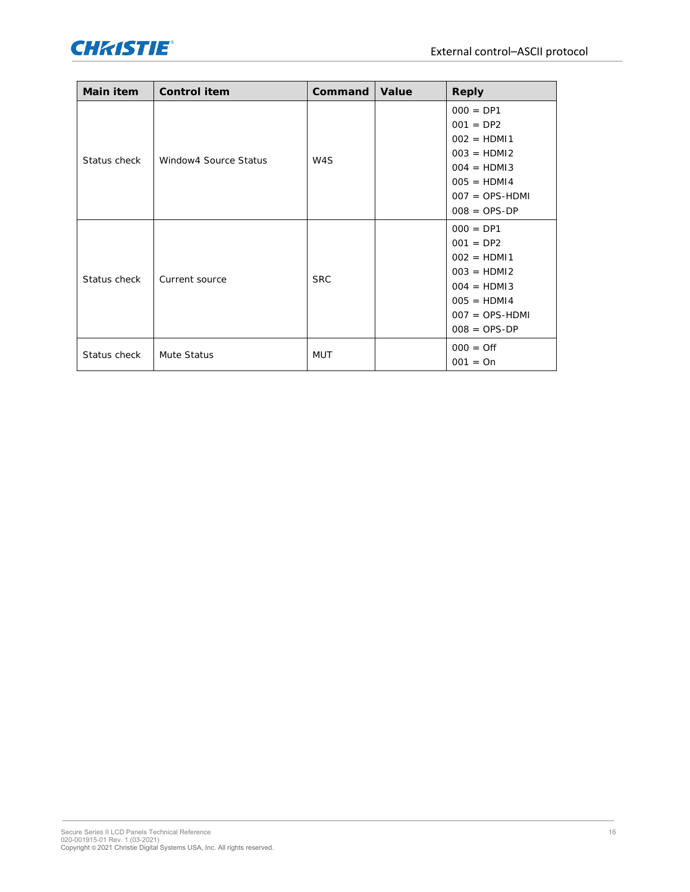| Main item | Control item | Command | Value | Reply |
|---|---|---|---|---|
| Status check | Window4 Source Status | W4S | | 000 = DP1<br>001 = DP2<br>002 = HDMI1<br>003 = HDMI2<br>004 = HDMI3<br>005 = HDMI4<br>007 = OPS-HDMI<br>008 = OPS-DP |
| Status check | Current source | SRC | | 000 = DP1<br>001 = DP2<br>002 = HDMI1<br>003 = HDMI2<br>004 = HDMI3<br>005 = HDMI4<br>007 = OPS-HDMI<br>008 = OPS-DP |
| Status check | Mute Status | MUT | | 000 = Off<br>001 = On |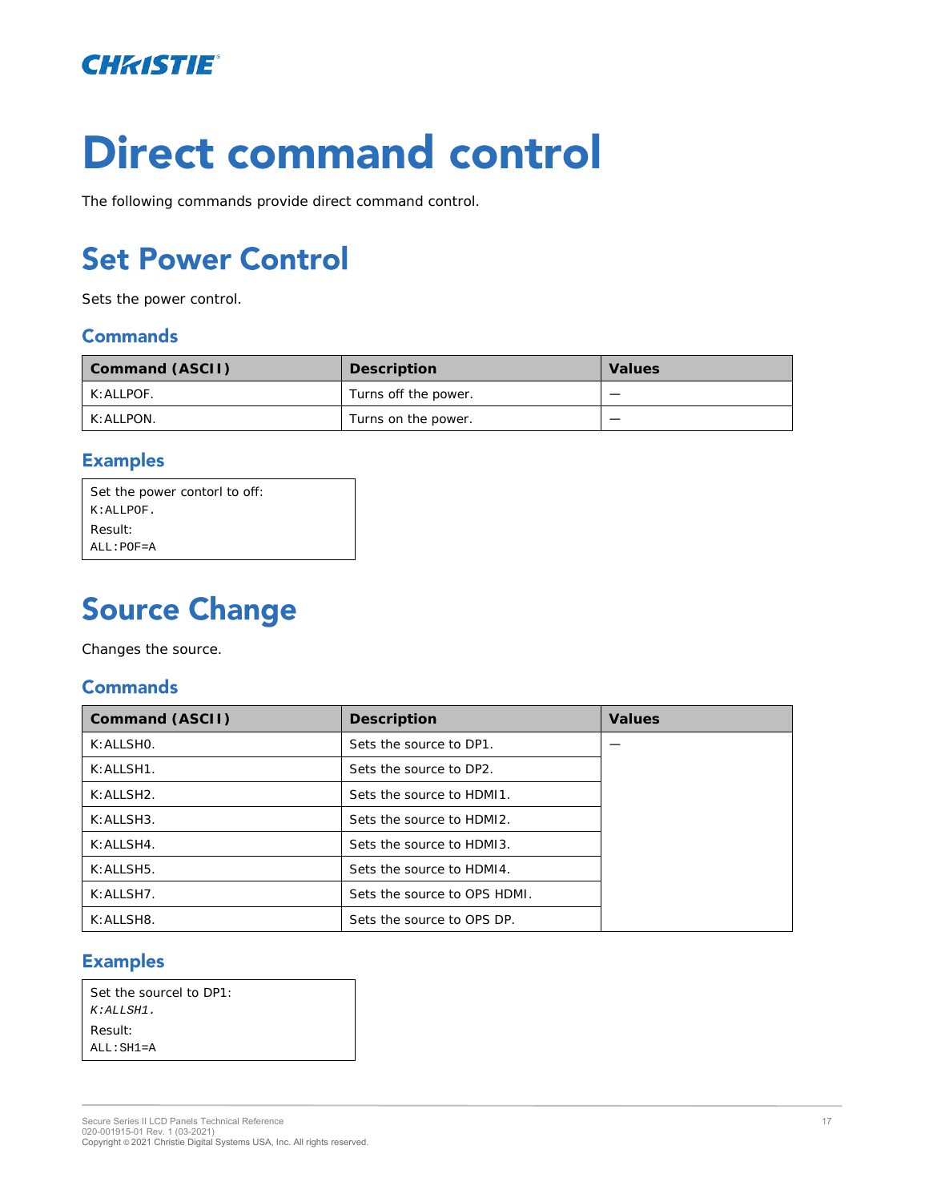# Direct command control

The following commands provide direct command control.

## Set Power Control

Sets the power control.

### Commands

| Command (ASCII) | Description | Values |
| --- | --- | --- |
| K:ALLPOF. | Turns off the power. | — |
| K:ALLPON. | Turns on the power. | — |

### Examples

Set the power contorl to off:
`K:ALLPOF.`
Result:
`ALL:POF=A`

## Source Change

Changes the source.

### Commands

| Command (ASCII) | Description | Values |
| --- | --- | --- |
| K:ALLSH0. | Sets the source to DP1. | — |
| K:ALLSH1. | Sets the source to DP2. | |
| K:ALLSH2. | Sets the source to HDMI1. | |
| K:ALLSH3. | Sets the source to HDMI2. | |
| K:ALLSH4. | Sets the source to HDMI3. | |
| K:ALLSH5. | Sets the source to HDMI4. | |
| K:ALLSH7. | Sets the source to OPS HDMI. | |
| K:ALLSH8. | Sets the source to OPS DP. | |

### Examples

Set the sourcel to DP1:
*K:ALLSH1.*
Result:
`ALL:SH1=A`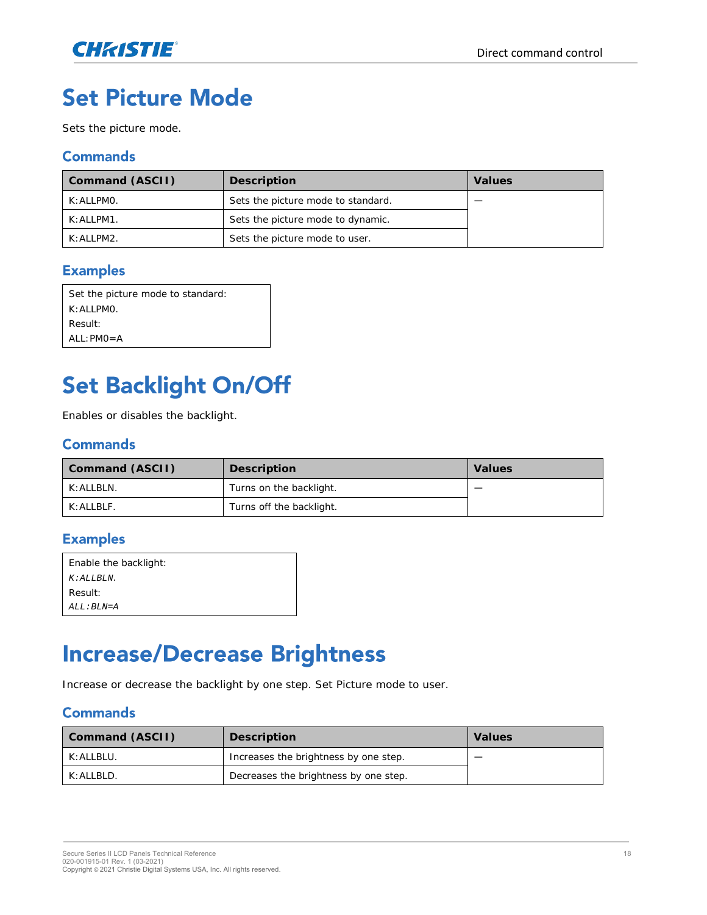# Set Picture Mode

Sets the picture mode.

## Commands

| Command (ASCII) | Description | Values |
| --- | --- | --- |
| K:ALLPM0. | Sets the picture mode to standard. | — |
| K:ALLPM1. | Sets the picture mode to dynamic. | |
| K:ALLPM2. | Sets the picture mode to user. | |

## Examples

| Set the picture mode to standard:<br>K:ALLPM0.<br>Result:<br>ALL:PM0=A |
| --- |

# Set Backlight On/Off

Enables or disables the backlight.

## Commands

| Command (ASCII) | Description | Values |
| --- | --- | --- |
| K:ALLBLN. | Turns on the backlight. | — |
| K:ALLBLF. | Turns off the backlight. | |

## Examples

| Enable the backlight:<br>*K:ALLBLN.*<br>Result:<br>*ALL:BLN=A* |
| --- |

# Increase/Decrease Brightness

Increase or decrease the backlight by one step. Set Picture mode to user.

## Commands

| Command (ASCII) | Description | Values |
| --- | --- | --- |
| K:ALLBLU. | Increases the brightness by one step. | — |
| K:ALLBLD. | Decreases the brightness by one step. | |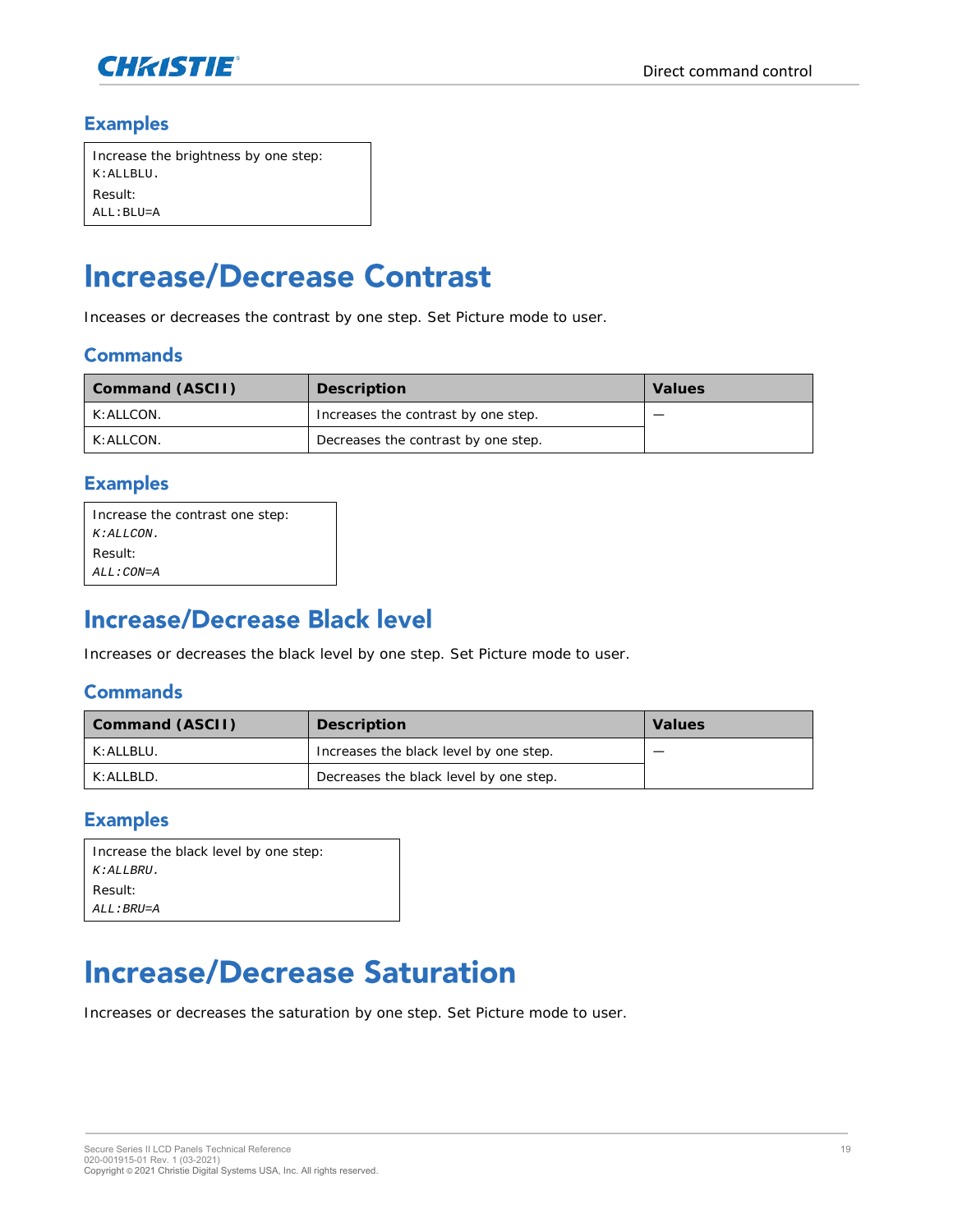## Examples

```
Increase the brightness by one step:
K:ALLBLU.
Result:
ALL:BLU=A
```

# Increase/Decrease Contrast

Inceases or decreases the contrast by one step. Set Picture mode to user.

## Commands

| Command (ASCII) | Description | Values |
|---|---|---|
| K:ALLCON. | Increases the contrast by one step. | — |
| K:ALLCON. | Decreases the contrast by one step. | |

## Examples

```
Increase the contrast one step:
K:ALLCON.
Result:
ALL:CON=A
```

# Increase/Decrease Black level

Increases or decreases the black level by one step. Set Picture mode to user.

## Commands

| Command (ASCII) | Description | Values |
|---|---|---|
| K:ALLBLU. | Increases the black level by one step. | — |
| K:ALLBLD. | Decreases the black level by one step. | |

## Examples

```
Increase the black level by one step:
K:ALLBRU.
Result:
ALL:BRU=A
```

# Increase/Decrease Saturation

Increases or decreases the saturation by one step. Set Picture mode to user.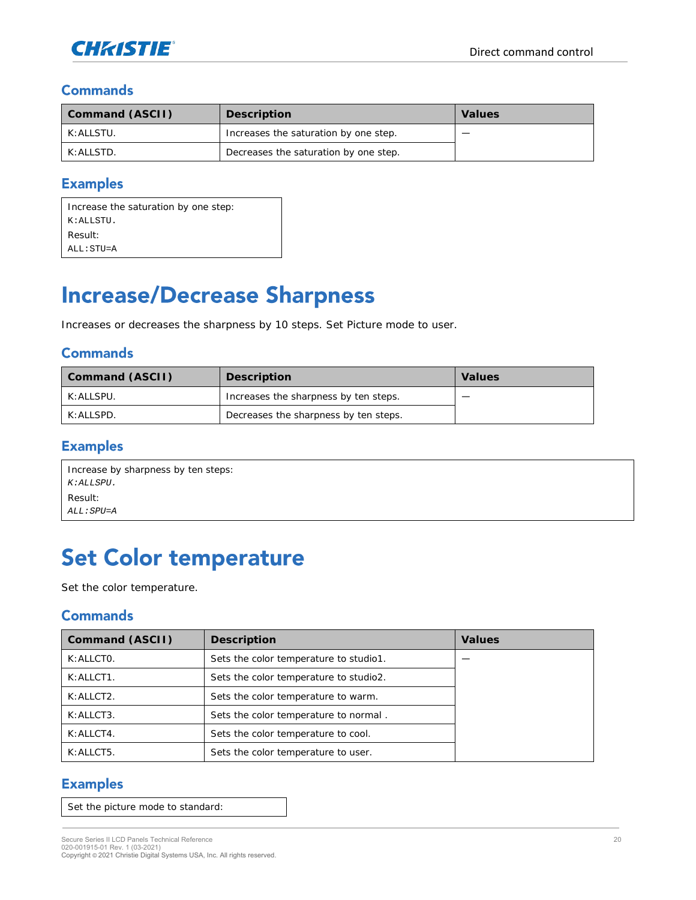## Commands

| Command (ASCII) | Description | Values |
|---|---|---|
| K:ALLSTU. | Increases the saturation by one step. | — |
| K:ALLSTD. | Decreases the saturation by one step. | |

## Examples

Increase the saturation by one step:
K:ALLSTU.
Result:
ALL:STU=A

# Increase/Decrease Sharpness

Increases or decreases the sharpness by 10 steps. Set Picture mode to user.

## Commands

| Command (ASCII) | Description | Values |
|---|---|---|
| K:ALLSPU. | Increases the sharpness by ten steps. | — |
| K:ALLSPD. | Decreases the sharpness by ten steps. | |

## Examples

Increase by sharpness by ten steps:
*K:ALLSPU.*
Result:
*ALL:SPU=A*

# Set Color temperature

Set the color temperature.

## Commands

| Command (ASCII) | Description | Values |
|---|---|---|
| K:ALLCT0. | Sets the color temperature to studio1. | — |
| K:ALLCT1. | Sets the color temperature to studio2. | |
| K:ALLCT2. | Sets the color temperature to warm. | |
| K:ALLCT3. | Sets the color temperature to normal . | |
| K:ALLCT4. | Sets the color temperature to cool. | |
| K:ALLCT5. | Sets the color temperature to user. | |

## Examples

Set the picture mode to standard: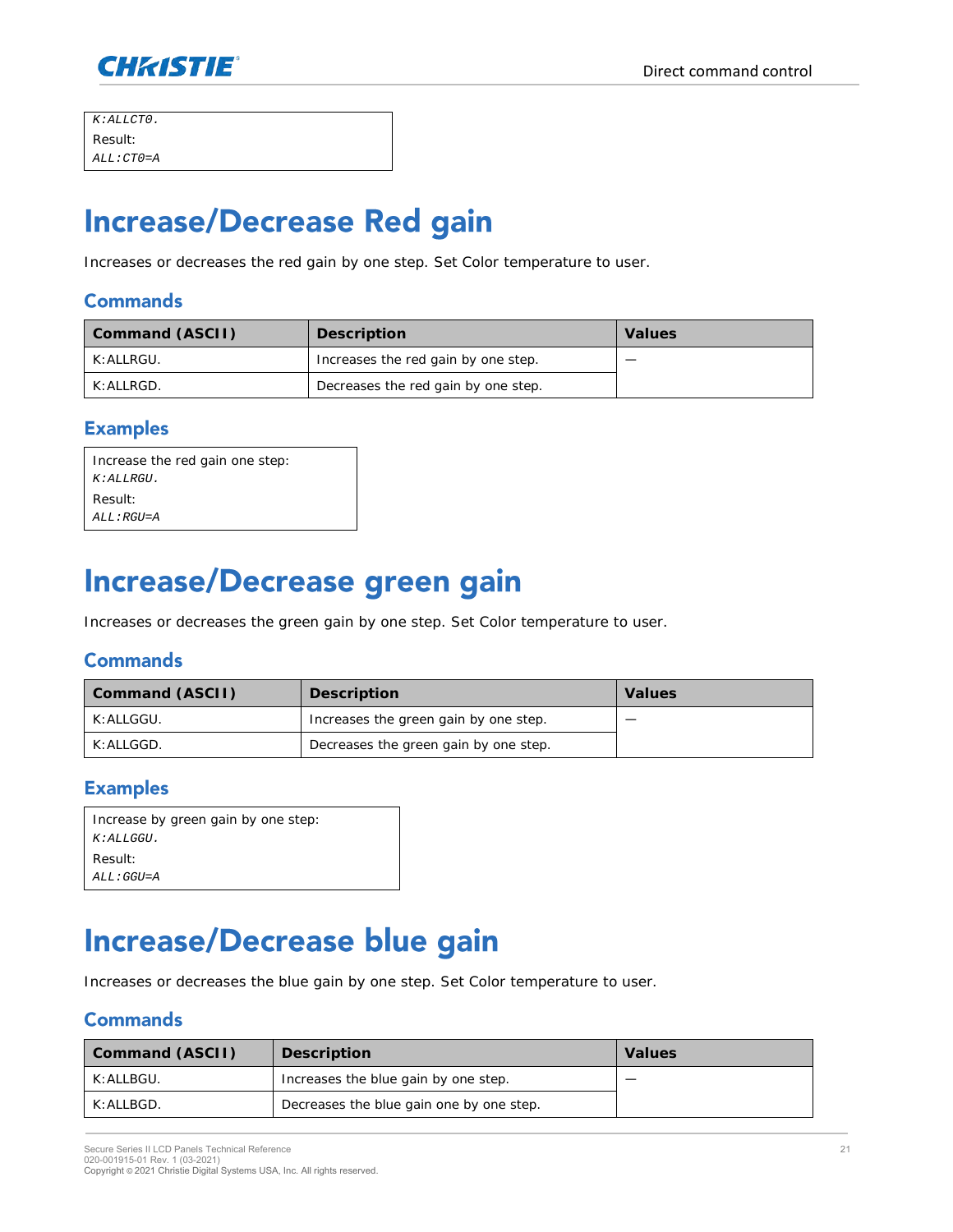```
K:ALLCT0.
Result:
ALL:CT0=A
```

# Increase/Decrease Red gain

Increases or decreases the red gain by one step. Set Color temperature to user.

## Commands

| Command (ASCII) | Description | Values |
| --- | --- | --- |
| K:ALLRGU. | Increases the red gain by one step. | — |
| K:ALLRGD. | Decreases the red gain by one step. | |

## Examples

Increase the red gain one step:

```
K:ALLRGU.
Result:
ALL:RGU=A
```

# Increase/Decrease green gain

Increases or decreases the green gain by one step. Set Color temperature to user.

## Commands

| Command (ASCII) | Description | Values |
| --- | --- | --- |
| K:ALLGGU. | Increases the green gain by one step. | — |
| K:ALLGGD. | Decreases the green gain by one step. | |

## Examples

Increase by green gain by one step:

```
K:ALLGGU.
Result:
ALL:GGU=A
```

# Increase/Decrease blue gain

Increases or decreases the blue gain by one step. Set Color temperature to user.

## Commands

| Command (ASCII) | Description | Values |
| --- | --- | --- |
| K:ALLBGU. | Increases the blue gain by one step. | — |
| K:ALLBGD. | Decreases the blue gain one by one step. | |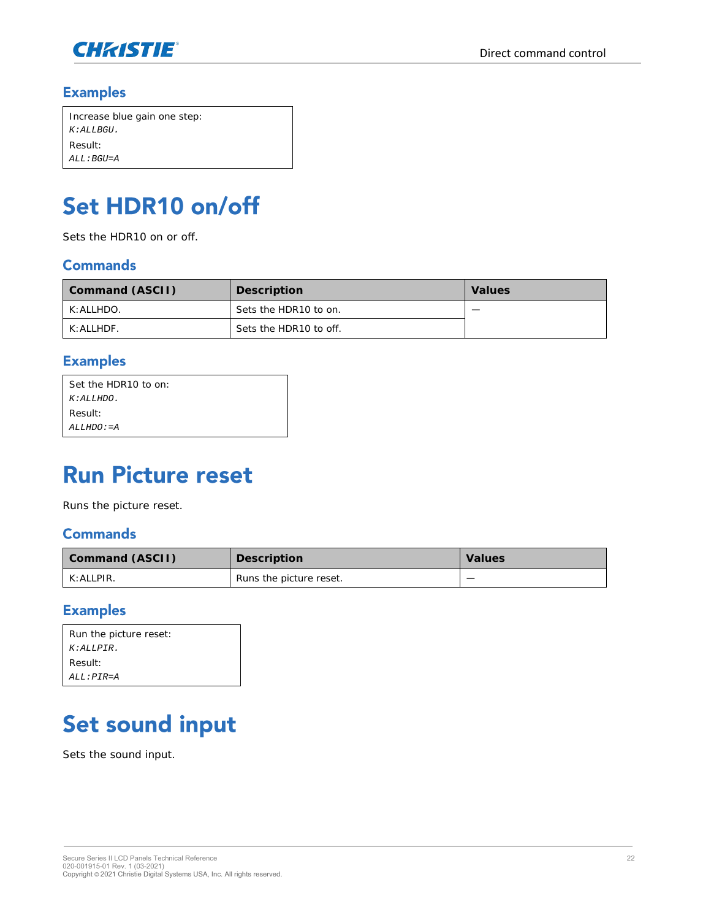## Examples

Increase blue gain one step:
*K:ALLBGU.*
Result:
*ALL:BGU=A*

# Set HDR10 on/off

Sets the HDR10 on or off.

## Commands

| Command (ASCII) | Description | Values |
| --- | --- | --- |
| K:ALLHDO. | Sets the HDR10 to on. | — |
| K:ALLHDF. | Sets the HDR10 to off. | |

## Examples

Set the HDR10 to on:
*K:ALLHDO.*
Result:
*ALLHDO:=A*

# Run Picture reset

Runs the picture reset.

## Commands

| Command (ASCII) | Description | Values |
| --- | --- | --- |
| K:ALLPIR. | Runs the picture reset. | — |

## Examples

Run the picture reset:
*K:ALLPIR.*
Result:
*ALL:PIR=A*

# Set sound input

Sets the sound input.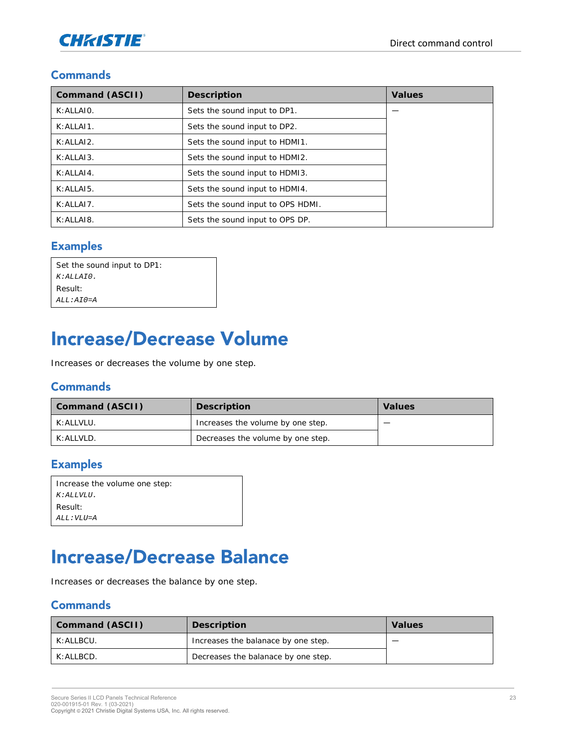### Commands

| Command (ASCII) | Description | Values |
|---|---|---|
| K:ALLAI0. | Sets the sound input to DP1. | — |
| K:ALLAI1. | Sets the sound input to DP2. | |
| K:ALLAI2. | Sets the sound input to HDMI1. | |
| K:ALLAI3. | Sets the sound input to HDMI2. | |
| K:ALLAI4. | Sets the sound input to HDMI3. | |
| K:ALLAI5. | Sets the sound input to HDMI4. | |
| K:ALLAI7. | Sets the sound input to OPS HDMI. | |
| K:ALLAI8. | Sets the sound input to OPS DP. | |

### Examples

Set the sound input to DP1:
*K:ALLAI0.*
Result:
*ALL:AI0=A*

# Increase/Decrease Volume

Increases or decreases the volume by one step.

### Commands

| Command (ASCII) | Description | Values |
|---|---|---|
| K:ALLVLU. | Increases the volume by one step. | — |
| K:ALLVLD. | Decreases the volume by one step. | |

### Examples

Increase the volume one step:
*K:ALLVLU.*
Result:
*ALL:VLU=A*

# Increase/Decrease Balance

Increases or decreases the balance by one step.

### Commands

| Command (ASCII) | Description | Values |
|---|---|---|
| K:ALLBCU. | Increases the balanace by one step. | — |
| K:ALLBCD. | Decreases the balanace by one step. | |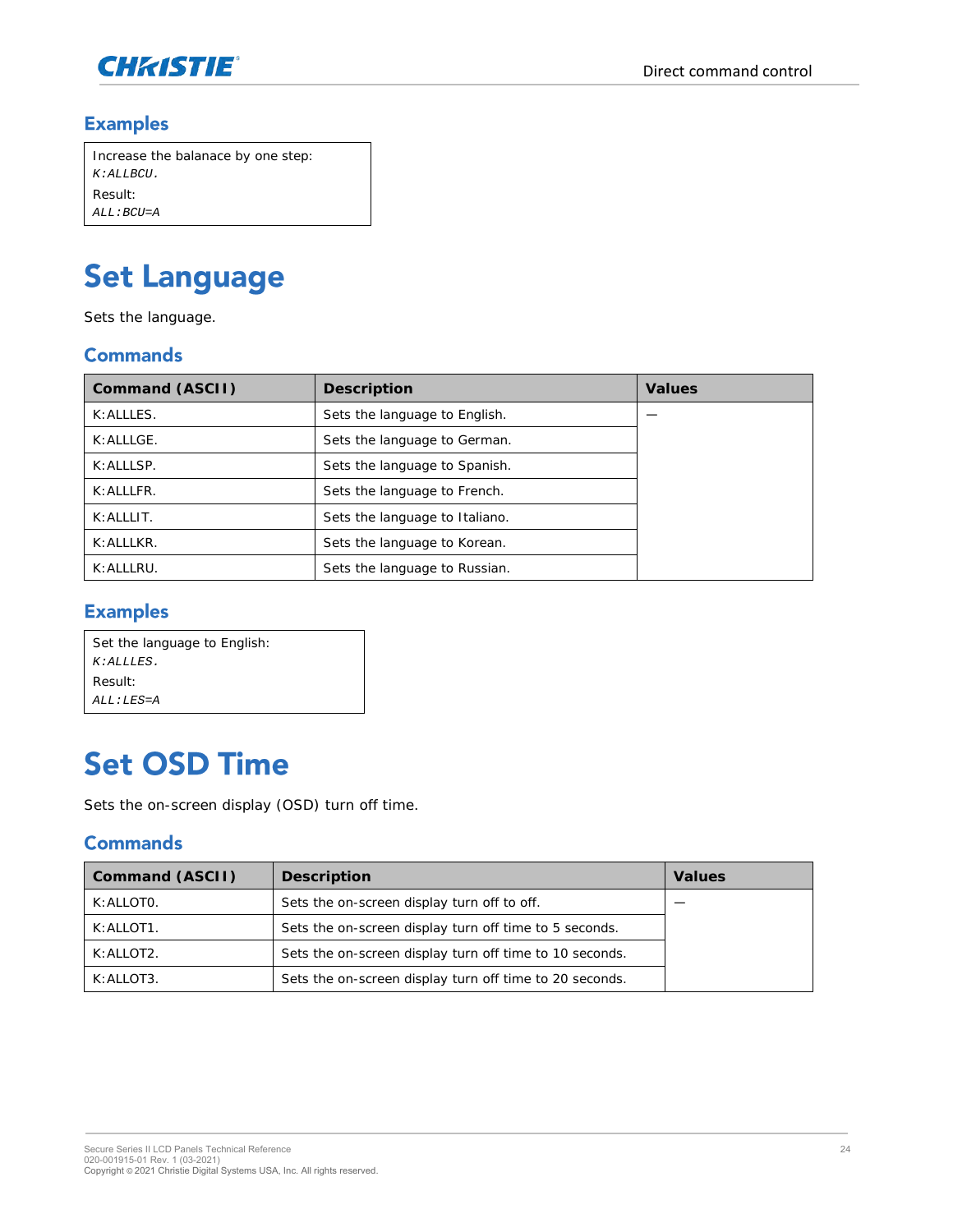### Examples

Increase the balanace by one step:
*K:ALLBCU.*
Result:
*ALL:BCU=A*

# Set Language

Sets the language.

### Commands

| Command (ASCII) | Description | Values |
|---|---|---|
| K:ALLLES. | Sets the language to English. | — |
| K:ALLLGE. | Sets the language to German. | |
| K:ALLLSP. | Sets the language to Spanish. | |
| K:ALLLFR. | Sets the language to French. | |
| K:ALLLIT. | Sets the language to Italiano. | |
| K:ALLLKR. | Sets the language to Korean. | |
| K:ALLLRU. | Sets the language to Russian. | |

### Examples

Set the language to English:
*K:ALLLES.*
Result:
*ALL:LES=A*

# Set OSD Time

Sets the on-screen display (OSD) turn off time.

### Commands

| Command (ASCII) | Description | Values |
|---|---|---|
| K:ALLOT0. | Sets the on-screen display turn off to off. | — |
| K:ALLOT1. | Sets the on-screen display turn off time to 5 seconds. | |
| K:ALLOT2. | Sets the on-screen display turn off time to 10 seconds. | |
| K:ALLOT3. | Sets the on-screen display turn off time to 20 seconds. | |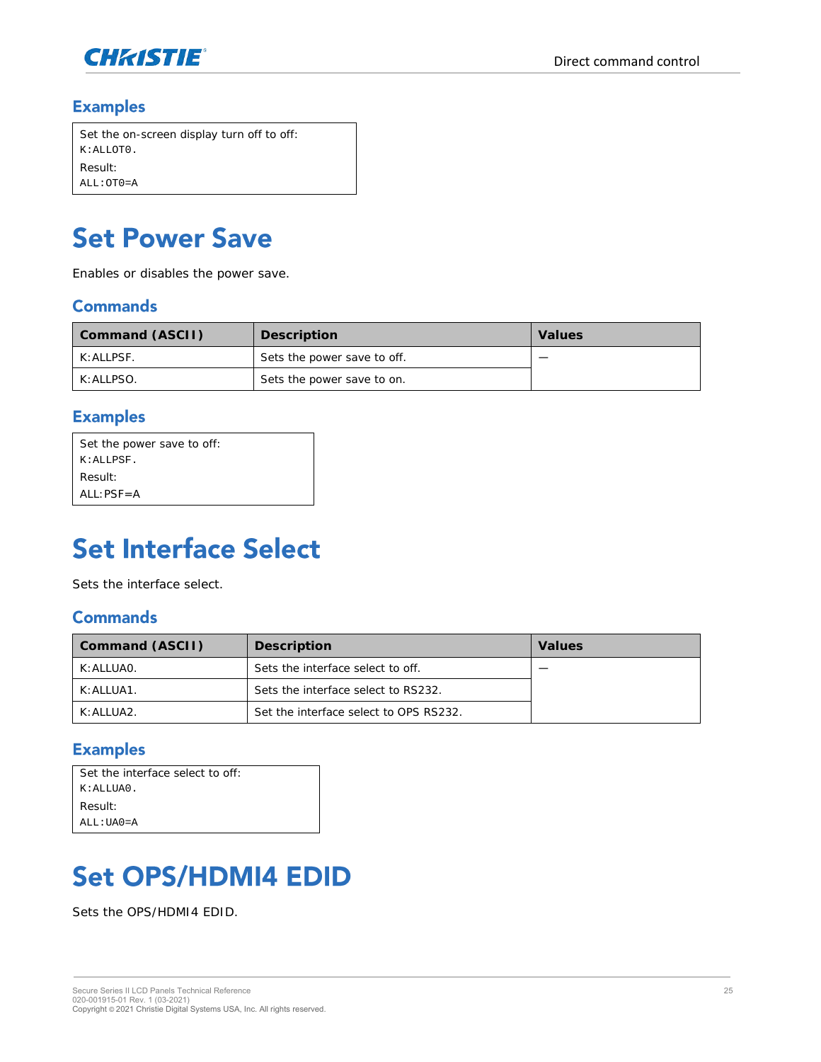## Examples

Set the on-screen display turn off to off:
`K:ALLOT0.`
Result:
`ALL:OT0=A`

# Set Power Save

Enables or disables the power save.

## Commands

| Command (ASCII) | Description | Values |
|---|---|---|
| K:ALLPSF. | Sets the power save to off. | — |
| K:ALLPSO. | Sets the power save to on. | |

## Examples

Set the power save to off:
`K:ALLPSF.`
Result:
ALL:PSF=A

# Set Interface Select

Sets the interface select.

## Commands

| Command (ASCII) | Description | Values |
|---|---|---|
| K:ALLUA0. | Sets the interface select to off. | — |
| K:ALLUA1. | Sets the interface select to RS232. | |
| K:ALLUA2. | Set the interface select to OPS RS232. | |

## Examples

Set the interface select to off:
`K:ALLUA0.`
Result:
`ALL:UA0=A`

# Set OPS/HDMI4 EDID

Sets the OPS/HDMI4 EDID.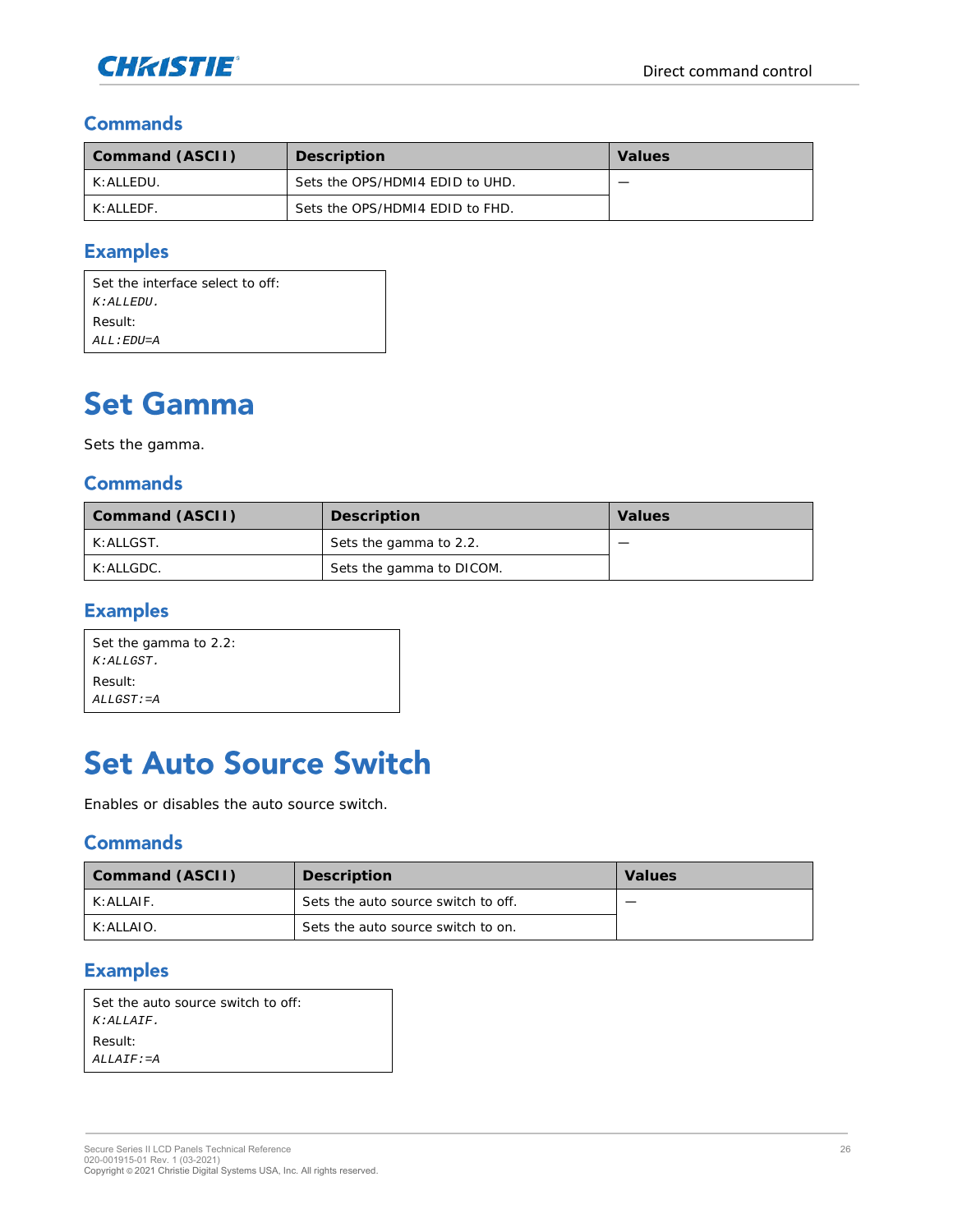### Commands

| Command (ASCII) | Description | Values |
| --- | --- | --- |
| K:ALLEDU. | Sets the OPS/HDMI4 EDID to UHD. | — |
| K:ALLEDF. | Sets the OPS/HDMI4 EDID to FHD. | |

### Examples

Set the interface select to off:
*K:ALLEDU.*
Result:
*ALL:EDU=A*

# Set Gamma

Sets the gamma.

### Commands

| Command (ASCII) | Description | Values |
| --- | --- | --- |
| K:ALLGST. | Sets the gamma to 2.2. | — |
| K:ALLGDC. | Sets the gamma to DICOM. | |

### Examples

Set the gamma to 2.2:
*K:ALLGST.*
Result:
*ALLGST:=A*

# Set Auto Source Switch

Enables or disables the auto source switch.

### Commands

| Command (ASCII) | Description | Values |
| --- | --- | --- |
| K:ALLAIF. | Sets the auto source switch to off. | — |
| K:ALLAIO. | Sets the auto source switch to on. | |

### Examples

Set the auto source switch to off:
*K:ALLAIF.*
Result:
*ALLAIF:=A*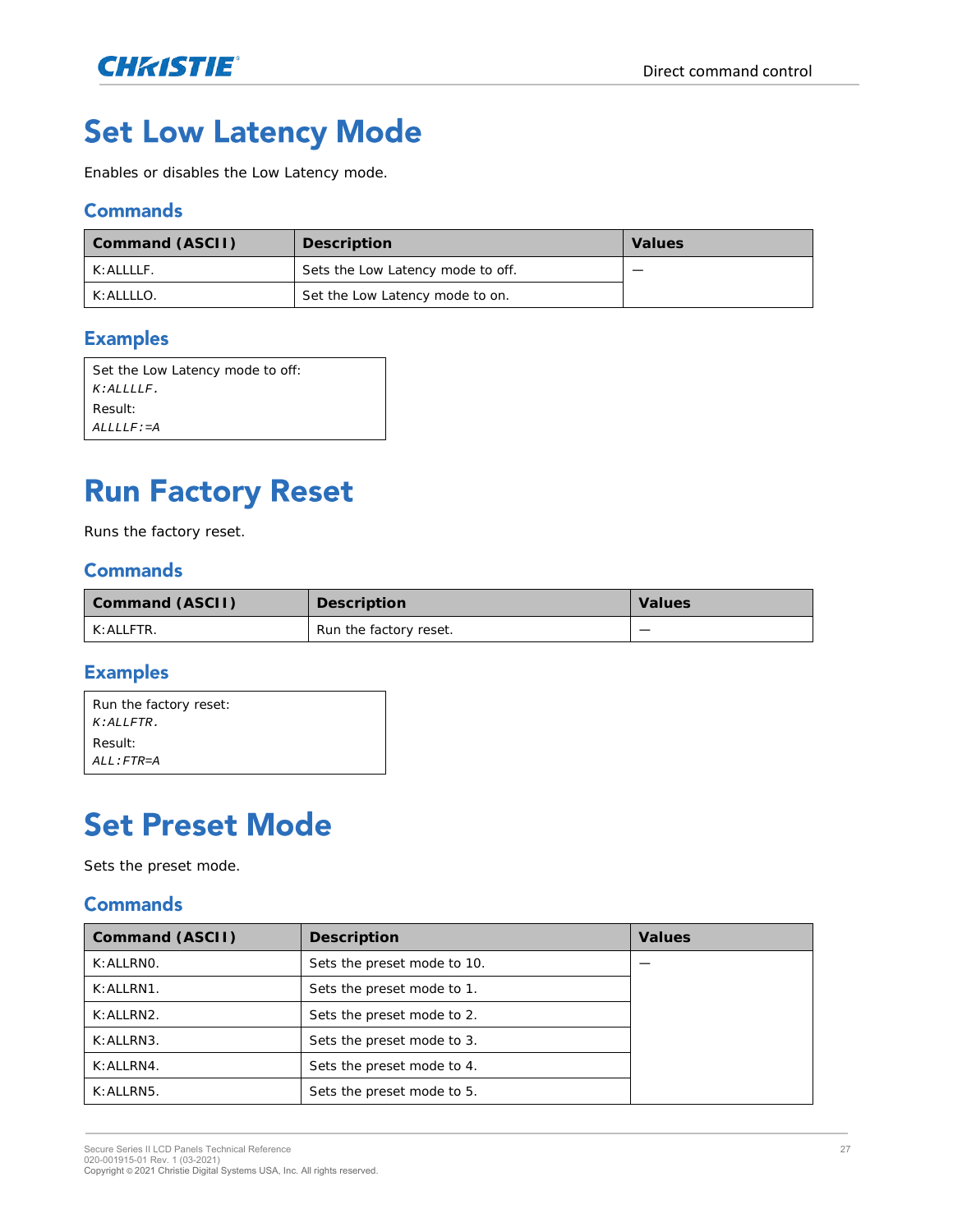# Set Low Latency Mode

Enables or disables the Low Latency mode.

## Commands

| Command (ASCII) | Description | Values |
| --- | --- | --- |
| K:ALLLLF. | Sets the Low Latency mode to off. | — |
| K:ALLLLO. | Set the Low Latency mode to on. | |

## Examples

Set the Low Latency mode to off:
*K:ALLLLF.*
Result:
*ALLLLF:=A*

# Run Factory Reset

Runs the factory reset.

## Commands

| Command (ASCII) | Description | Values |
| --- | --- | --- |
| K:ALLFTR. | Run the factory reset. | — |

## Examples

Run the factory reset:
*K:ALLFTR.*
Result:
*ALL:FTR=A*

# Set Preset Mode

Sets the preset mode.

## Commands

| Command (ASCII) | Description | Values |
| --- | --- | --- |
| K:ALLRN0. | Sets the preset mode to 10. | — |
| K:ALLRN1. | Sets the preset mode to 1. | |
| K:ALLRN2. | Sets the preset mode to 2. | |
| K:ALLRN3. | Sets the preset mode to 3. | |
| K:ALLRN4. | Sets the preset mode to 4. | |
| K:ALLRN5. | Sets the preset mode to 5. | |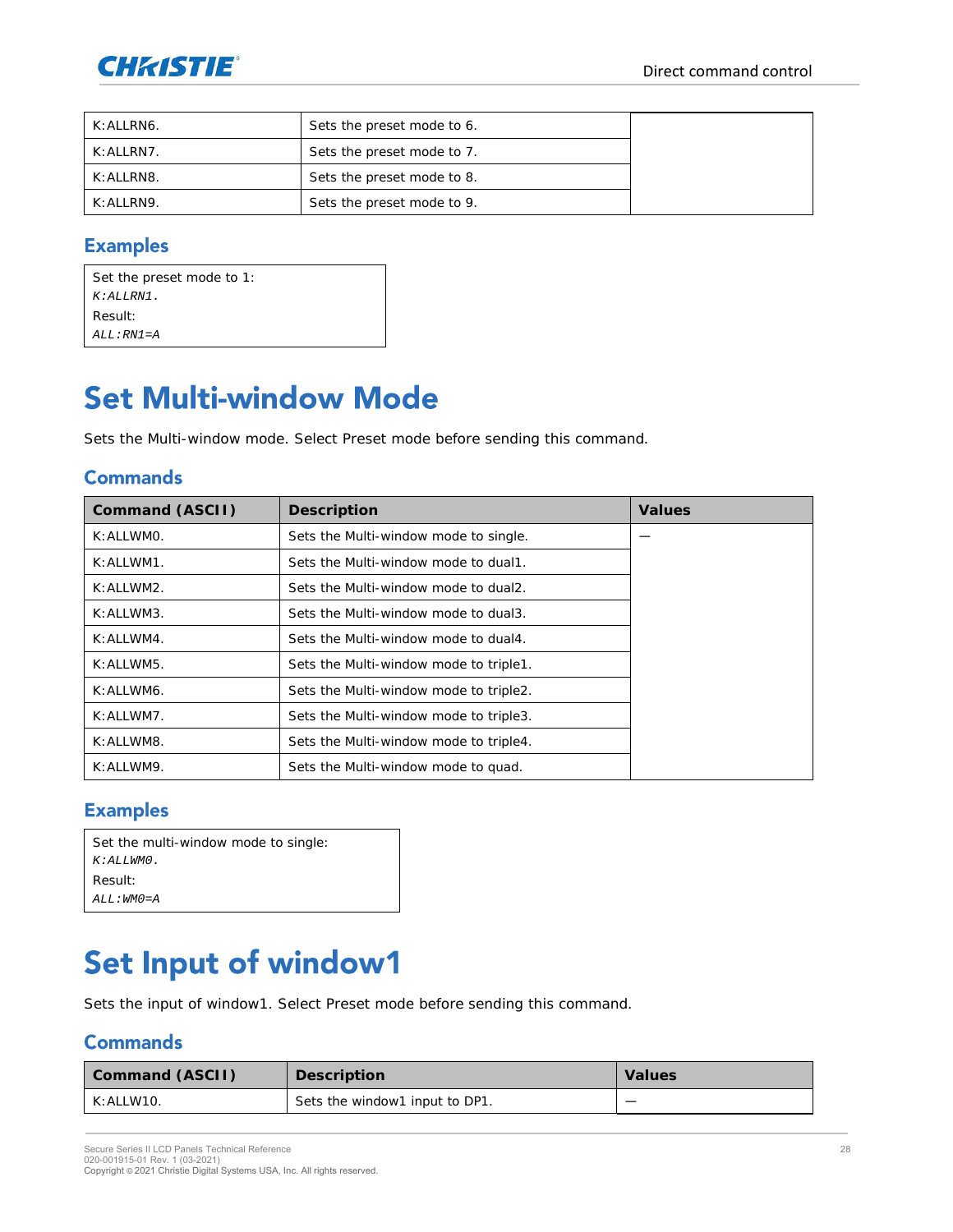| | | |
|---|---|---|
| K:ALLRN6. | Sets the preset mode to 6. | |
| K:ALLRN7. | Sets the preset mode to 7. | |
| K:ALLRN8. | Sets the preset mode to 8. | |
| K:ALLRN9. | Sets the preset mode to 9. | |

## Examples

Set the preset mode to 1:
*K:ALLRN1.*
Result:
*ALL:RN1=A*

# Set Multi-window Mode

Sets the Multi-window mode. Select Preset mode before sending this command.

## Commands

| Command (ASCII) | Description | Values |
|---|---|---|
| K:ALLWM0. | Sets the Multi-window mode to single. | — |
| K:ALLWM1. | Sets the Multi-window mode to dual1. | |
| K:ALLWM2. | Sets the Multi-window mode to dual2. | |
| K:ALLWM3. | Sets the Multi-window mode to dual3. | |
| K:ALLWM4. | Sets the Multi-window mode to dual4. | |
| K:ALLWM5. | Sets the Multi-window mode to triple1. | |
| K:ALLWM6. | Sets the Multi-window mode to triple2. | |
| K:ALLWM7. | Sets the Multi-window mode to triple3. | |
| K:ALLWM8. | Sets the Multi-window mode to triple4. | |
| K:ALLWM9. | Sets the Multi-window mode to quad. | |

## Examples

Set the multi-window mode to single:
*K:ALLWM0.*
Result:
*ALL:WM0=A*

# Set Input of window1

Sets the input of window1. Select Preset mode before sending this command.

## Commands

| Command (ASCII) | Description | Values |
|---|---|---|
| K:ALLW10. | Sets the window1 input to DP1. | — |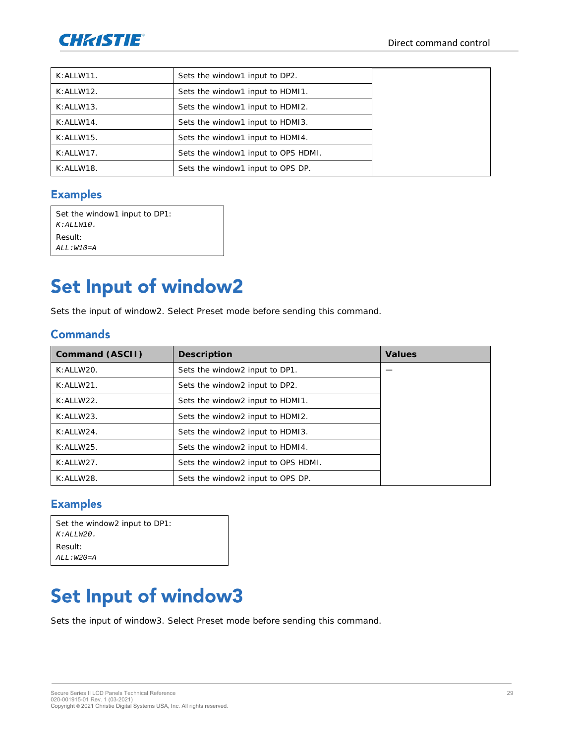| | | |
|---|---|---|
| K:ALLW11. | Sets the window1 input to DP2. | |
| K:ALLW12. | Sets the window1 input to HDMI1. | |
| K:ALLW13. | Sets the window1 input to HDMI2. | |
| K:ALLW14. | Sets the window1 input to HDMI3. | |
| K:ALLW15. | Sets the window1 input to HDMI4. | |
| K:ALLW17. | Sets the window1 input to OPS HDMI. | |
| K:ALLW18. | Sets the window1 input to OPS DP. | |

## Examples

Set the window1 input to DP1:
*K:ALLW10.*
Result:
*ALL:W10=A*

# Set Input of window2

Sets the input of window2. Select Preset mode before sending this command.

## Commands

| Command (ASCII) | Description | Values |
|---|---|---|
| K:ALLW20. | Sets the window2 input to DP1. | — |
| K:ALLW21. | Sets the window2 input to DP2. | |
| K:ALLW22. | Sets the window2 input to HDMI1. | |
| K:ALLW23. | Sets the window2 input to HDMI2. | |
| K:ALLW24. | Sets the window2 input to HDMI3. | |
| K:ALLW25. | Sets the window2 input to HDMI4. | |
| K:ALLW27. | Sets the window2 input to OPS HDMI. | |
| K:ALLW28. | Sets the window2 input to OPS DP. | |

## Examples

Set the window2 input to DP1:
*K:ALLW20.*
Result:
*ALL:W20=A*

# Set Input of window3

Sets the input of window3. Select Preset mode before sending this command.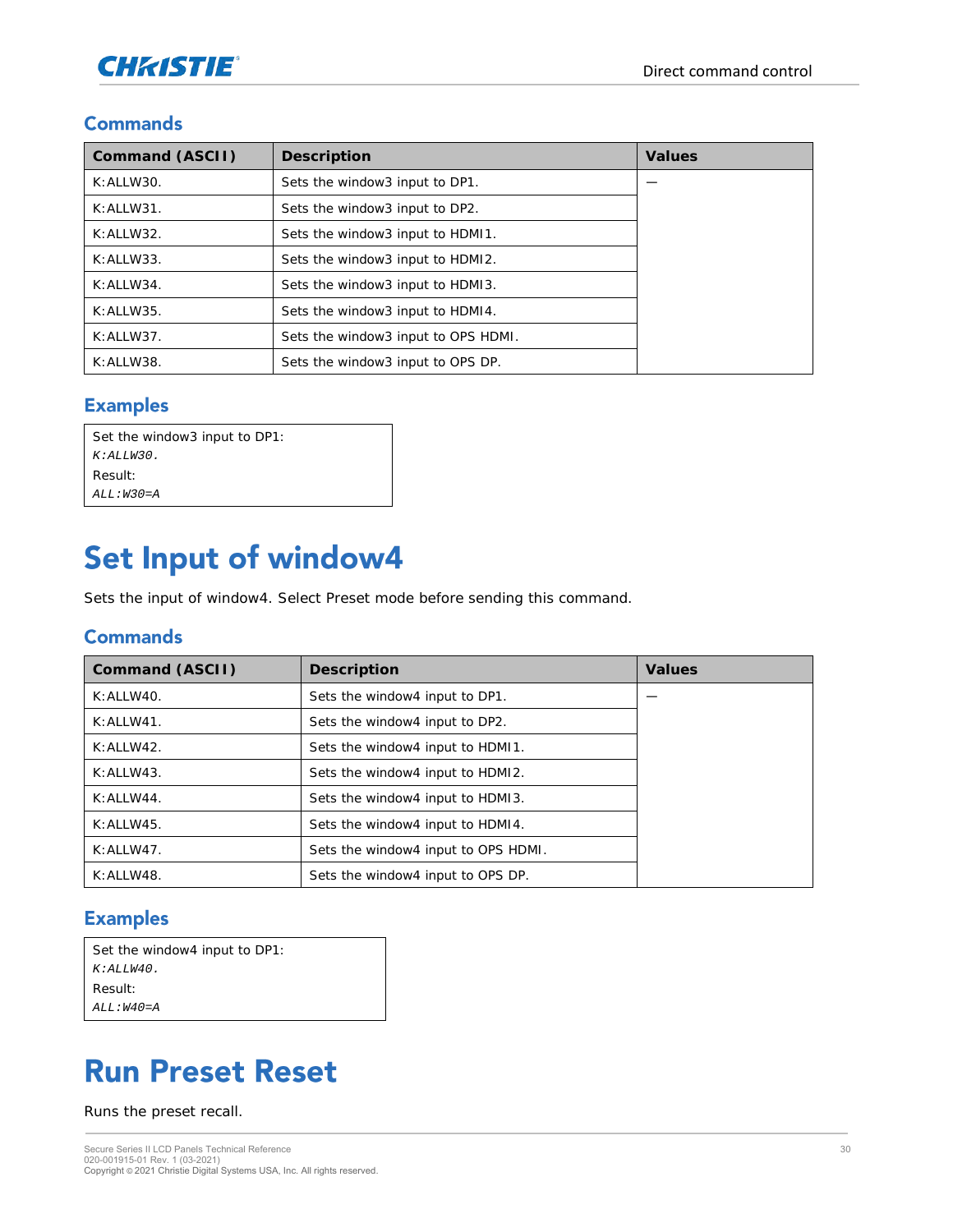## Commands

| Command (ASCII) | Description | Values |
|---|---|---|
| K:ALLW30. | Sets the window3 input to DP1. | — |
| K:ALLW31. | Sets the window3 input to DP2. | |
| K:ALLW32. | Sets the window3 input to HDMI1. | |
| K:ALLW33. | Sets the window3 input to HDMI2. | |
| K:ALLW34. | Sets the window3 input to HDMI3. | |
| K:ALLW35. | Sets the window3 input to HDMI4. | |
| K:ALLW37. | Sets the window3 input to OPS HDMI. | |
| K:ALLW38. | Sets the window3 input to OPS DP. | |

## Examples

Set the window3 input to DP1:
*K:ALLW30.*
Result:
*ALL:W30=A*

# Set Input of window4

Sets the input of window4. Select Preset mode before sending this command.

## Commands

| Command (ASCII) | Description | Values |
|---|---|---|
| K:ALLW40. | Sets the window4 input to DP1. | — |
| K:ALLW41. | Sets the window4 input to DP2. | |
| K:ALLW42. | Sets the window4 input to HDMI1. | |
| K:ALLW43. | Sets the window4 input to HDMI2. | |
| K:ALLW44. | Sets the window4 input to HDMI3. | |
| K:ALLW45. | Sets the window4 input to HDMI4. | |
| K:ALLW47. | Sets the window4 input to OPS HDMI. | |
| K:ALLW48. | Sets the window4 input to OPS DP. | |

## Examples

Set the window4 input to DP1:
*K:ALLW40.*
Result:
*ALL:W40=A*

# Run Preset Reset

Runs the preset recall.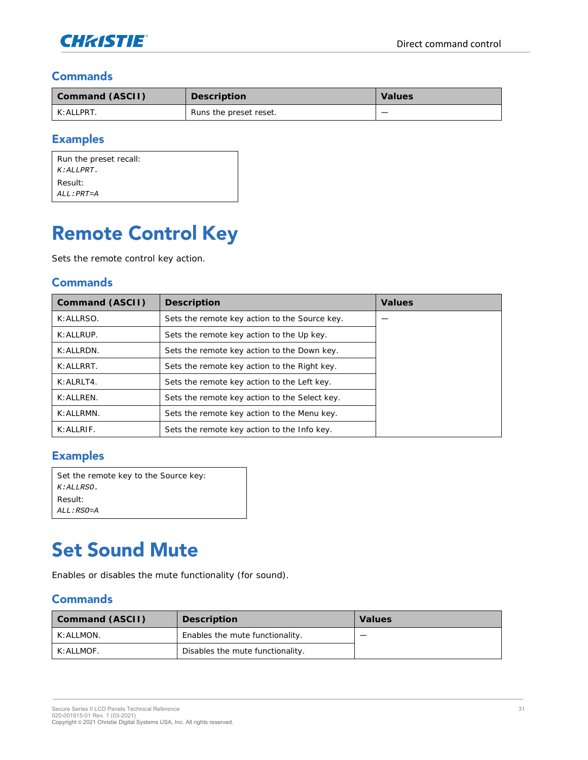### Commands

| Command (ASCII) | Description | Values |
| --- | --- | --- |
| K:ALLPRT. | Runs the preset reset. | — |

### Examples

Run the preset recall:
*K:ALLPRT.*
Result:
*ALL:PRT=A*

# Remote Control Key

Sets the remote control key action.

### Commands

| Command (ASCII) | Description | Values |
| --- | --- | --- |
| K:ALLRSO. | Sets the remote key action to the Source key. | — |
| K:ALLRUP. | Sets the remote key action to the Up key. | |
| K:ALLRDN. | Sets the remote key action to the Down key. | |
| K:ALLRRT. | Sets the remote key action to the Right key. | |
| K:ALRLT4. | Sets the remote key action to the Left key. | |
| K:ALLREN. | Sets the remote key action to the Select key. | |
| K:ALLRMN. | Sets the remote key action to the Menu key. | |
| K:ALLRIF. | Sets the remote key action to the Info key. | |

### Examples

Set the remote key to the Source key:
*K:ALLRSO.*
Result:
*ALL:RSO=A*

# Set Sound Mute

Enables or disables the mute functionality (for sound).

### Commands

| Command (ASCII) | Description | Values |
| --- | --- | --- |
| K:ALLMON. | Enables the mute functionality. | — |
| K:ALLMOF. | Disables the mute functionality. | |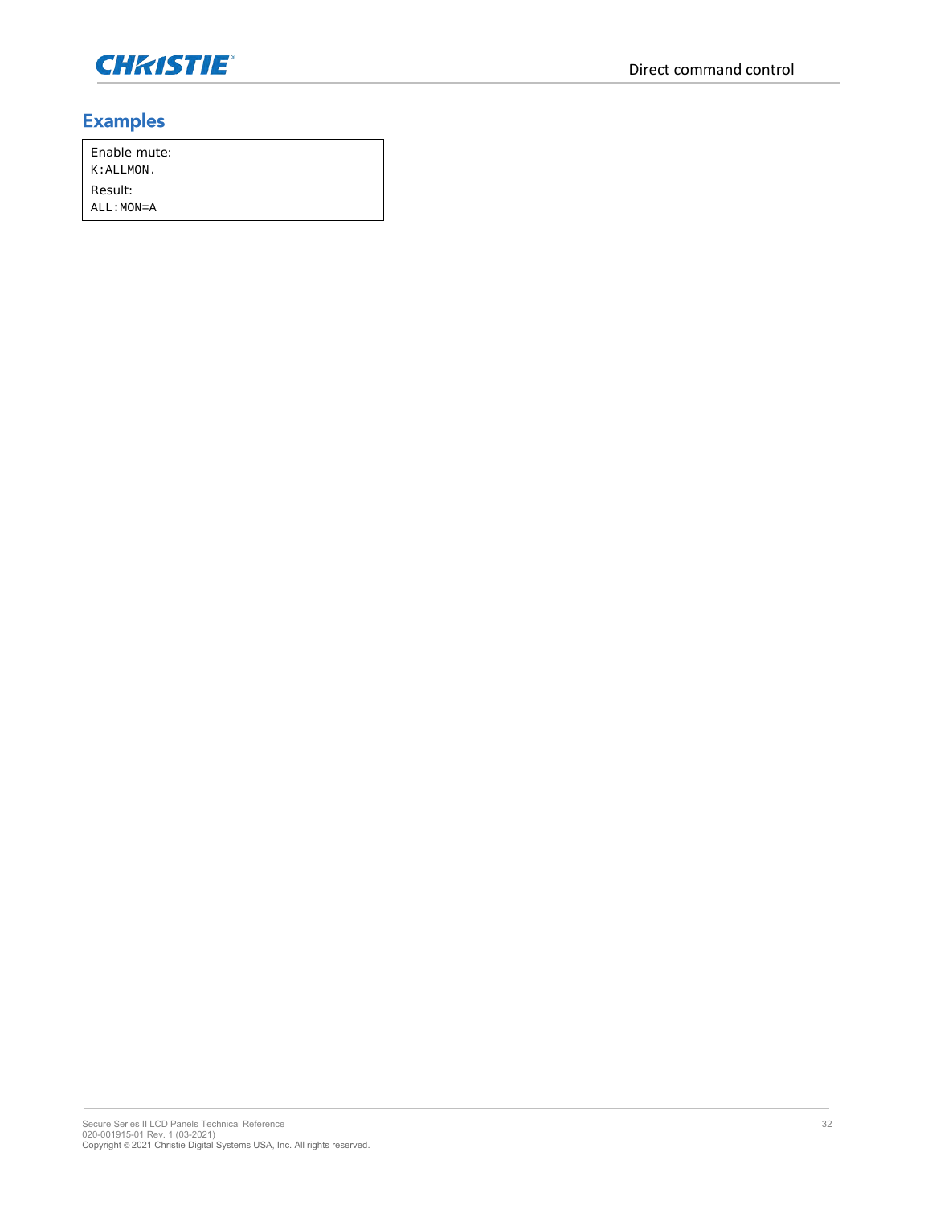## Examples

Enable mute:

```
K:ALLMON.
```

Result:

```
ALL:MON=A
```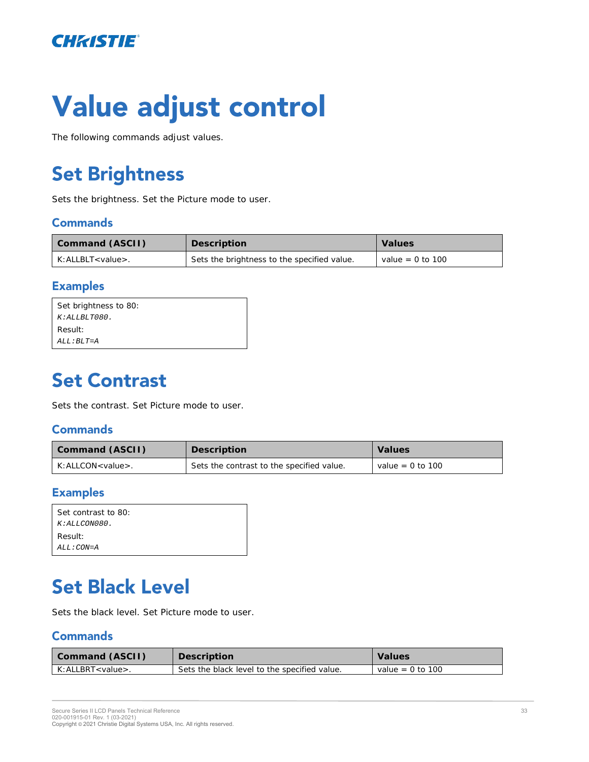# Value adjust control

The following commands adjust values.

## Set Brightness

Sets the brightness. Set the Picture mode to user.

### Commands

| Command (ASCII) | Description | Values |
|---|---|---|
| K:ALLBLT<value>. | Sets the brightness to the specified value. | value = 0 to 100 |

### Examples

Set brightness to 80:
*K:ALLBLT080.*
Result:
*ALL:BLT=A*

## Set Contrast

Sets the contrast. Set Picture mode to user.

### Commands

| Command (ASCII) | Description | Values |
|---|---|---|
| K:ALLCON<value>. | Sets the contrast to the specified value. | value = 0 to 100 |

### Examples

Set contrast to 80:
*K:ALLCON080.*
Result:
*ALL:CON=A*

## Set Black Level

Sets the black level. Set Picture mode to user.

### Commands

| Command (ASCII) | Description | Values |
|---|---|---|
| K:ALLBRT<value>. | Sets the black level to the specified value. | value = 0 to 100 |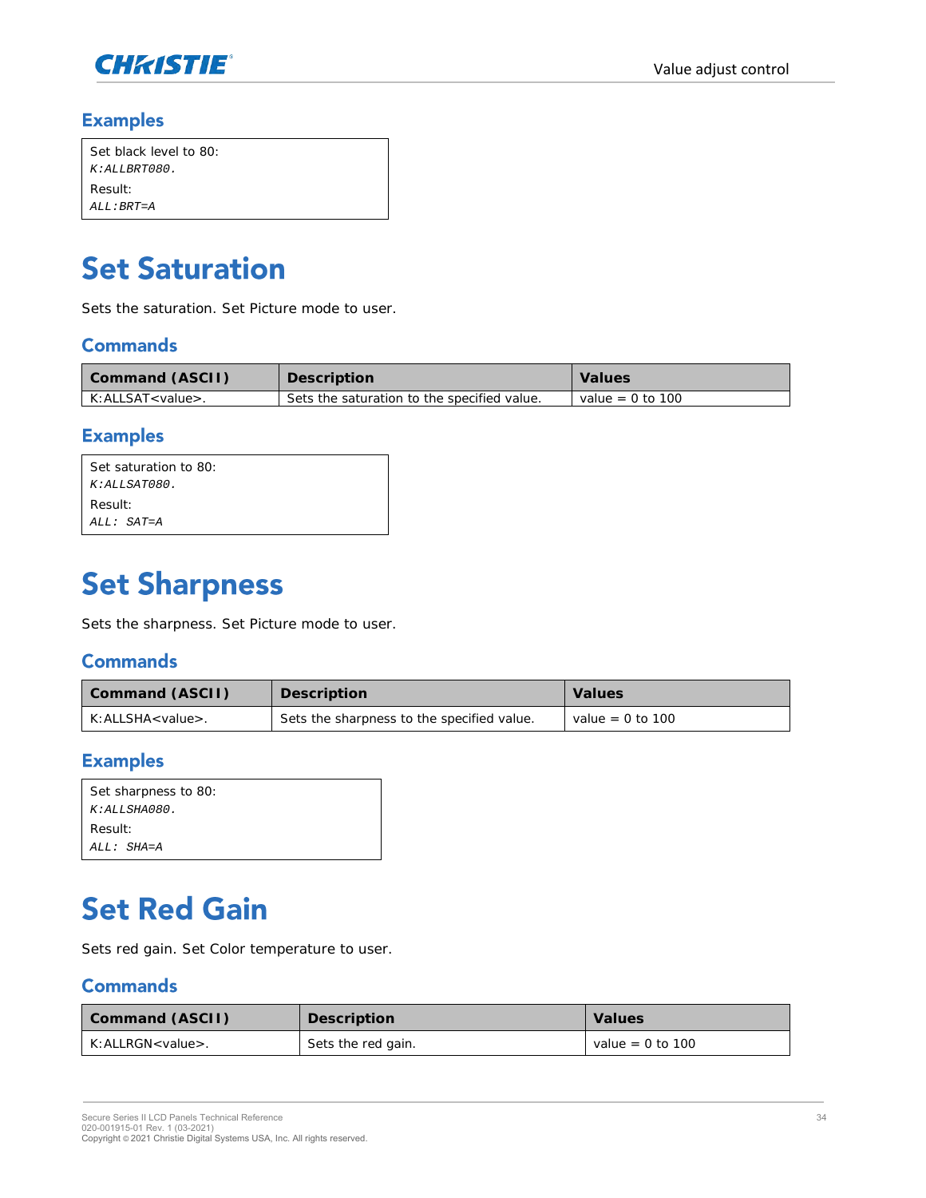### Examples

Set black level to 80:
*K:ALLBRT080.*
Result:
*ALL:BRT=A*

# Set Saturation

Sets the saturation. Set Picture mode to user.

### Commands

| Command (ASCII) | Description | Values |
|---|---|---|
| K:ALLSAT<value>. | Sets the saturation to the specified value. | value = 0 to 100 |

### Examples

Set saturation to 80:
*K:ALLSAT080.*
Result:
*ALL: SAT=A*

# Set Sharpness

Sets the sharpness. Set Picture mode to user.

### Commands

| Command (ASCII) | Description | Values |
|---|---|---|
| K:ALLSHA<value>. | Sets the sharpness to the specified value. | value = 0 to 100 |

### Examples

Set sharpness to 80:
*K:ALLSHA080.*
Result:
*ALL: SHA=A*

# Set Red Gain

Sets red gain. Set Color temperature to user.

### Commands

| Command (ASCII) | Description | Values |
|---|---|---|
| K:ALLRGN<value>. | Sets the red gain. | value = 0 to 100 |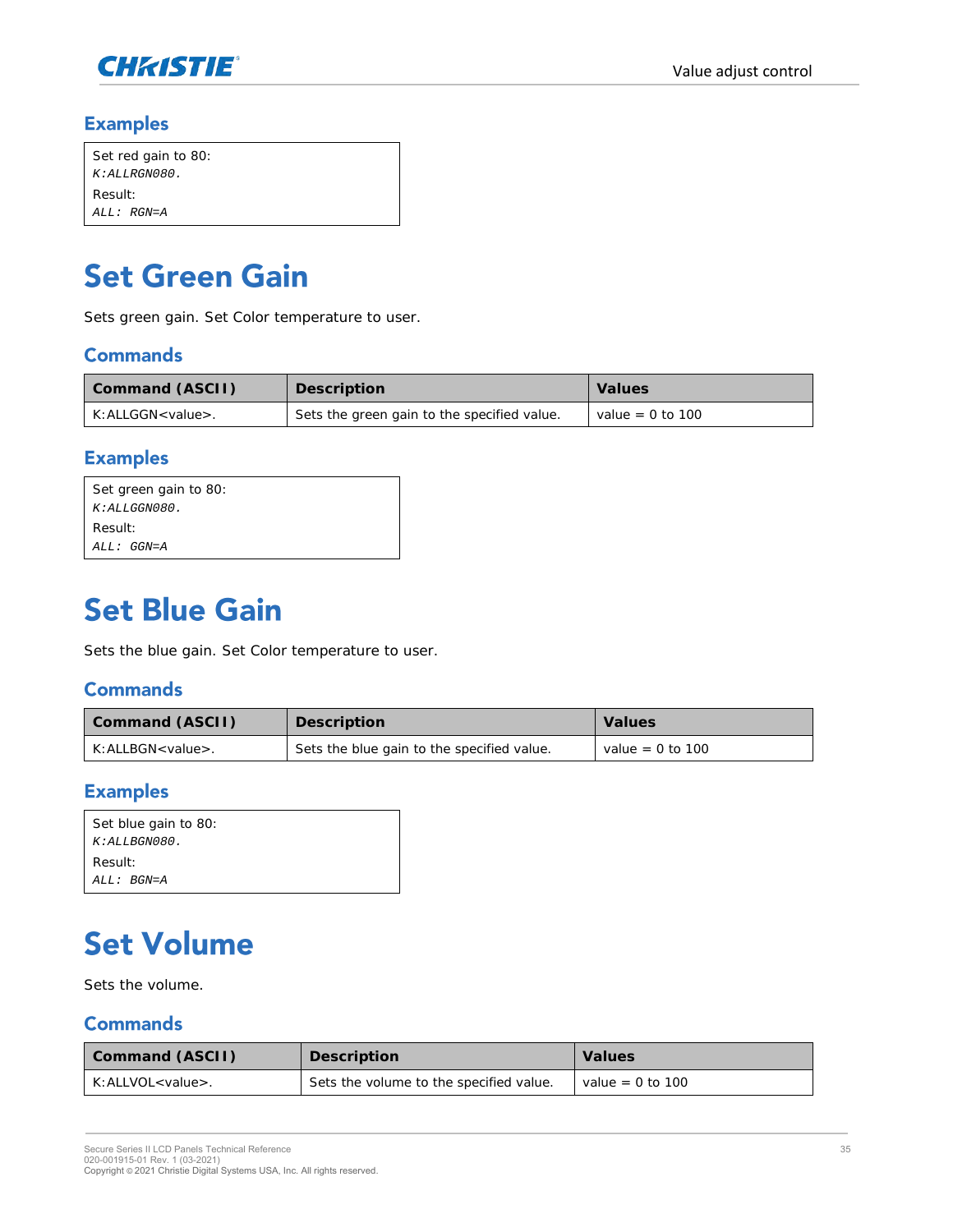## Examples

```
Set red gain to 80:
K:ALLRGN080.
Result:
ALL: RGN=A
```

# Set Green Gain

Sets green gain. Set Color temperature to user.

## Commands

| Command (ASCII) | Description | Values |
|---|---|---|
| K:ALLGGN<value>. | Sets the green gain to the specified value. | value = 0 to 100 |

## Examples

```
Set green gain to 80:
K:ALLGGN080.
Result:
ALL: GGN=A
```

# Set Blue Gain

Sets the blue gain. Set Color temperature to user.

## Commands

| Command (ASCII) | Description | Values |
|---|---|---|
| K:ALLBGN<value>. | Sets the blue gain to the specified value. | value = 0 to 100 |

## Examples

```
Set blue gain to 80:
K:ALLBGN080.
Result:
ALL: BGN=A
```

# Set Volume

Sets the volume.

## Commands

| Command (ASCII) | Description | Values |
|---|---|---|
| K:ALLVOL<value>. | Sets the volume to the specified value. | value = 0 to 100 |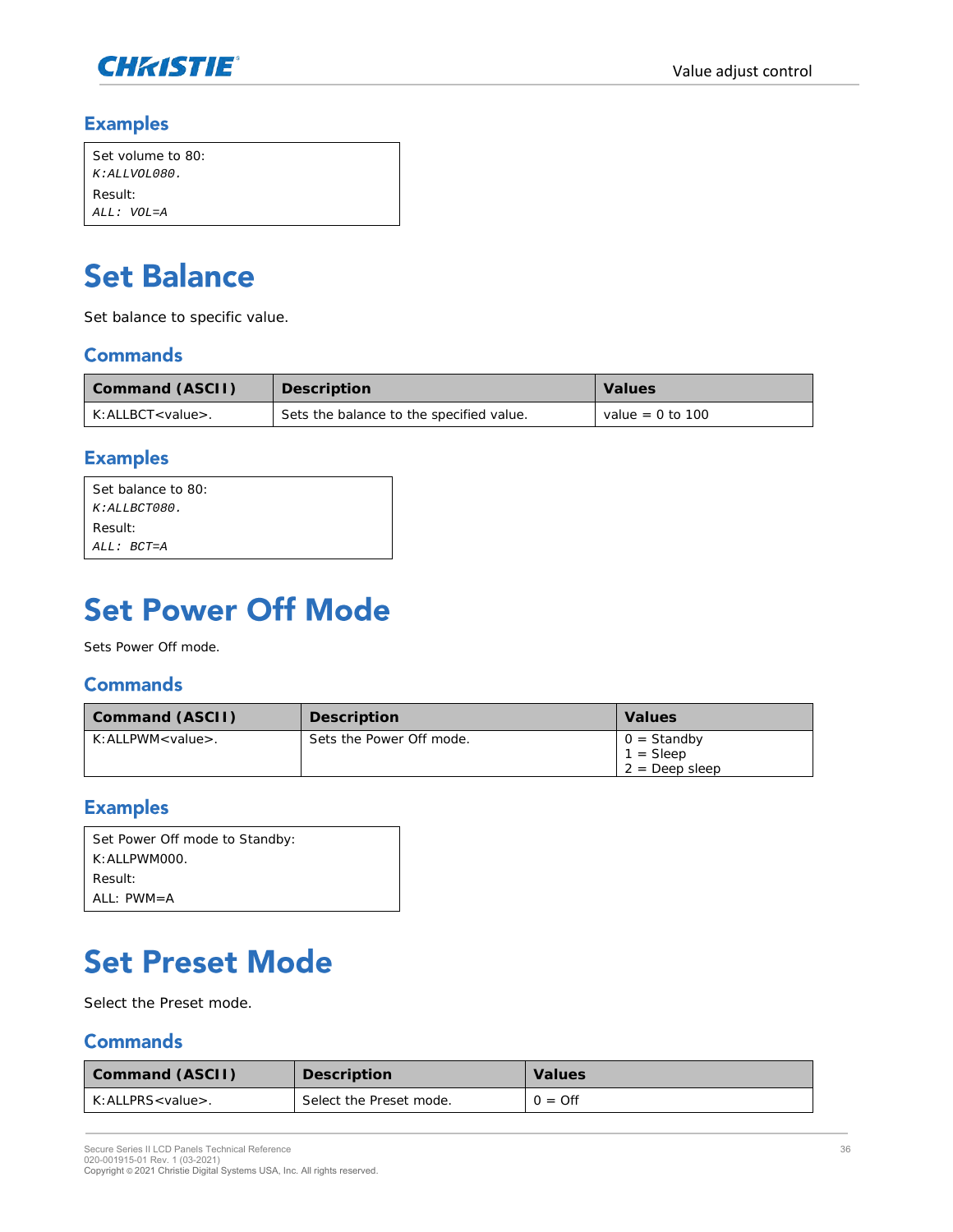## Examples

Set volume to 80:
*K:ALLVOL080.*
Result:
*ALL: VOL=A*

# Set Balance

Set balance to specific value.

## Commands

| Command (ASCII) | Description | Values |
|---|---|---|
| K:ALLBCT<value>. | Sets the balance to the specified value. | value = 0 to 100 |

## Examples

Set balance to 80:
*K:ALLBCT080.*
Result:
*ALL: BCT=A*

# Set Power Off Mode

Sets Power Off mode.

## Commands

| Command (ASCII) | Description | Values |
|---|---|---|
| K:ALLPWM<value>. | Sets the Power Off mode. | 0 = Standby<br>1 = Sleep<br>2 = Deep sleep |

## Examples

Set Power Off mode to Standby:
K:ALLPWM000.
Result:
ALL: PWM=A

# Set Preset Mode

Select the Preset mode.

## Commands

| Command (ASCII) | Description | Values |
|---|---|---|
| K:ALLPRS<value>. | Select the Preset mode. | 0 = Off |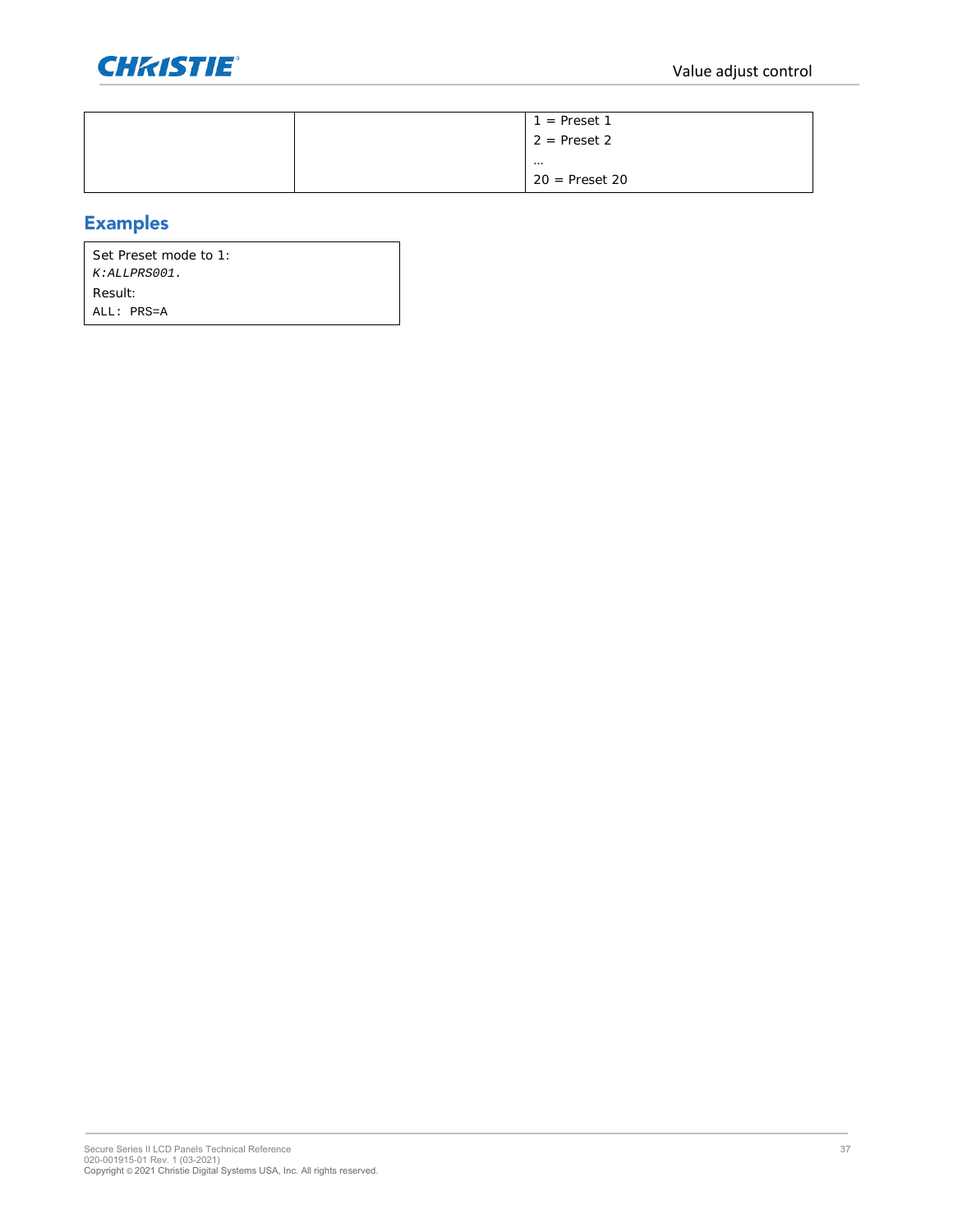|  |  | 1 = Preset 1<br>2 = Preset 2<br>…<br>20 = Preset 20 |
|---|---|---|

## Examples

| Set Preset mode to 1:<br>*K:ALLPRS001.*<br>Result:<br>ALL: PRS=A |
|---|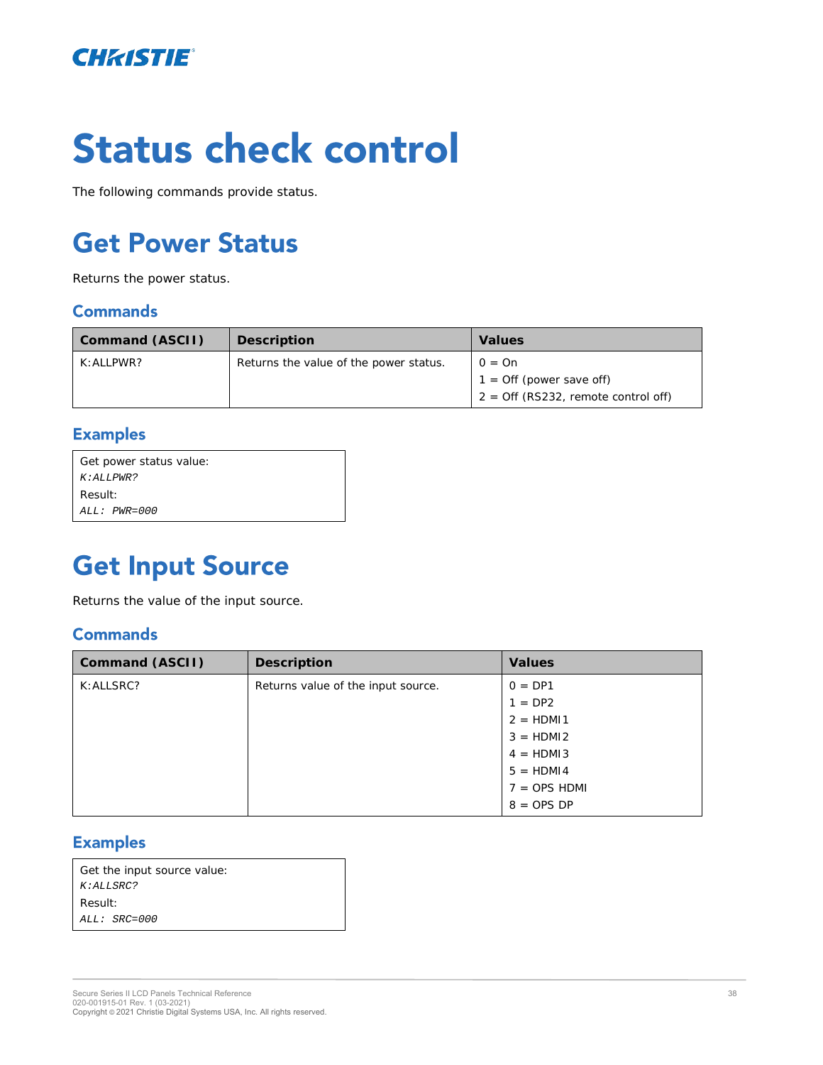# Status check control

The following commands provide status.

## Get Power Status

Returns the power status.

### Commands

| Command (ASCII) | Description | Values |
|---|---|---|
| K:ALLPWR? | Returns the value of the power status. | 0 = On<br>1 = Off (power save off)<br>2 = Off (RS232, remote control off) |

### Examples

| Get power status value:<br>*K:ALLPWR?*<br>Result:<br>*ALL: PWR=000* |
|---|

## Get Input Source

Returns the value of the input source.

### Commands

| Command (ASCII) | Description | Values |
|---|---|---|
| K:ALLSRC? | Returns value of the input source. | 0 = DP1<br>1 = DP2<br>2 = HDMI1<br>3 = HDMI2<br>4 = HDMI3<br>5 = HDMI4<br>7 = OPS HDMI<br>8 = OPS DP |

### Examples

| Get the input source value:<br>*K:ALLSRC?*<br>Result:<br>*ALL: SRC=000* |
|---|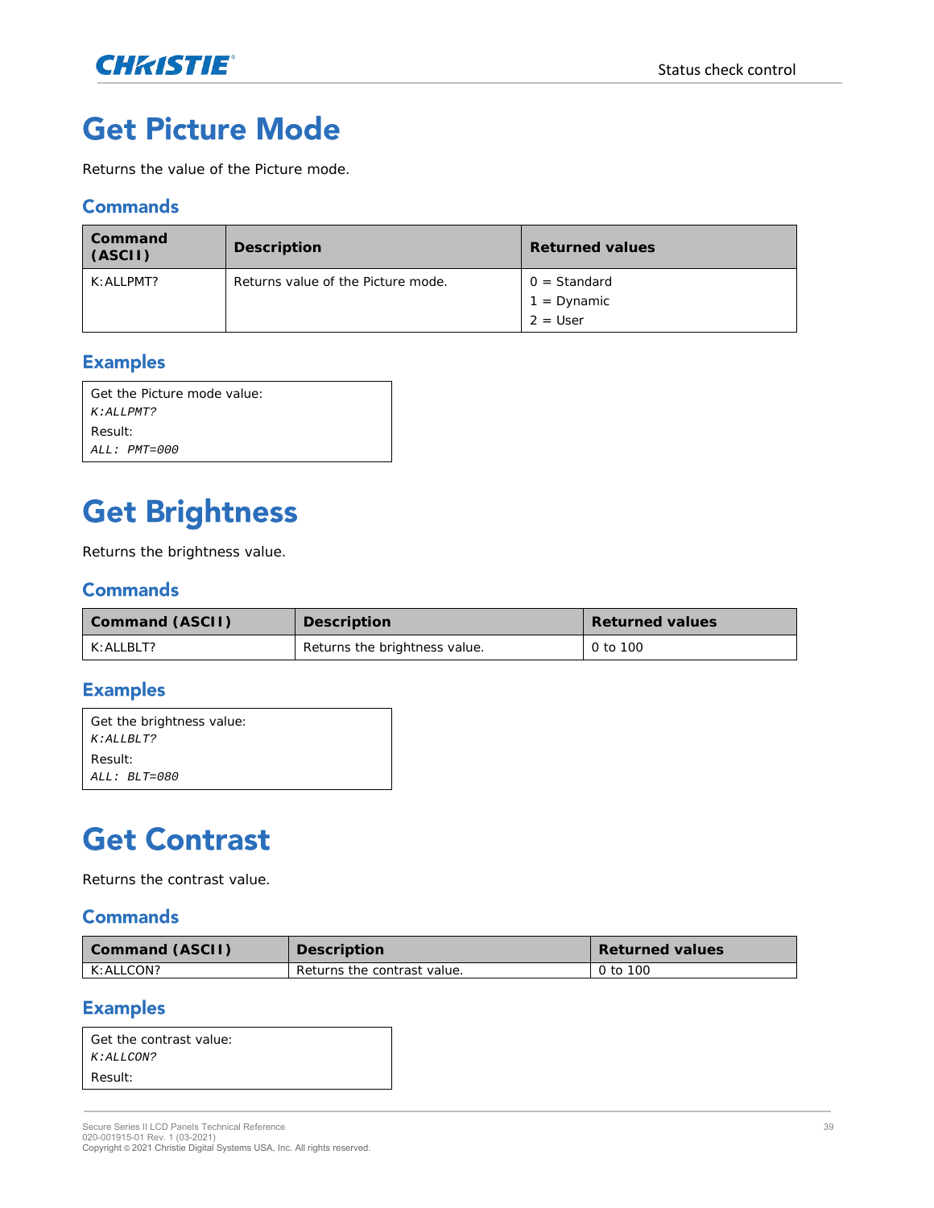# Get Picture Mode

Returns the value of the Picture mode.

## Commands

| Command (ASCII) | Description | Returned values |
|---|---|---|
| K:ALLPMT? | Returns value of the Picture mode. | 0 = Standard<br>1 = Dynamic<br>2 = User |

## Examples

Get the Picture mode value:
*K:ALLPMT?*
Result:
*ALL: PMT=000*

# Get Brightness

Returns the brightness value.

## Commands

| Command (ASCII) | Description | Returned values |
|---|---|---|
| K:ALLBLT? | Returns the brightness value. | 0 to 100 |

## Examples

Get the brightness value:
*K:ALLBLT?*
Result:
*ALL: BLT=080*

# Get Contrast

Returns the contrast value.

## Commands

| Command (ASCII) | Description | Returned values |
|---|---|---|
| K:ALLCON? | Returns the contrast value. | 0 to 100 |

## Examples

Get the contrast value:
*K:ALLCON?*
Result: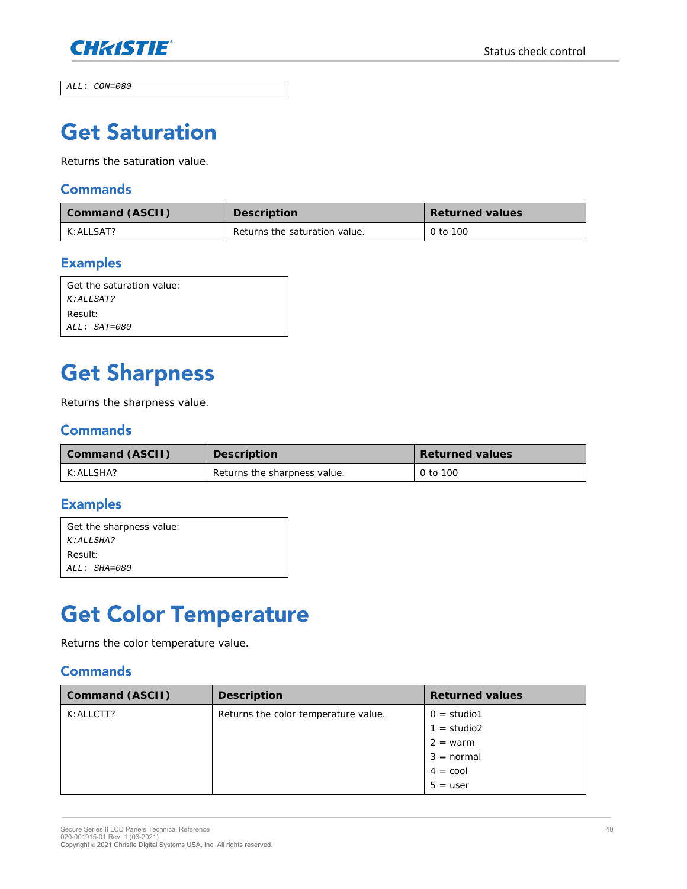```
ALL: CON=080
```

# Get Saturation

Returns the saturation value.

## Commands

| Command (ASCII) | Description | Returned values |
|---|---|---|
| K:ALLSAT? | Returns the saturation value. | 0 to 100 |

## Examples

Get the saturation value:

*K:ALLSAT?*

Result:

*ALL: SAT=080*

# Get Sharpness

Returns the sharpness value.

## Commands

| Command (ASCII) | Description | Returned values |
|---|---|---|
| K:ALLSHA? | Returns the sharpness value. | 0 to 100 |

## Examples

Get the sharpness value:

*K:ALLSHA?*

Result:

*ALL: SHA=080*

# Get Color Temperature

Returns the color temperature value.

## Commands

| Command (ASCII) | Description | Returned values |
|---|---|---|
| K:ALLCTT? | Returns the color temperature value. | 0 = studio1<br>1 = studio2<br>2 = warm<br>3 = normal<br>4 = cool<br>5 = user |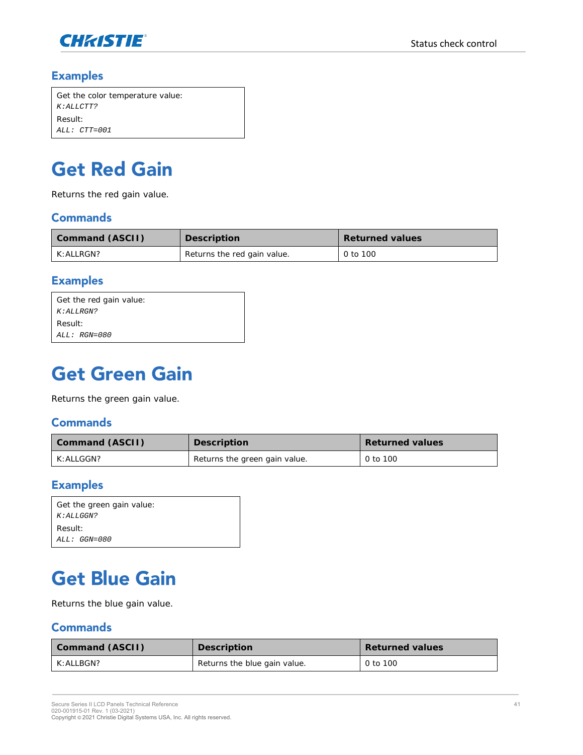### Examples

Get the color temperature value:
*K:ALLCTT?*
Result:
*ALL: CTT=001*

# Get Red Gain

Returns the red gain value.

### Commands

| Command (ASCII) | Description | Returned values |
|---|---|---|
| K:ALLRGN? | Returns the red gain value. | 0 to 100 |

### Examples

Get the red gain value:
*K:ALLRGN?*
Result:
*ALL: RGN=080*

# Get Green Gain

Returns the green gain value.

### Commands

| Command (ASCII) | Description | Returned values |
|---|---|---|
| K:ALLGGN? | Returns the green gain value. | 0 to 100 |

### Examples

Get the green gain value:
*K:ALLGGN?*
Result:
*ALL: GGN=080*

# Get Blue Gain

Returns the blue gain value.

### Commands

| Command (ASCII) | Description | Returned values |
|---|---|---|
| K:ALLBGN? | Returns the blue gain value. | 0 to 100 |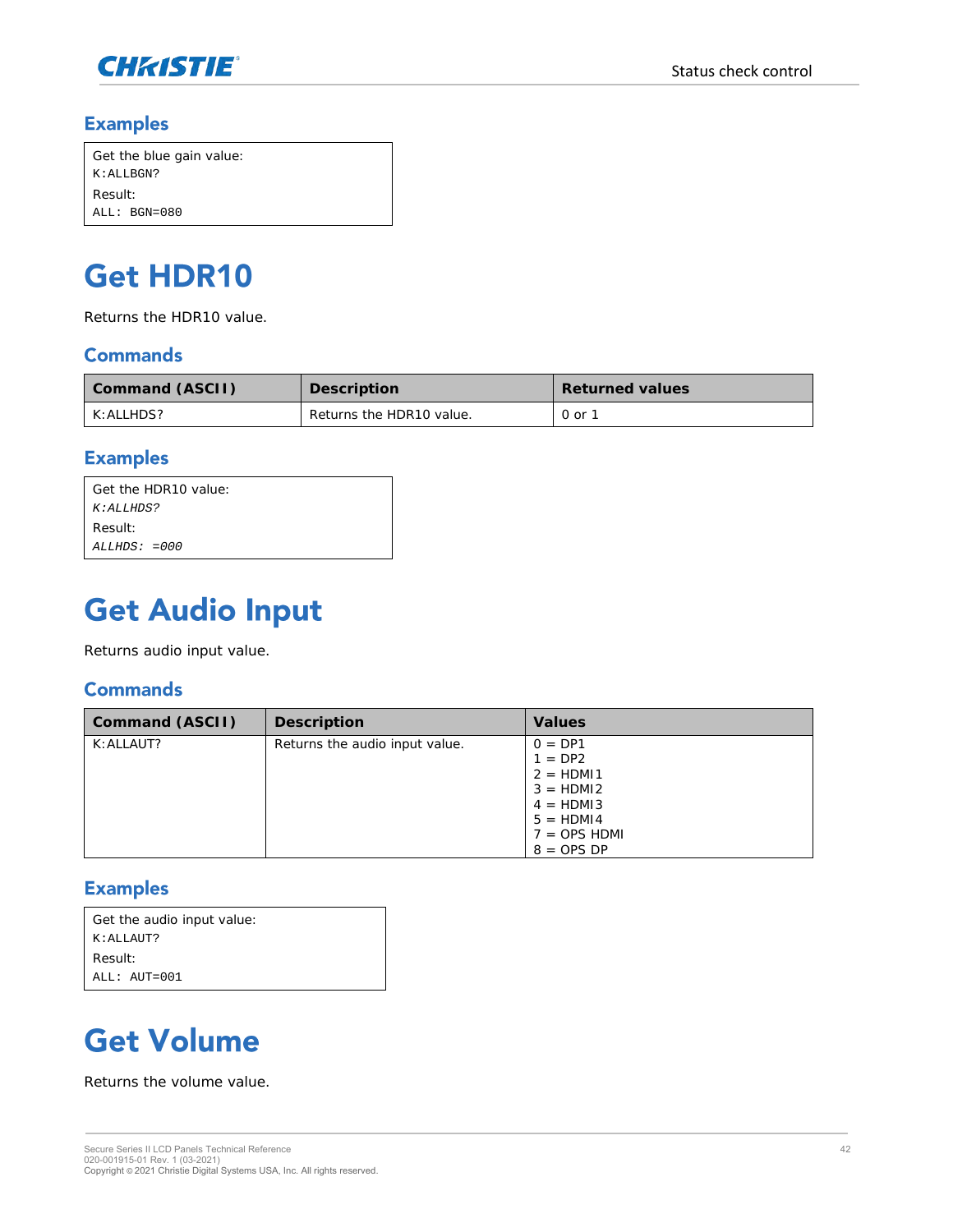## Examples

Get the blue gain value:
```
K:ALLBGN?
```
Result:
```
ALL: BGN=080
```

# Get HDR10

Returns the HDR10 value.

## Commands

| Command (ASCII) | Description | Returned values |
|---|---|---|
| K:ALLHDS? | Returns the HDR10 value. | 0 or 1 |

## Examples

Get the HDR10 value:
*K:ALLHDS?*
Result:
*ALLHDS: =000*

# Get Audio Input

Returns audio input value.

## Commands

| Command (ASCII) | Description | Values |
|---|---|---|
| K:ALLAUT? | Returns the audio input value. | 0 = DP1<br>1 = DP2<br>2 = HDMI1<br>3 = HDMI2<br>4 = HDMI3<br>5 = HDMI4<br>7 = OPS HDMI<br>8 = OPS DP |

## Examples

Get the audio input value:
```
K:ALLAUT?
```
Result:
```
ALL: AUT=001
```

# Get Volume

Returns the volume value.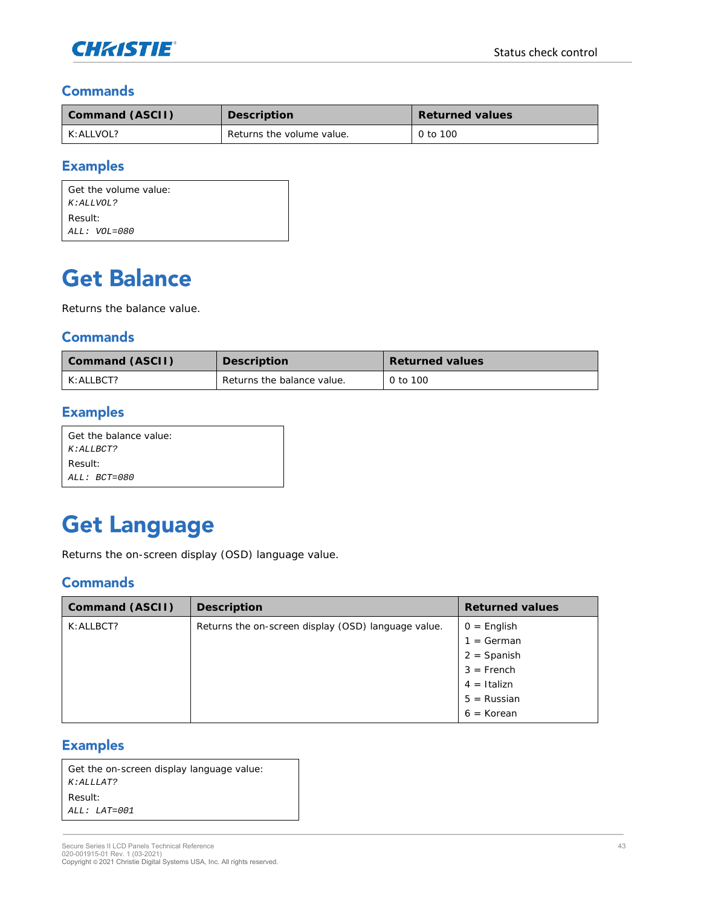### Commands

| Command (ASCII) | Description | Returned values |
|---|---|---|
| K:ALLVOL? | Returns the volume value. | 0 to 100 |

### Examples

Get the volume value:
*K:ALLVOL?*
Result:
*ALL: VOL=080*

# Get Balance

Returns the balance value.

### Commands

| Command (ASCII) | Description | Returned values |
|---|---|---|
| K:ALLBCT? | Returns the balance value. | 0 to 100 |

### Examples

Get the balance value:
*K:ALLBCT?*
Result:
*ALL: BCT=080*

# Get Language

Returns the on-screen display (OSD) language value.

### Commands

| Command (ASCII) | Description | Returned values |
|---|---|---|
| K:ALLBCT? | Returns the on-screen display (OSD) language value. | 0 = English<br>1 = German<br>2 = Spanish<br>3 = French<br>4 = Italizn<br>5 = Russian<br>6 = Korean |

### Examples

Get the on-screen display language value:
*K:ALLLAT?*
Result:
*ALL: LAT=001*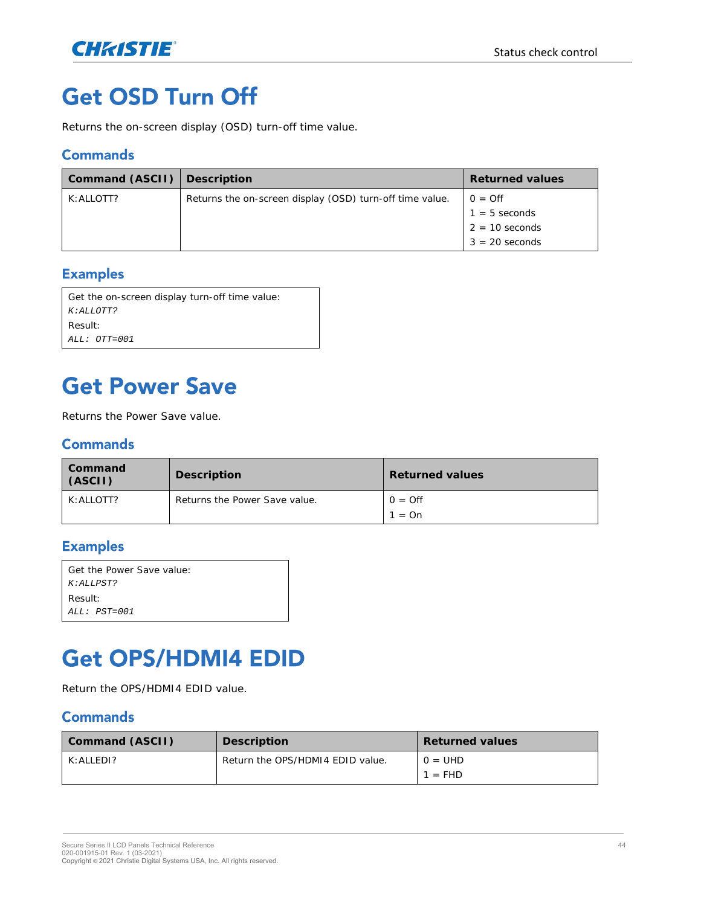// Get OSD Turn Off

Returns the on-screen display (OSD) turn-off time value.

## Commands

| Command (ASCII) | Description | Returned values |
|---|---|---|
| K:ALLOTT? | Returns the on-screen display (OSD) turn-off time value. | 0 = Off<br>1 = 5 seconds<br>2 = 10 seconds<br>3 = 20 seconds |

## Examples

Get the on-screen display turn-off time value:
*K:ALLOTT?*
Result:
*ALL: OTT=001*

# Get Power Save

Returns the Power Save value.

## Commands

| Command (ASCII) | Description | Returned values |
|---|---|---|
| K:ALLOTT? | Returns the Power Save value. | 0 = Off<br>1 = On |

## Examples

Get the Power Save value:
*K:ALLPST?*
Result:
*ALL: PST=001*

# Get OPS/HDMI4 EDID

Return the OPS/HDMI4 EDID value.

## Commands

| Command (ASCII) | Description | Returned values |
|---|---|---|
| K:ALLEDI? | Return the OPS/HDMI4 EDID value. | 0 = UHD<br>1 = FHD |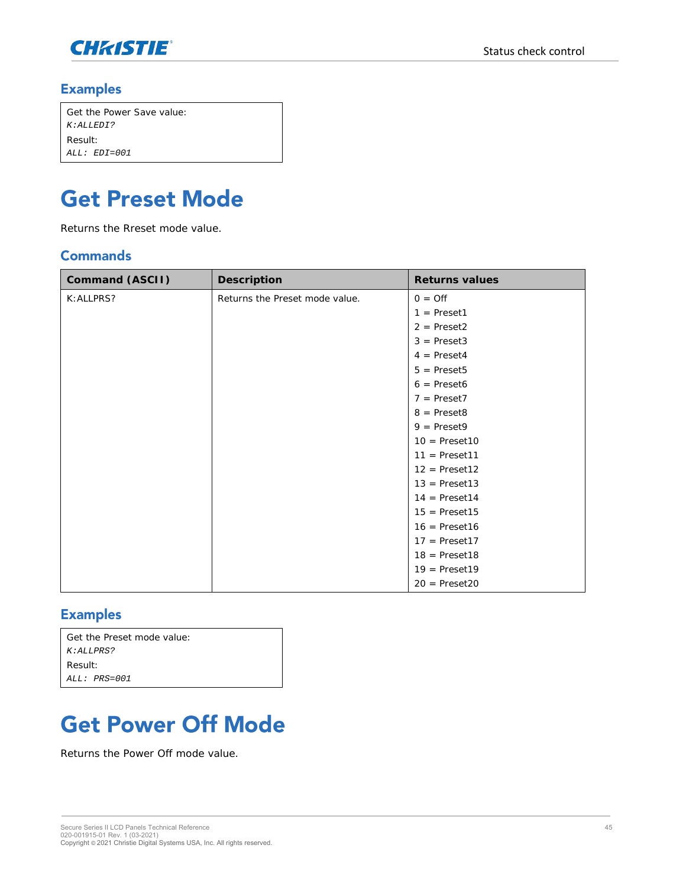### Examples

Get the Power Save value:

*K:ALLEDI?*

Result:

*ALL: EDI=001*

# Get Preset Mode

Returns the Rreset mode value.

### Commands

| Command (ASCII) | Description | Returns values |
|---|---|---|
| K:ALLPRS? | Returns the Preset mode value. | 0 = Off<br>1 = Preset1<br>2 = Preset2<br>3 = Preset3<br>4 = Preset4<br>5 = Preset5<br>6 = Preset6<br>7 = Preset7<br>8 = Preset8<br>9 = Preset9<br>10 = Preset10<br>11 = Preset11<br>12 = Preset12<br>13 = Preset13<br>14 = Preset14<br>15 = Preset15<br>16 = Preset16<br>17 = Preset17<br>18 = Preset18<br>19 = Preset19<br>20 = Preset20 |

### Examples

Get the Preset mode value:

*K:ALLPRS?*

Result:

*ALL: PRS=001*

# Get Power Off Mode

Returns the Power Off mode value.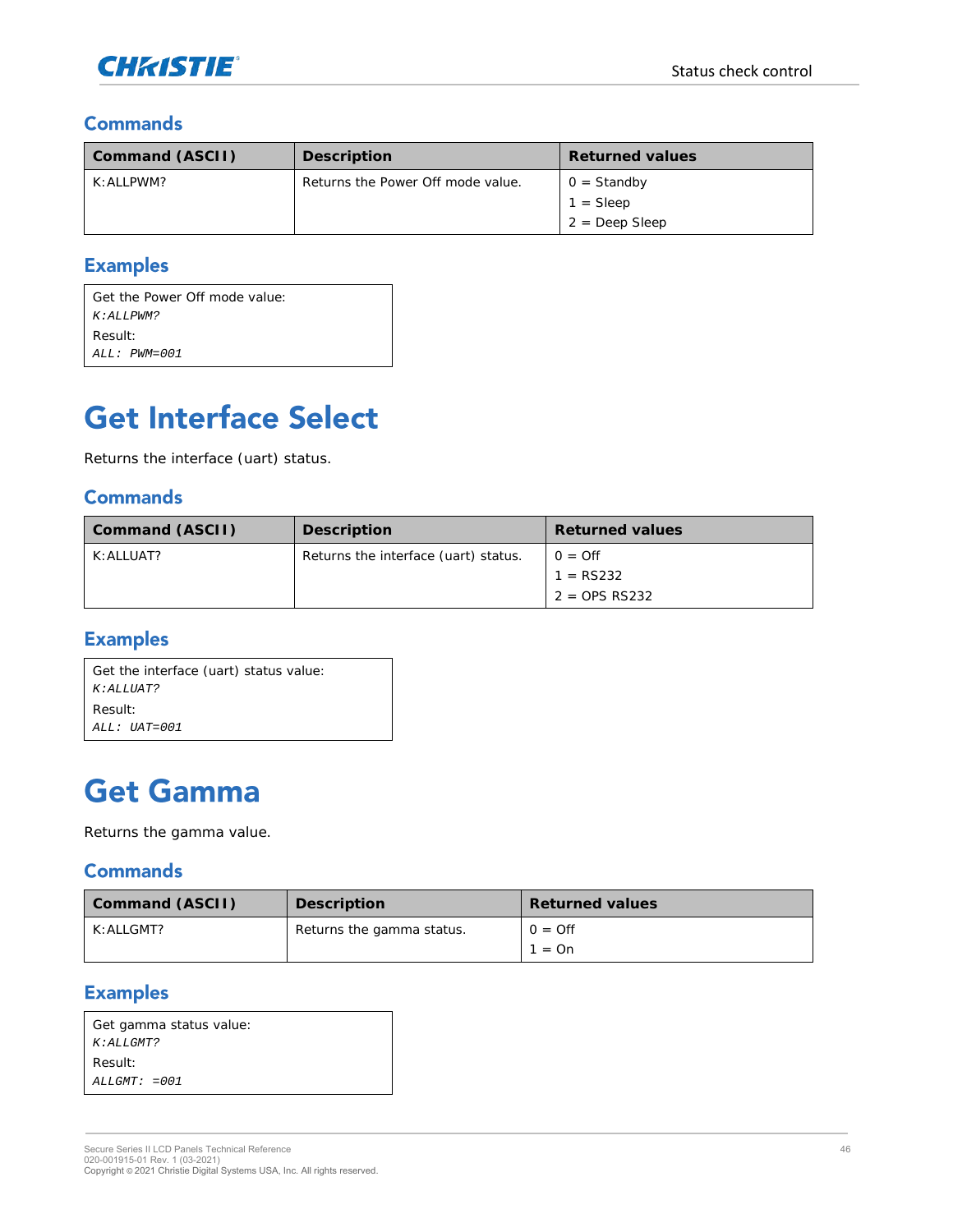### Commands

| Command (ASCII) | Description | Returned values |
| --- | --- | --- |
| K:ALLPWM? | Returns the Power Off mode value. | 0 = Standby<br>1 = Sleep<br>2 = Deep Sleep |

### Examples

Get the Power Off mode value:
*K:ALLPWM?*
Result:
*ALL: PWM=001*

## Get Interface Select

Returns the interface (uart) status.

### Commands

| Command (ASCII) | Description | Returned values |
| --- | --- | --- |
| K:ALLUAT? | Returns the interface (uart) status. | 0 = Off<br>1 = RS232<br>2 = OPS RS232 |

### Examples

Get the interface (uart) status value:
*K:ALLUAT?*
Result:
*ALL: UAT=001*

## Get Gamma

Returns the gamma value.

### Commands

| Command (ASCII) | Description | Returned values |
| --- | --- | --- |
| K:ALLGMT? | Returns the gamma status. | 0 = Off<br>1 = On |

### Examples

Get gamma status value:
*K:ALLGMT?*
Result:
*ALLGMT: =001*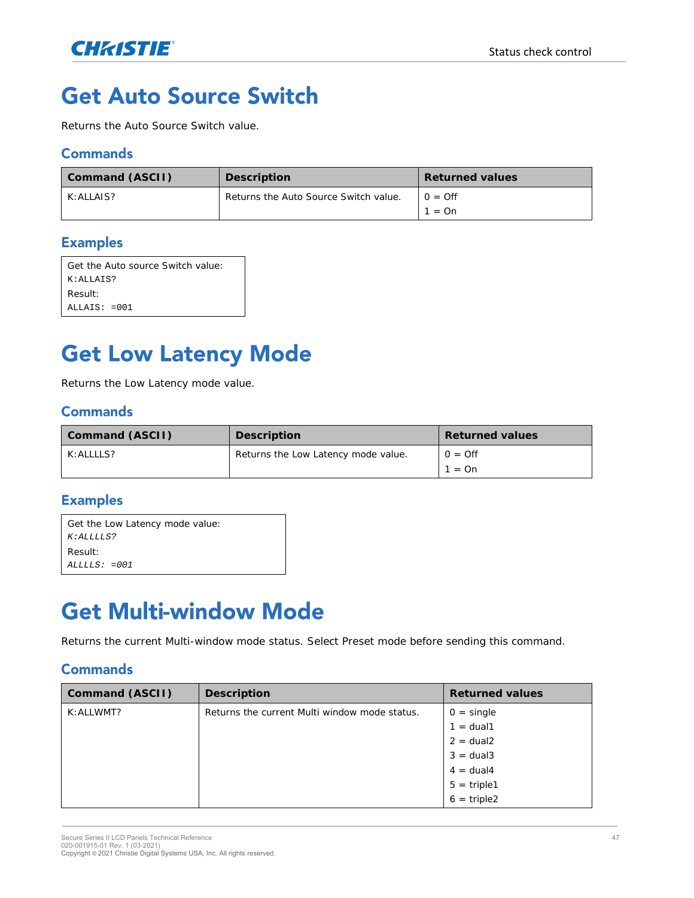# Get Auto Source Switch

Returns the Auto Source Switch value.

## Commands

| Command (ASCII) | Description | Returned values |
|---|---|---|
| K:ALLAIS? | Returns the Auto Source Switch value. | 0 = Off<br>1 = On |

## Examples

Get the Auto source Switch value:
`K:ALLAIS?`
Result:
`ALLAIS: =001`

# Get Low Latency Mode

Returns the Low Latency mode value.

## Commands

| Command (ASCII) | Description | Returned values |
|---|---|---|
| K:ALLLLS? | Returns the Low Latency mode value. | 0 = Off<br>1 = On |

## Examples

Get the Low Latency mode value:
*K:ALLLLS?*
Result:
*ALLLLS: =001*

# Get Multi-window Mode

Returns the current Multi-window mode status. Select Preset mode before sending this command.

## Commands

| Command (ASCII) | Description | Returned values |
|---|---|---|
| K:ALLWMT? | Returns the current Multi window mode status. | 0 = single<br>1 = dual1<br>2 = dual2<br>3 = dual3<br>4 = dual4<br>5 = triple1<br>6 = triple2 |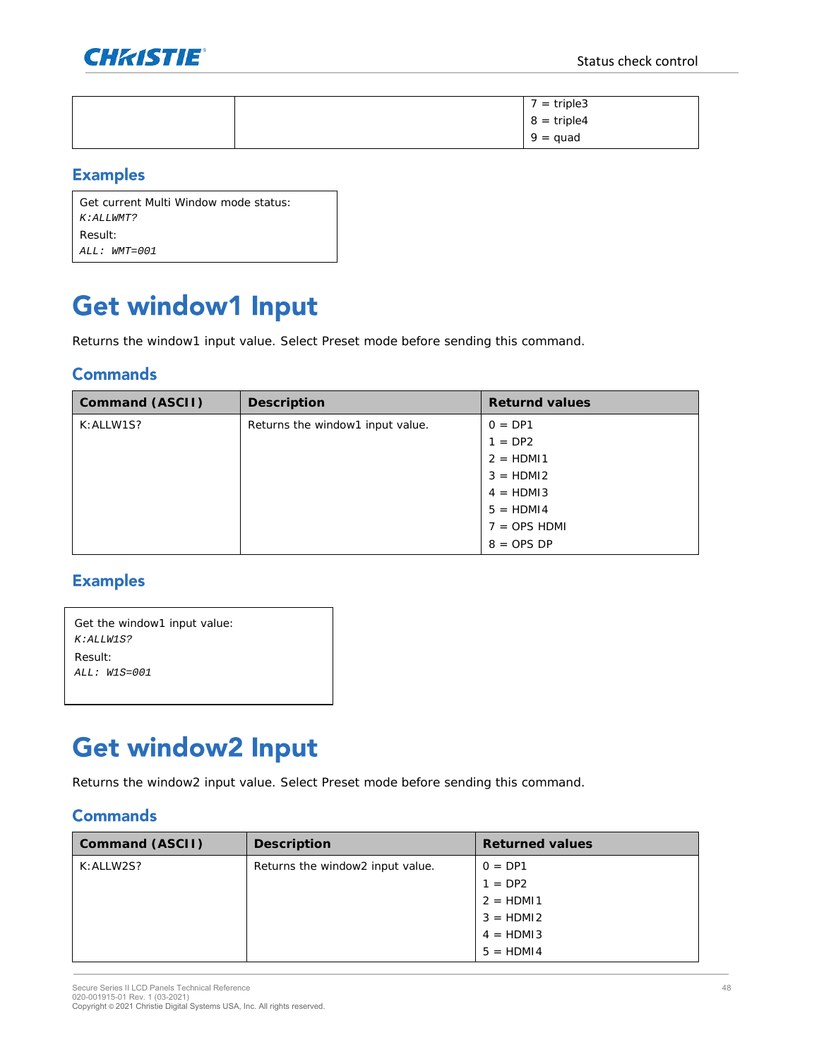| | | 7 = triple3<br>8 = triple4<br>9 = quad |
|---|---|---|

## Examples

Get current Multi Window mode status:
*K:ALLWMT?*
Result:
*ALL: WMT=001*

# Get window1 Input

Returns the window1 input value. Select Preset mode before sending this command.

## Commands

| Command (ASCII) | Description | Returnd values |
|---|---|---|
| K:ALLW1S? | Returns the window1 input value. | 0 = DP1<br>1 = DP2<br>2 = HDMI1<br>3 = HDMI2<br>4 = HDMI3<br>5 = HDMI4<br>7 = OPS HDMI<br>8 = OPS DP |

## Examples

Get the window1 input value:
*K:ALLW1S?*
Result:
*ALL: W1S=001*

# Get window2 Input

Returns the window2 input value. Select Preset mode before sending this command.

## Commands

| Command (ASCII) | Description | Returned values |
|---|---|---|
| K:ALLW2S? | Returns the window2 input value. | 0 = DP1<br>1 = DP2<br>2 = HDMI1<br>3 = HDMI2<br>4 = HDMI3<br>5 = HDMI4 |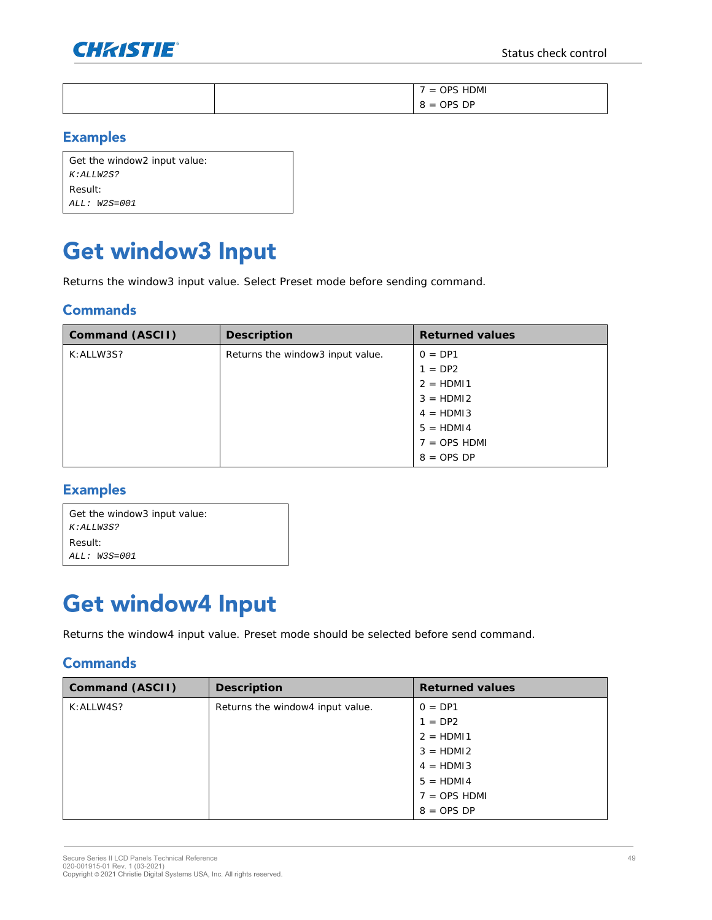| | | 7 = OPS HDMI<br>8 = OPS DP |
|---|---|---|

### Examples

Get the window2 input value:
*K:ALLW2S?*
Result:
*ALL: W2S=001*

# Get window3 Input

Returns the window3 input value. Select Preset mode before sending command.

### Commands

| Command (ASCII) | Description | Returned values |
|---|---|---|
| K:ALLW3S? | Returns the window3 input value. | 0 = DP1<br>1 = DP2<br>2 = HDMI1<br>3 = HDMI2<br>4 = HDMI3<br>5 = HDMI4<br>7 = OPS HDMI<br>8 = OPS DP |

### Examples

Get the window3 input value:
*K:ALLW3S?*
Result:
*ALL: W3S=001*

# Get window4 Input

Returns the window4 input value. Preset mode should be selected before send command.

### Commands

| Command (ASCII) | Description | Returned values |
|---|---|---|
| K:ALLW4S? | Returns the window4 input value. | 0 = DP1<br>1 = DP2<br>2 = HDMI1<br>3 = HDMI2<br>4 = HDMI3<br>5 = HDMI4<br>7 = OPS HDMI<br>8 = OPS DP |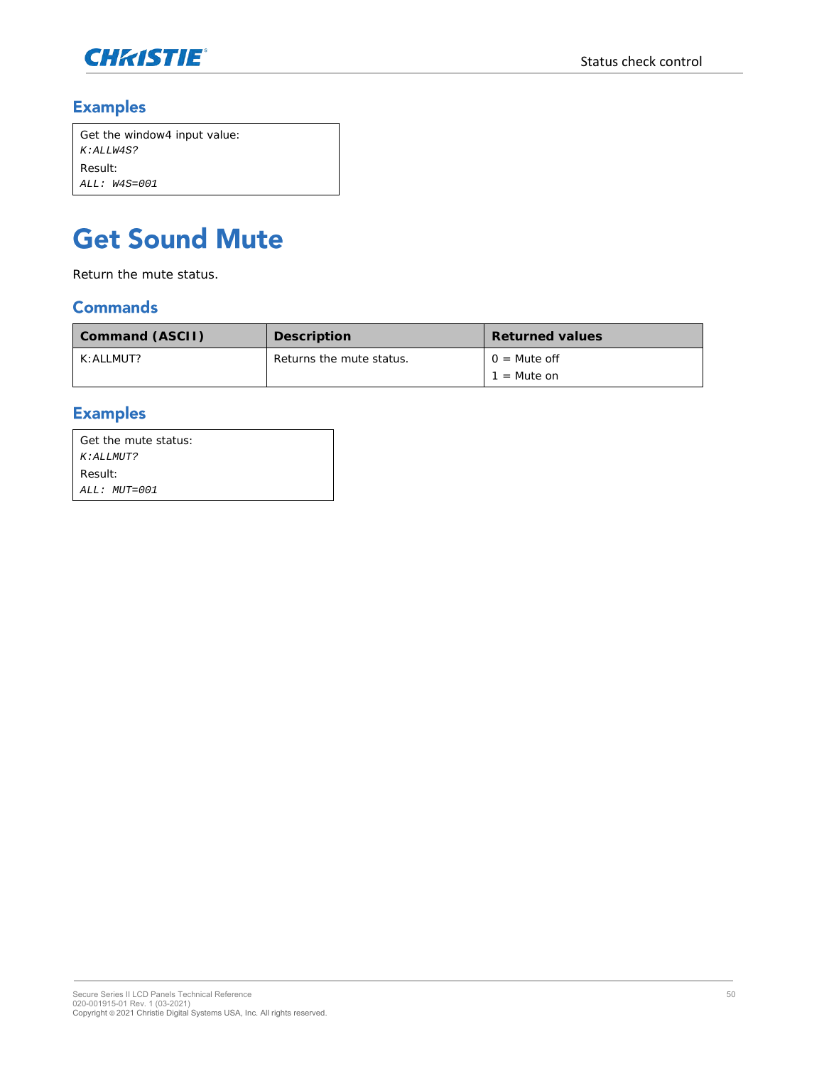## Examples

Get the window4 input value:
*K:ALLW4S?*
Result:
*ALL: W4S=001*

# Get Sound Mute

Return the mute status.

## Commands

| Command (ASCII) | Description | Returned values |
|---|---|---|
| K:ALLMUT? | Returns the mute status. | 0 = Mute off<br>1 = Mute on |

## Examples

Get the mute status:
*K:ALLMUT?*
Result:
*ALL: MUT=001*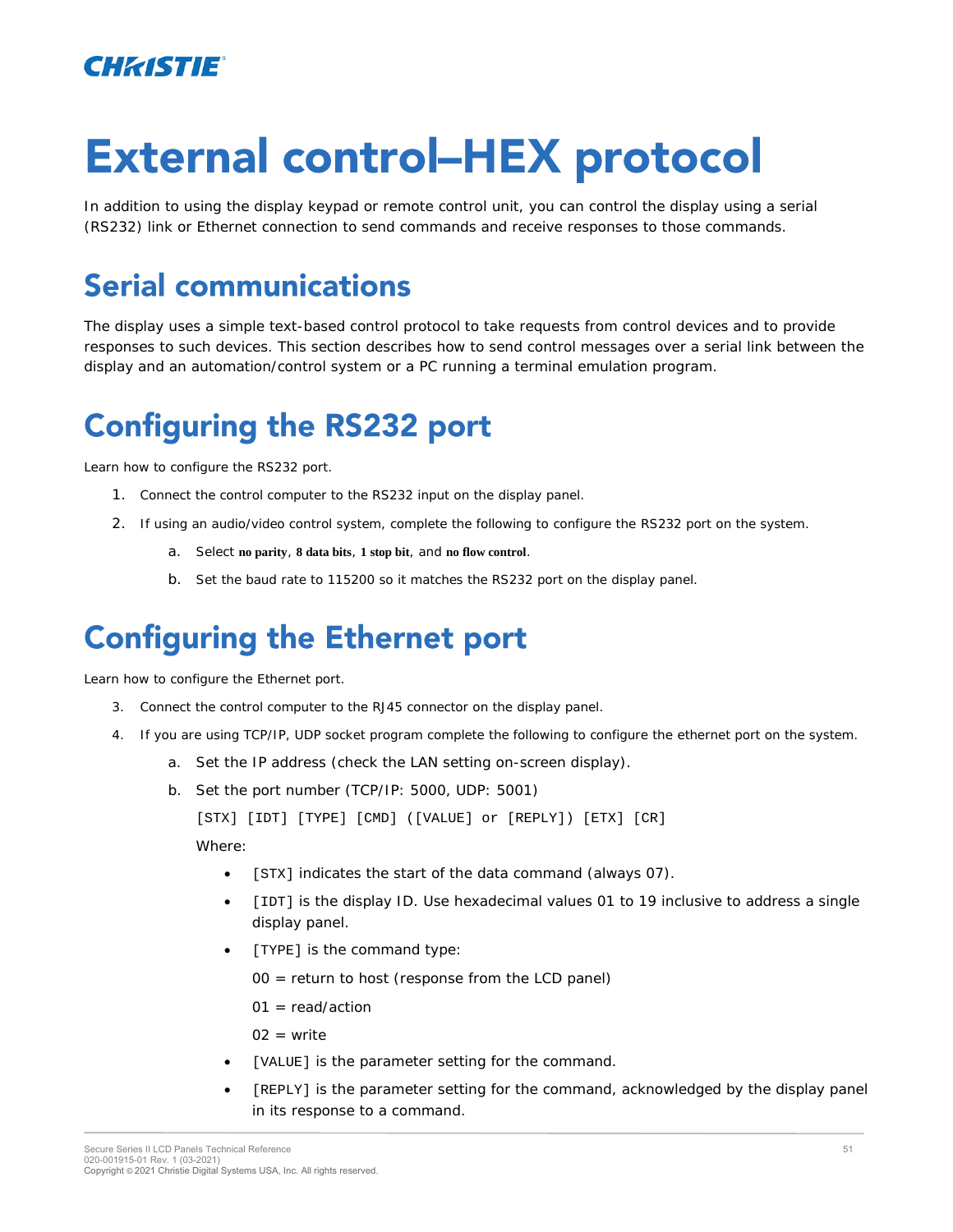# External control–HEX protocol

In addition to using the display keypad or remote control unit, you can control the display using a serial (RS232) link or Ethernet connection to send commands and receive responses to those commands.

## Serial communications

The display uses a simple text-based control protocol to take requests from control devices and to provide responses to such devices. This section describes how to send control messages over a serial link between the display and an automation/control system or a PC running a terminal emulation program.

## Configuring the RS232 port

Learn how to configure the RS232 port.

1. Connect the control computer to the RS232 input on the display panel.
2. If using an audio/video control system, complete the following to configure the RS232 port on the system.
    a. Select **no parity**, **8 data bits**, **1 stop bit**, and **no flow control**.
    b. Set the baud rate to 115200 so it matches the RS232 port on the display panel.

## Configuring the Ethernet port

Learn how to configure the Ethernet port.

3. Connect the control computer to the RJ45 connector on the display panel.
4. If you are using TCP/IP, UDP socket program complete the following to configure the ethernet port on the system.
    a. Set the IP address (check the LAN setting on-screen display).
    b. Set the port number (TCP/IP: 5000, UDP: 5001)

    ```
    [STX] [IDT] [TYPE] [CMD] ([VALUE] or [REPLY]) [ETX] [CR]
    ```

    Where:

    - `[STX]` indicates the start of the data command (always 07).
    - `[IDT]` is the display ID. Use hexadecimal values 01 to 19 inclusive to address a single display panel.
    - `[TYPE]` is the command type:

      00 = return to host (response from the LCD panel)

      01 = read/action

      02 = write
    - `[VALUE]` is the parameter setting for the command.
    - `[REPLY]` is the parameter setting for the command, acknowledged by the display panel in its response to a command.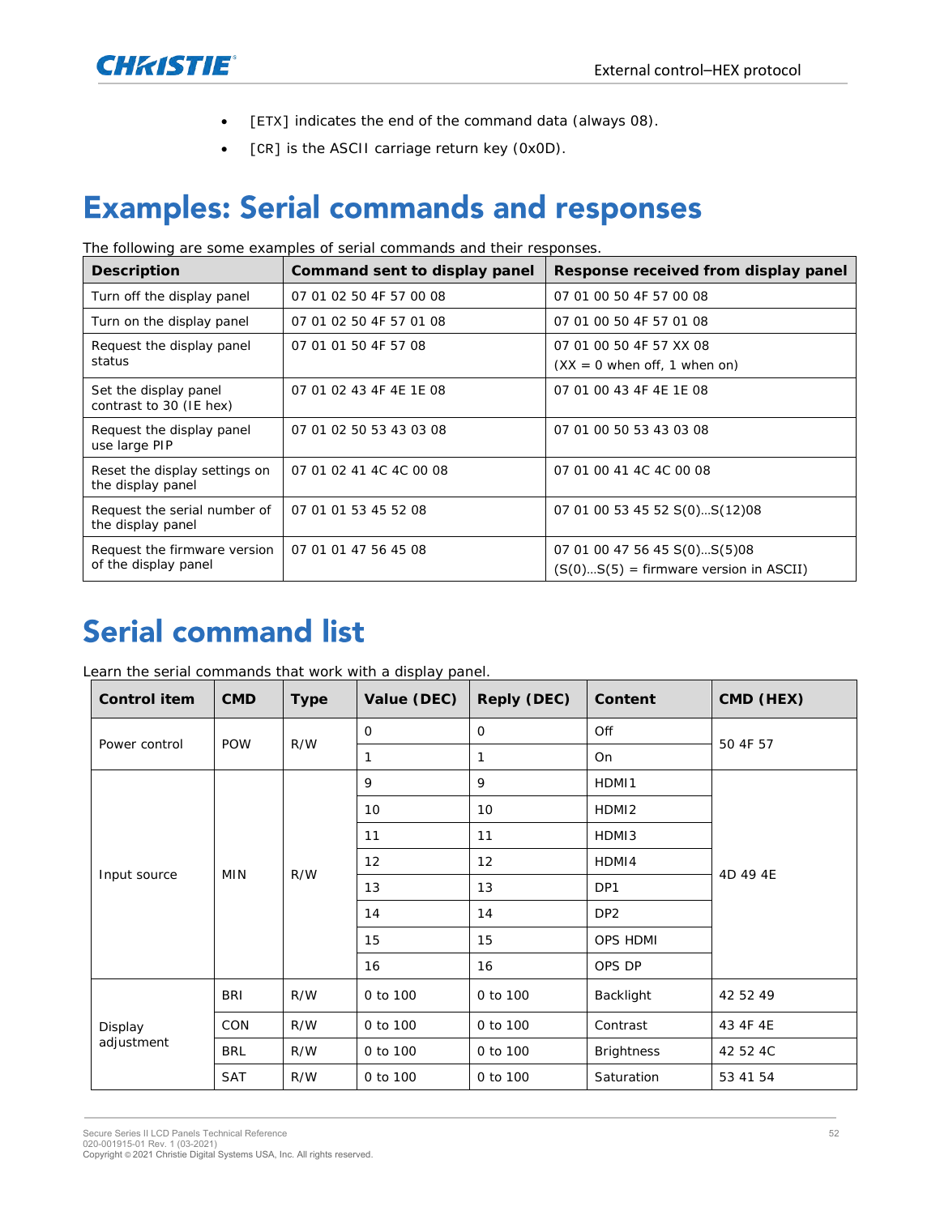- [ETX] indicates the end of the command data (always 08).
- [CR] is the ASCII carriage return key (0x0D).

# Examples: Serial commands and responses

The following are some examples of serial commands and their responses.

| Description | Command sent to display panel | Response received from display panel |
|---|---|---|
| Turn off the display panel | 07 01 02 50 4F 57 00 08 | 07 01 00 50 4F 57 00 08 |
| Turn on the display panel | 07 01 02 50 4F 57 01 08 | 07 01 00 50 4F 57 01 08 |
| Request the display panel status | 07 01 01 50 4F 57 08 | 07 01 00 50 4F 57 XX 08<br>(XX = 0 when off, 1 when on) |
| Set the display panel contrast to 30 (IE hex) | 07 01 02 43 4F 4E 1E 08 | 07 01 00 43 4F 4E 1E 08 |
| Request the display panel use large PIP | 07 01 02 50 53 43 03 08 | 07 01 00 50 53 43 03 08 |
| Reset the display settings on the display panel | 07 01 02 41 4C 4C 00 08 | 07 01 00 41 4C 4C 00 08 |
| Request the serial number of the display panel | 07 01 01 53 45 52 08 | 07 01 00 53 45 52 S(0)…S(12)08 |
| Request the firmware version of the display panel | 07 01 01 47 56 45 08 | 07 01 00 47 56 45 S(0)…S(5)08<br>(S(0)…S(5) = firmware version in ASCII) |

# Serial command list

Learn the serial commands that work with a display panel.

| Control item | CMD | Type | Value (DEC) | Reply (DEC) | Content | CMD (HEX) |
|---|---|---|---|---|---|---|
| Power control | POW | R/W | 0 | 0 | Off | 50 4F 57 |
| | | | 1 | 1 | On | |
| Input source | MIN | R/W | 9 | 9 | HDMI1 | 4D 49 4E |
| | | | 10 | 10 | HDMI2 | |
| | | | 11 | 11 | HDMI3 | |
| | | | 12 | 12 | HDMI4 | |
| | | | 13 | 13 | DP1 | |
| | | | 14 | 14 | DP2 | |
| | | | 15 | 15 | OPS HDMI | |
| | | | 16 | 16 | OPS DP | |
| Display adjustment | BRI | R/W | 0 to 100 | 0 to 100 | Backlight | 42 52 49 |
| | CON | R/W | 0 to 100 | 0 to 100 | Contrast | 43 4F 4E |
| | BRL | R/W | 0 to 100 | 0 to 100 | Brightness | 42 52 4C |
| | SAT | R/W | 0 to 100 | 0 to 100 | Saturation | 53 41 54 |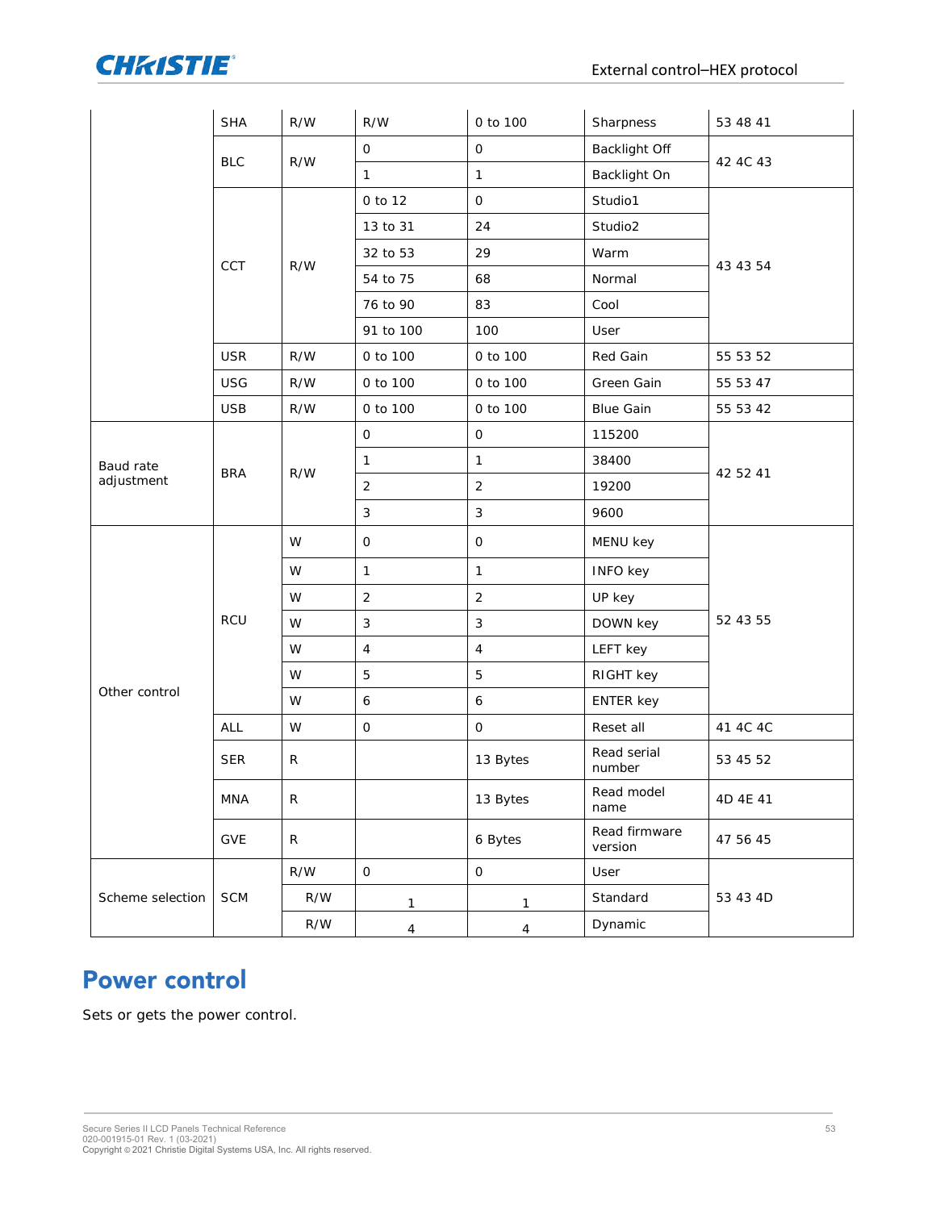| | SHA | R/W | R/W | 0 to 100 | Sharpness | 53 48 41 |
|---|---|---|---|---|---|---|
| | BLC | R/W | 0 | 0 | Backlight Off | 42 4C 43 |
| | | | 1 | 1 | Backlight On | |
| | CCT | R/W | 0 to 12 | 0 | Studio1 | 43 43 54 |
| | | | 13 to 31 | 24 | Studio2 | |
| | | | 32 to 53 | 29 | Warm | |
| | | | 54 to 75 | 68 | Normal | |
| | | | 76 to 90 | 83 | Cool | |
| | | | 91 to 100 | 100 | User | |
| | USR | R/W | 0 to 100 | 0 to 100 | Red Gain | 55 53 52 |
| | USG | R/W | 0 to 100 | 0 to 100 | Green Gain | 55 53 47 |
| | USB | R/W | 0 to 100 | 0 to 100 | Blue Gain | 55 53 42 |
| Baud rate adjustment | BRA | R/W | 0 | 0 | 115200 | 42 52 41 |
| | | | 1 | 1 | 38400 | |
| | | | 2 | 2 | 19200 | |
| | | | 3 | 3 | 9600 | |
| Other control | RCU | W | 0 | 0 | MENU key | 52 43 55 |
| | | W | 1 | 1 | INFO key | |
| | | W | 2 | 2 | UP key | |
| | | W | 3 | 3 | DOWN key | |
| | | W | 4 | 4 | LEFT key | |
| | | W | 5 | 5 | RIGHT key | |
| | | W | 6 | 6 | ENTER key | |
| | ALL | W | 0 | 0 | Reset all | 41 4C 4C |
| | SER | R | | 13 Bytes | Read serial number | 53 45 52 |
| | MNA | R | | 13 Bytes | Read model name | 4D 4E 41 |
| | GVE | R | | 6 Bytes | Read firmware version | 47 56 45 |
| Scheme selection | SCM | R/W | 0 | 0 | User | 53 43 4D |
| | | R/W | 1 | 1 | Standard | |
| | | R/W | 4 | 4 | Dynamic | |

## Power control

Sets or gets the power control.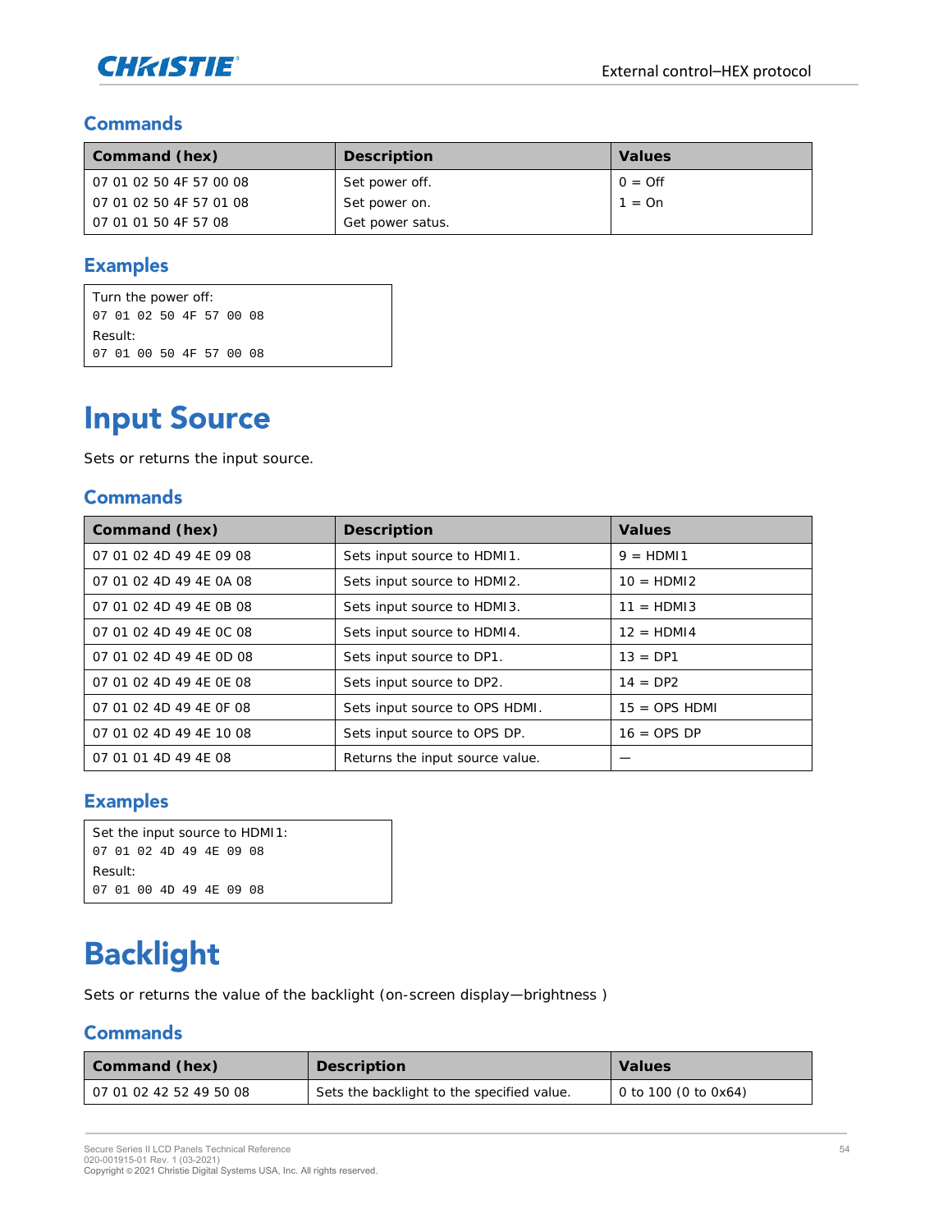### Commands

| Command (hex) | Description | Values |
|---|---|---|
| 07 01 02 50 4F 57 00 08<br>07 01 02 50 4F 57 01 08<br>07 01 01 50 4F 57 08 | Set power off.<br>Set power on.<br>Get power satus. | 0 = Off<br>1 = On |

### Examples

```
Turn the power off:
07 01 02 50 4F 57 00 08
Result:
07 01 00 50 4F 57 00 08
```

# Input Source

Sets or returns the input source.

### Commands

| Command (hex) | Description | Values |
|---|---|---|
| 07 01 02 4D 49 4E 09 08 | Sets input source to HDMI1. | 9 = HDMI1 |
| 07 01 02 4D 49 4E 0A 08 | Sets input source to HDMI2. | 10 = HDMI2 |
| 07 01 02 4D 49 4E 0B 08 | Sets input source to HDMI3. | 11 = HDMI3 |
| 07 01 02 4D 49 4E 0C 08 | Sets input source to HDMI4. | 12 = HDMI4 |
| 07 01 02 4D 49 4E 0D 08 | Sets input source to DP1. | 13 = DP1 |
| 07 01 02 4D 49 4E 0E 08 | Sets input source to DP2. | 14 = DP2 |
| 07 01 02 4D 49 4E 0F 08 | Sets input source to OPS HDMI. | 15 = OPS HDMI |
| 07 01 02 4D 49 4E 10 08 | Sets input source to OPS DP. | 16 = OPS DP |
| 07 01 01 4D 49 4E 08 | Returns the input source value. | — |

### Examples

```
Set the input source to HDMI1:
07 01 02 4D 49 4E 09 08
Result:
07 01 00 4D 49 4E 09 08
```

# Backlight

Sets or returns the value of the backlight (on-screen display—brightness )

### Commands

| Command (hex) | Description | Values |
|---|---|---|
| 07 01 02 42 52 49 50 08 | Sets the backlight to the specified value. | 0 to 100 (0 to 0x64) |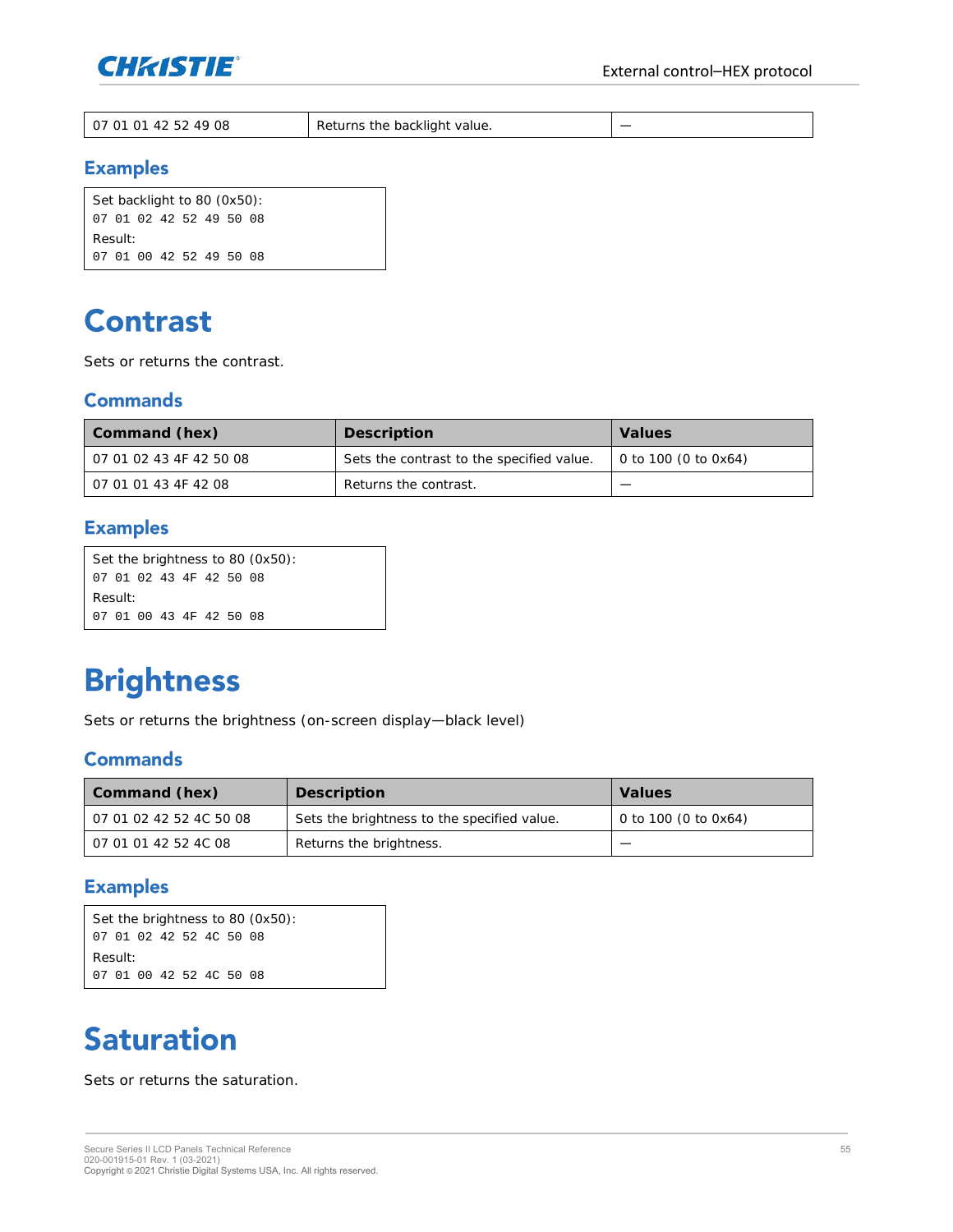| | | |
|---|---|---|
| 07 01 01 42 52 49 08 | Returns the backlight value. | — |

### Examples

```
Set backlight to 80 (0x50):
07 01 02 42 52 49 50 08
Result:
07 01 00 42 52 49 50 08
```

# Contrast

Sets or returns the contrast.

### Commands

| Command (hex) | Description | Values |
|---|---|---|
| 07 01 02 43 4F 42 50 08 | Sets the contrast to the specified value. | 0 to 100 (0 to 0x64) |
| 07 01 01 43 4F 42 08 | Returns the contrast. | — |

### Examples

```
Set the brightness to 80 (0x50):
07 01 02 43 4F 42 50 08
Result:
07 01 00 43 4F 42 50 08
```

# Brightness

Sets or returns the brightness (on-screen display—black level)

### Commands

| Command (hex) | Description | Values |
|---|---|---|
| 07 01 02 42 52 4C 50 08 | Sets the brightness to the specified value. | 0 to 100 (0 to 0x64) |
| 07 01 01 42 52 4C 08 | Returns the brightness. | — |

### Examples

```
Set the brightness to 80 (0x50):
07 01 02 42 52 4C 50 08
Result:
07 01 00 42 52 4C 50 08
```

# Saturation

Sets or returns the saturation.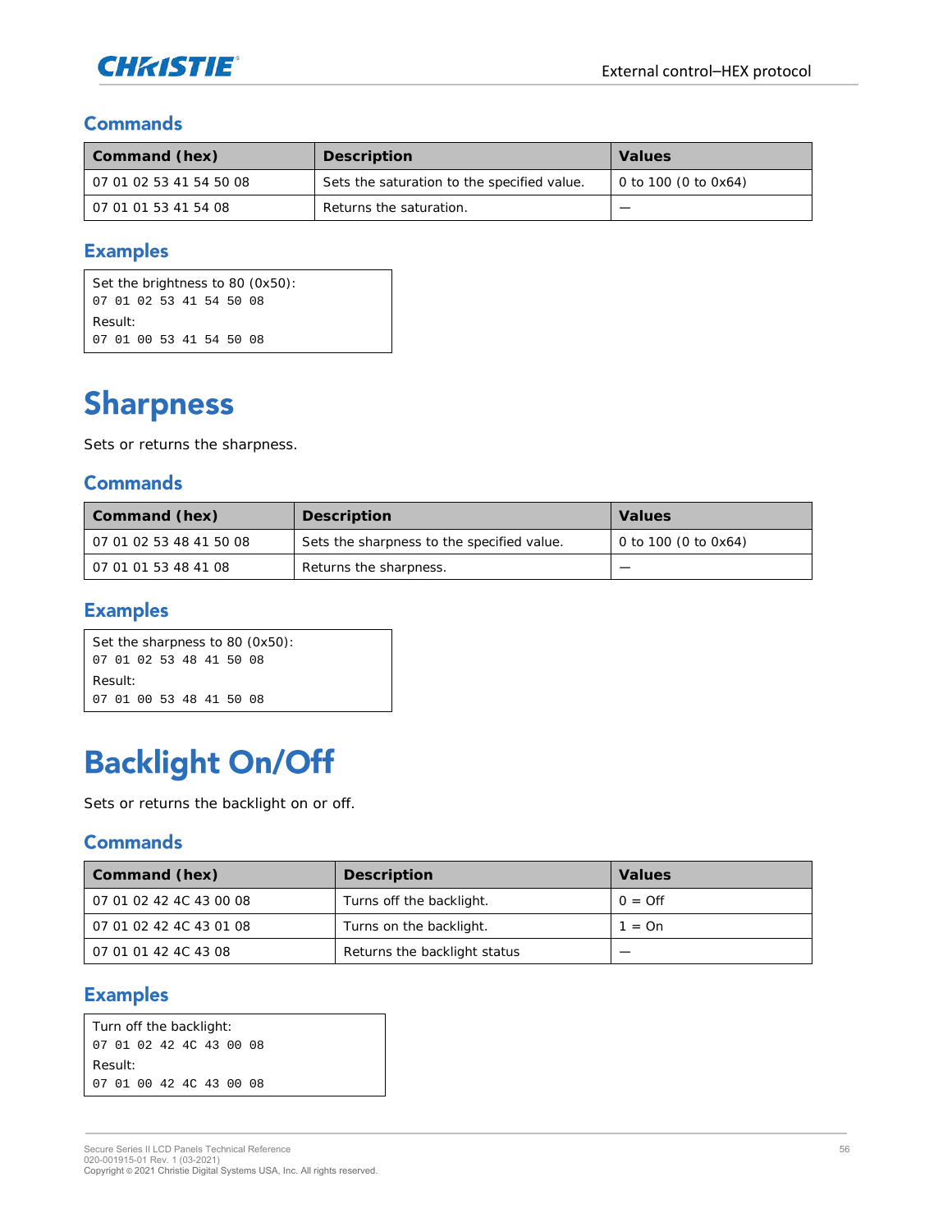### Commands

| Command (hex) | Description | Values |
|---|---|---|
| 07 01 02 53 41 54 50 08 | Sets the saturation to the specified value. | 0 to 100 (0 to 0x64) |
| 07 01 01 53 41 54 08 | Returns the saturation. | — |

### Examples

Set the brightness to 80 (0x50):
```
07 01 02 53 41 54 50 08
```
Result:
```
07 01 00 53 41 54 50 08
```

# Sharpness

Sets or returns the sharpness.

### Commands

| Command (hex) | Description | Values |
|---|---|---|
| 07 01 02 53 48 41 50 08 | Sets the sharpness to the specified value. | 0 to 100 (0 to 0x64) |
| 07 01 01 53 48 41 08 | Returns the sharpness. | — |

### Examples

Set the sharpness to 80 (0x50):
```
07 01 02 53 48 41 50 08
```
Result:
```
07 01 00 53 48 41 50 08
```

# Backlight On/Off

Sets or returns the backlight on or off.

### Commands

| Command (hex) | Description | Values |
|---|---|---|
| 07 01 02 42 4C 43 00 08 | Turns off the backlight. | 0 = Off |
| 07 01 02 42 4C 43 01 08 | Turns on the backlight. | 1 = On |
| 07 01 01 42 4C 43 08 | Returns the backlight status | — |

### Examples

Turn off the backlight:
```
07 01 02 42 4C 43 00 08
```
Result:
```
07 01 00 42 4C 43 00 08
```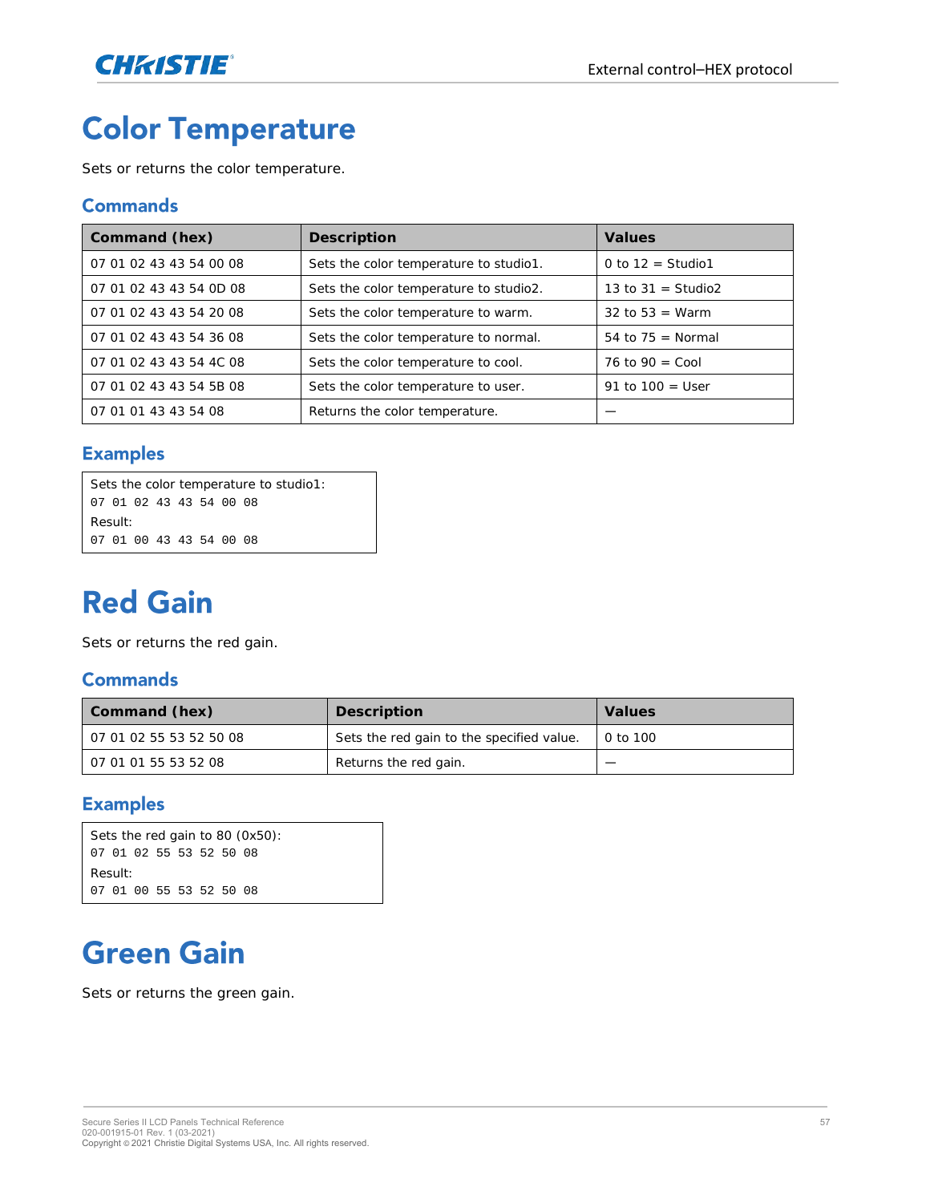# Color Temperature

Sets or returns the color temperature.

## Commands

| Command (hex) | Description | Values |
|---|---|---|
| 07 01 02 43 43 54 00 08 | Sets the color temperature to studio1. | 0 to 12 = Studio1 |
| 07 01 02 43 43 54 0D 08 | Sets the color temperature to studio2. | 13 to 31 = Studio2 |
| 07 01 02 43 43 54 20 08 | Sets the color temperature to warm. | 32 to 53 = Warm |
| 07 01 02 43 43 54 36 08 | Sets the color temperature to normal. | 54 to 75 = Normal |
| 07 01 02 43 43 54 4C 08 | Sets the color temperature to cool. | 76 to 90 = Cool |
| 07 01 02 43 43 54 5B 08 | Sets the color temperature to user. | 91 to 100 = User |
| 07 01 01 43 43 54 08 | Returns the color temperature. | — |

## Examples

Sets the color temperature to studio1:

```
07 01 02 43 43 54 00 08
```

Result:

```
07 01 00 43 43 54 00 08
```

# Red Gain

Sets or returns the red gain.

## Commands

| Command (hex) | Description | Values |
|---|---|---|
| 07 01 02 55 53 52 50 08 | Sets the red gain to the specified value. | 0 to 100 |
| 07 01 01 55 53 52 08 | Returns the red gain. | — |

## Examples

Sets the red gain to 80 (0x50):

```
07 01 02 55 53 52 50 08
```

Result:

```
07 01 00 55 53 52 50 08
```

# Green Gain

Sets or returns the green gain.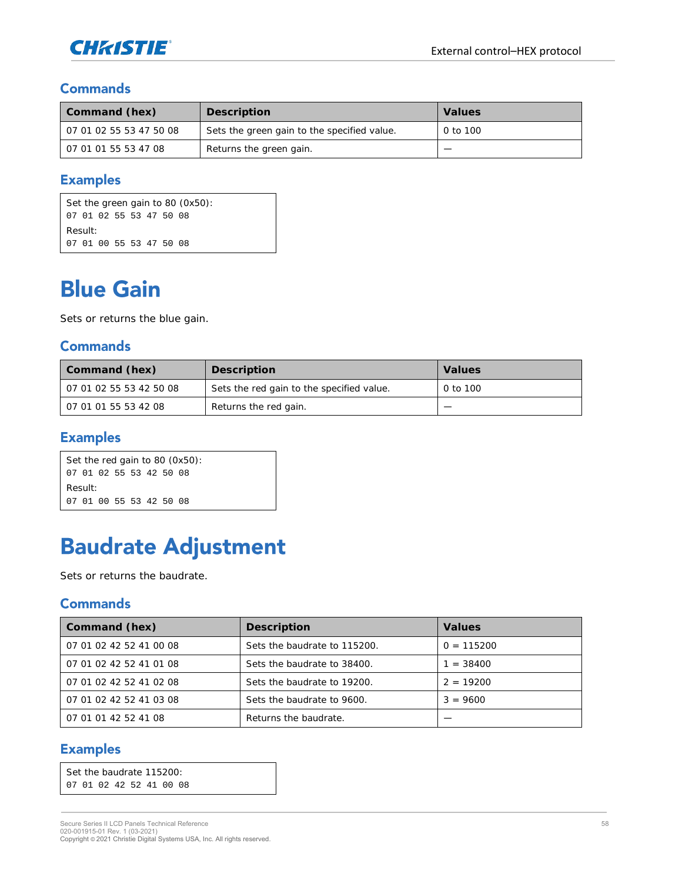### Commands

| Command (hex) | Description | Values |
| --- | --- | --- |
| 07 01 02 55 53 47 50 08 | Sets the green gain to the specified value. | 0 to 100 |
| 07 01 01 55 53 47 08 | Returns the green gain. | — |

### Examples

Set the green gain to 80 (0x50):
`07 01 02 55 53 47 50 08`
Result:
`07 01 00 55 53 47 50 08`

# Blue Gain

Sets or returns the blue gain.

### Commands

| Command (hex) | Description | Values |
| --- | --- | --- |
| 07 01 02 55 53 42 50 08 | Sets the red gain to the specified value. | 0 to 100 |
| 07 01 01 55 53 42 08 | Returns the red gain. | — |

### Examples

Set the red gain to 80 (0x50):
`07 01 02 55 53 42 50 08`
Result:
`07 01 00 55 53 42 50 08`

# Baudrate Adjustment

Sets or returns the baudrate.

### Commands

| Command (hex) | Description | Values |
| --- | --- | --- |
| 07 01 02 42 52 41 00 08 | Sets the baudrate to 115200. | 0 = 115200 |
| 07 01 02 42 52 41 01 08 | Sets the baudrate to 38400. | 1 = 38400 |
| 07 01 02 42 52 41 02 08 | Sets the baudrate to 19200. | 2 = 19200 |
| 07 01 02 42 52 41 03 08 | Sets the baudrate to 9600. | 3 = 9600 |
| 07 01 01 42 52 41 08 | Returns the baudrate. | — |

### Examples

Set the baudrate 115200:
`07 01 02 42 52 41 00 08`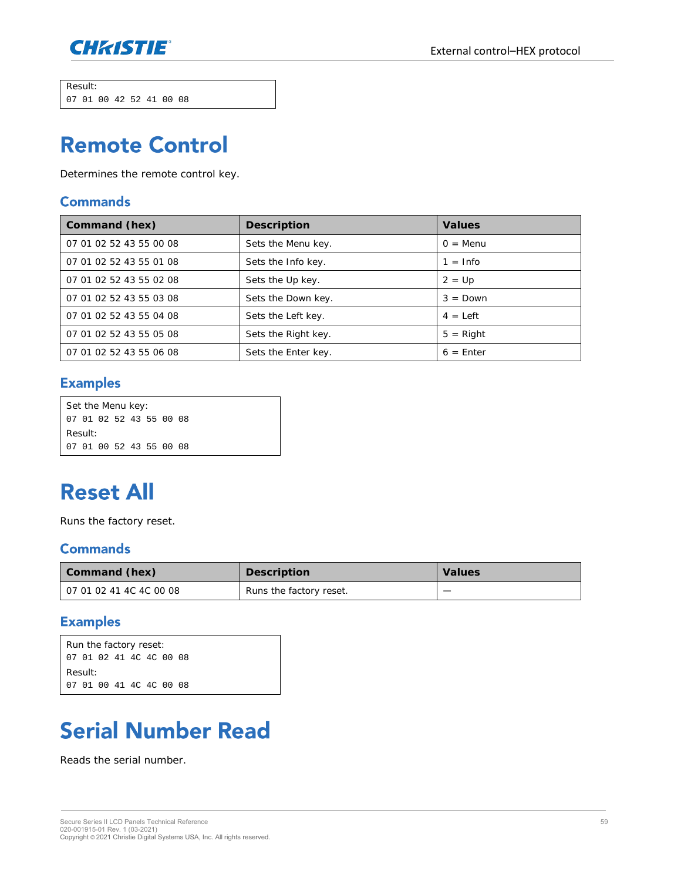```
Result:
07 01 00 42 52 41 00 08
```

# Remote Control

Determines the remote control key.

## Commands

| Command (hex) | Description | Values |
|---|---|---|
| 07 01 02 52 43 55 00 08 | Sets the Menu key. | 0 = Menu |
| 07 01 02 52 43 55 01 08 | Sets the Info key. | 1 = Info |
| 07 01 02 52 43 55 02 08 | Sets the Up key. | 2 = Up |
| 07 01 02 52 43 55 03 08 | Sets the Down key. | 3 = Down |
| 07 01 02 52 43 55 04 08 | Sets the Left key. | 4 = Left |
| 07 01 02 52 43 55 05 08 | Sets the Right key. | 5 = Right |
| 07 01 02 52 43 55 06 08 | Sets the Enter key. | 6 = Enter |

## Examples

```
Set the Menu key:
07 01 02 52 43 55 00 08
Result:
07 01 00 52 43 55 00 08
```

# Reset All

Runs the factory reset.

## Commands

| Command (hex) | Description | Values |
|---|---|---|
| 07 01 02 41 4C 4C 00 08 | Runs the factory reset. | — |

## Examples

```
Run the factory reset:
07 01 02 41 4C 4C 00 08
Result:
07 01 00 41 4C 4C 00 08
```

# Serial Number Read

Reads the serial number.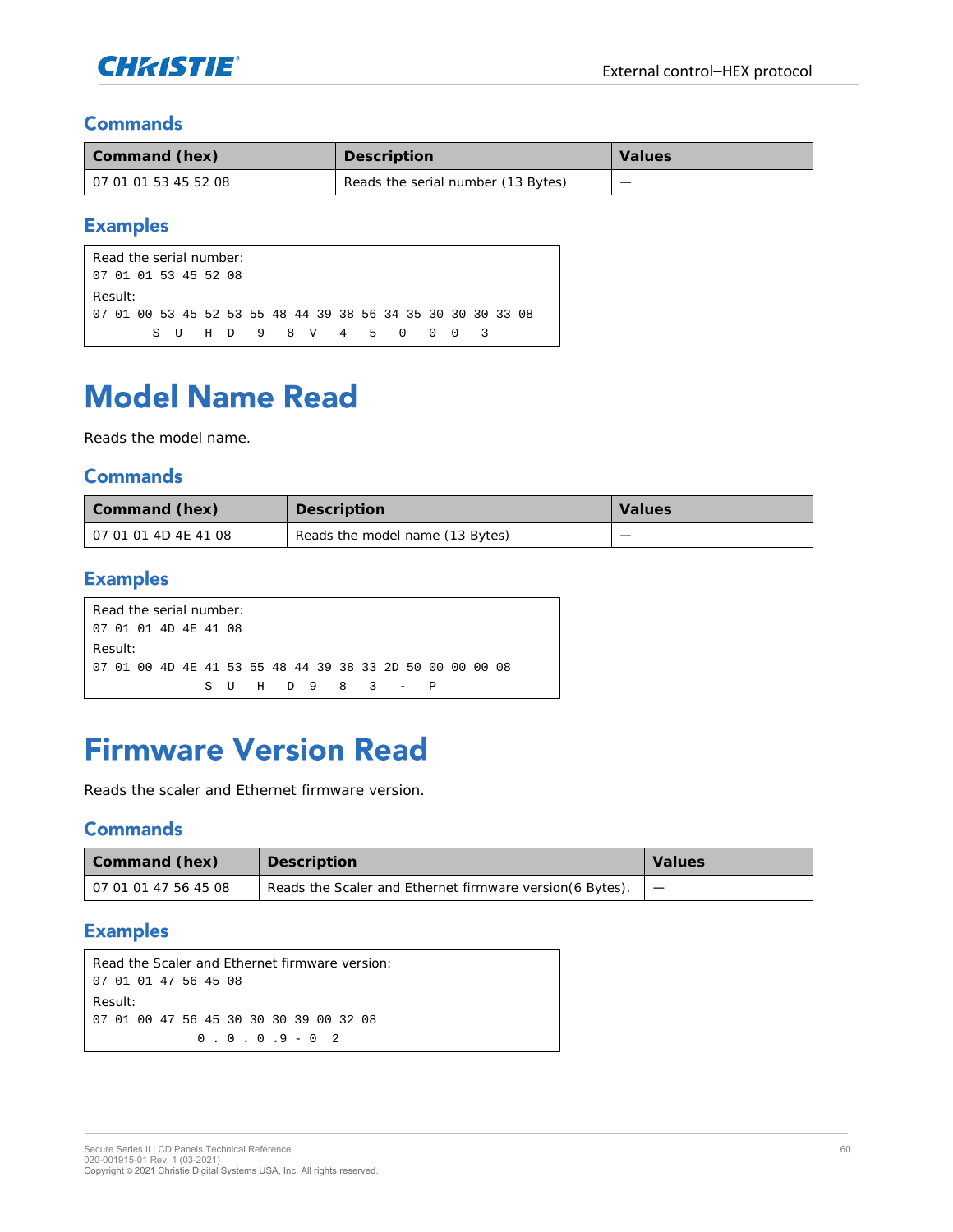### Commands

| Command (hex) | Description | Values |
|---|---|---|
| 07 01 01 53 45 52 08 | Reads the serial number (13 Bytes) | — |

### Examples

Read the serial number:

```
07 01 01 53 45 52 08
```

Result:

```
07 01 00 53 45 52 53 55 48 44 39 38 56 34 35 30 30 30 33 08
        S  U  H  D  9  8  V  4  5  0  0  0  3
```

# Model Name Read

Reads the model name.

### Commands

| Command (hex) | Description | Values |
|---|---|---|
| 07 01 01 4D 4E 41 08 | Reads the model name (13 Bytes) | — |

### Examples

Read the serial number:

```
07 01 01 4D 4E 41 08
```

Result:

```
07 01 00 4D 4E 41 53 55 48 44 39 38 33 2D 50 00 00 00 08
              S  U  H  D 9  8  3  -  P
```

# Firmware Version Read

Reads the scaler and Ethernet firmware version.

### Commands

| Command (hex) | Description | Values |
|---|---|---|
| 07 01 01 47 56 45 08 | Reads the Scaler and Ethernet firmware version(6 Bytes). | — |

### Examples

Read the Scaler and Ethernet firmware version:

```
07 01 01 47 56 45 08
```

Result:

```
07 01 00 47 56 45 30 30 30 39 00 32 08
              0 . 0 . 0 .9 - 0  2
```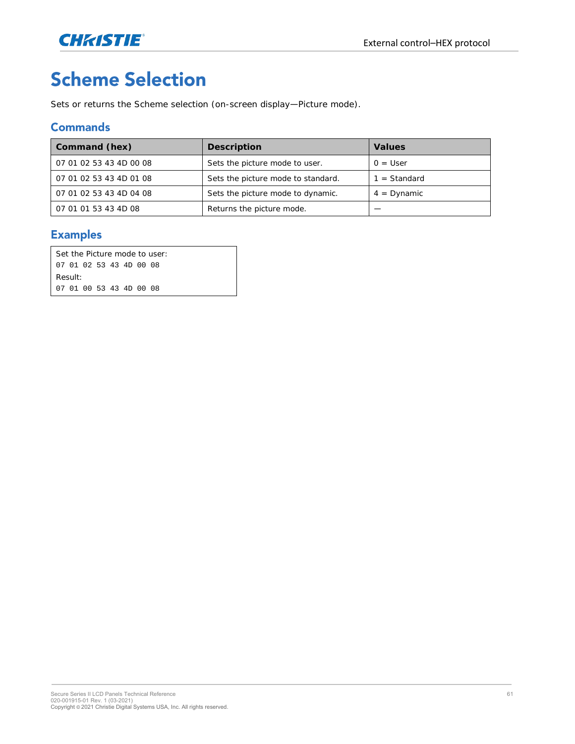# Scheme Selection

Sets or returns the Scheme selection (on-screen display—Picture mode).

## Commands

| Command (hex) | Description | Values |
|---|---|---|
| 07 01 02 53 43 4D 00 08 | Sets the picture mode to user. | 0 = User |
| 07 01 02 53 43 4D 01 08 | Sets the picture mode to standard. | 1 = Standard |
| 07 01 02 53 43 4D 04 08 | Sets the picture mode to dynamic. | 4 = Dynamic |
| 07 01 01 53 43 4D 08 | Returns the picture mode. | — |

## Examples

Set the Picture mode to user:

```
07 01 02 53 43 4D 00 08
```

Result:

```
07 01 00 53 43 4D 00 08
```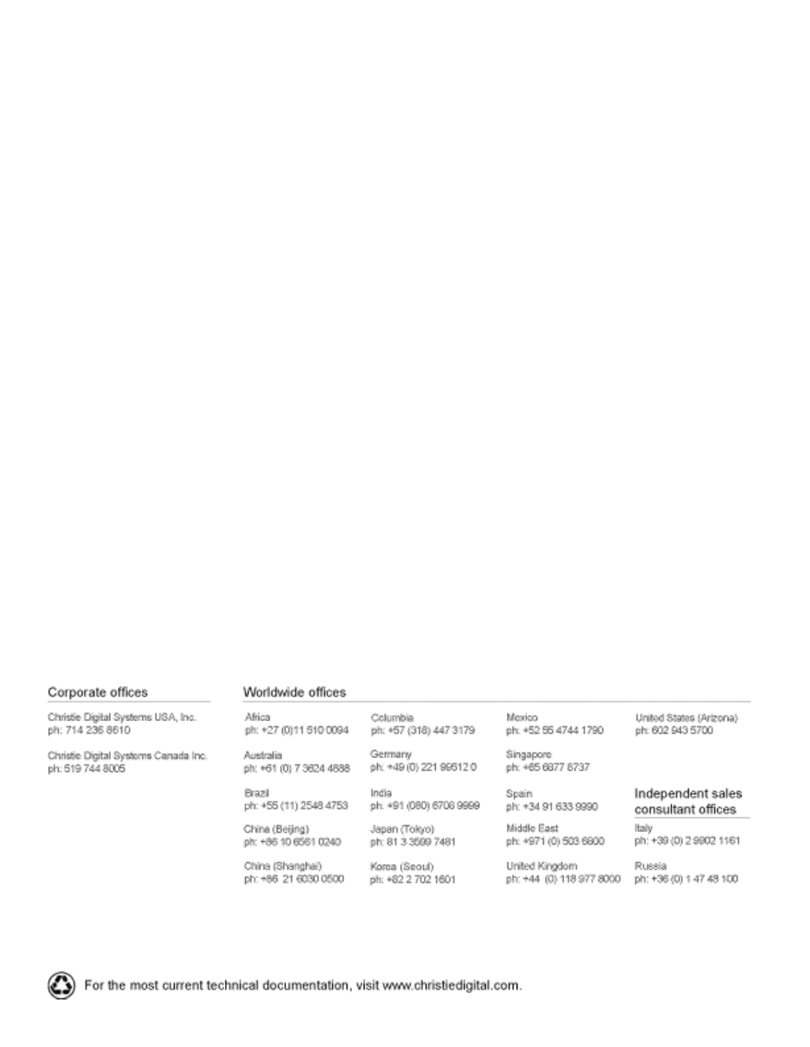## Corporate offices

Christie Digital Systems USA, Inc.
ph: 714 236 8610

Christie Digital Systems Canada Inc.
ph: 519 744 8005

## Worldwide offices

Africa
ph: +27 (0)11 510 0094

Australia
ph: +61 (0) 7 3624 4888

Brazil
ph: +55 (11) 2548 4753

China (Beijing)
ph: +86 10 6561 0240

China (Shanghai)
ph: +86 21 6030 0500

Columbia
ph: +57 (318) 447 3179

Germany
ph: +49 (0) 221 99512 0

India
ph: +91 (080) 6708 9999

Japan (Tokyo)
ph: 81 3 3599 7481

Korea (Seoul)
ph: +82 2 702 1601

Mexico
ph: +52 55 4744 1790

Singapore
ph: +65 6877 8737

Spain
ph: +34 91 633 9990

Middle East
ph: +971 (0) 503 6800

United Kingdom
ph: +44 (0) 118 977 8000

United States (Arizona)
ph: 602 943 5700

## Independent sales consultant offices

Italy
ph: +39 (0) 2 9902 1161

Russia
ph: +36 (0) 1 47 48 100

For the most current technical documentation, visit www.christiedigital.com.